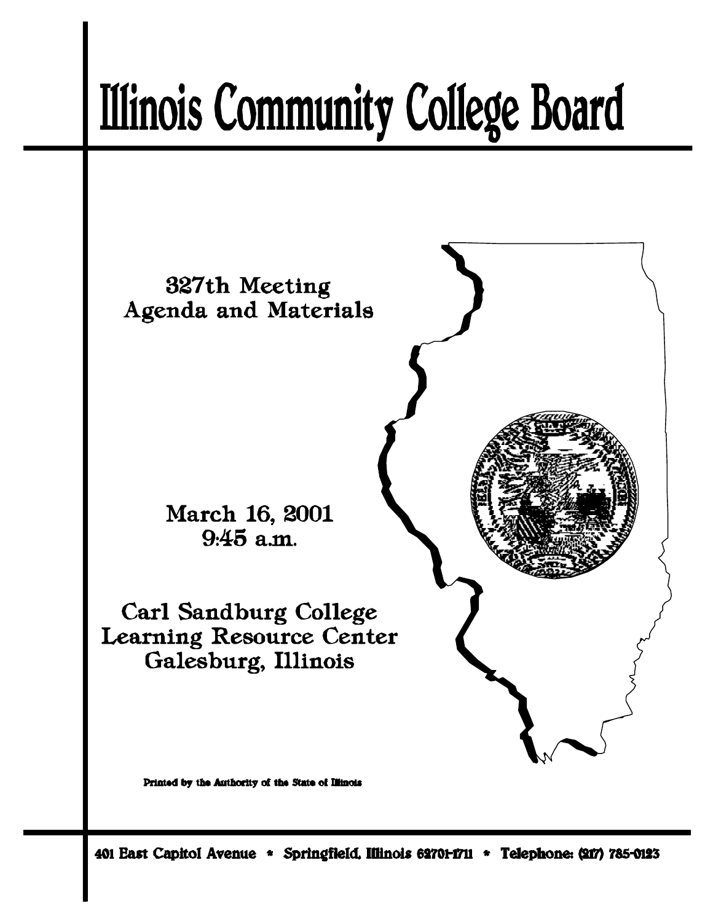# Illinois Community College Board

## 327th Meeting
## Agenda and Materials

March 16, 2001
9:45 a.m.

Carl Sandburg College
Learning Resource Center
Galesburg, Illinois

Printed by the Authority of the State of Illinois

401 East Capitol Avenue * Springfield, Illinois 62701-1711 * Telephone: (217) 785-0123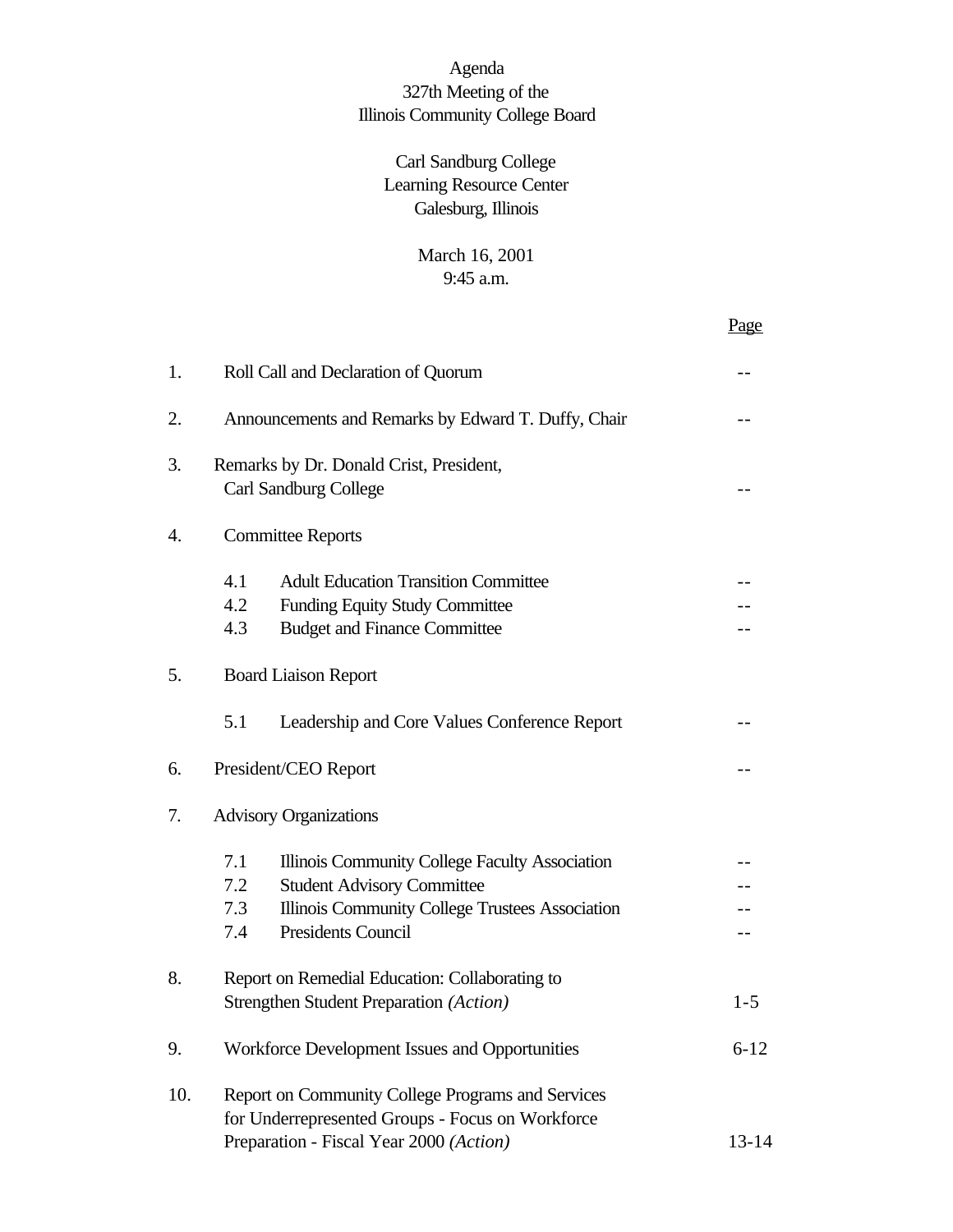# Agenda

## 327th Meeting of the Illinois Community College Board

Carl Sandburg College
Learning Resource Center
Galesburg, Illinois

March 16, 2001
9:45 a.m.

| | | Page |
|---|---|---|
| 1. | Roll Call and Declaration of Quorum | -- |
| 2. | Announcements and Remarks by Edward T. Duffy, Chair | -- |
| 3. | Remarks by Dr. Donald Crist, President, Carl Sandburg College | -- |
| 4. | Committee Reports | |
| | 4.1 Adult Education Transition Committee | -- |
| | 4.2 Funding Equity Study Committee | -- |
| | 4.3 Budget and Finance Committee | -- |
| 5. | Board Liaison Report | |
| | 5.1 Leadership and Core Values Conference Report | -- |
| 6. | President/CEO Report | -- |
| 7. | Advisory Organizations | |
| | 7.1 Illinois Community College Faculty Association | -- |
| | 7.2 Student Advisory Committee | -- |
| | 7.3 Illinois Community College Trustees Association | -- |
| | 7.4 Presidents Council | -- |
| 8. | Report on Remedial Education: Collaborating to Strengthen Student Preparation *(Action)* | 1-5 |
| 9. | Workforce Development Issues and Opportunities | 6-12 |
| 10. | Report on Community College Programs and Services for Underrepresented Groups - Focus on Workforce Preparation - Fiscal Year 2000 *(Action)* | 13-14 |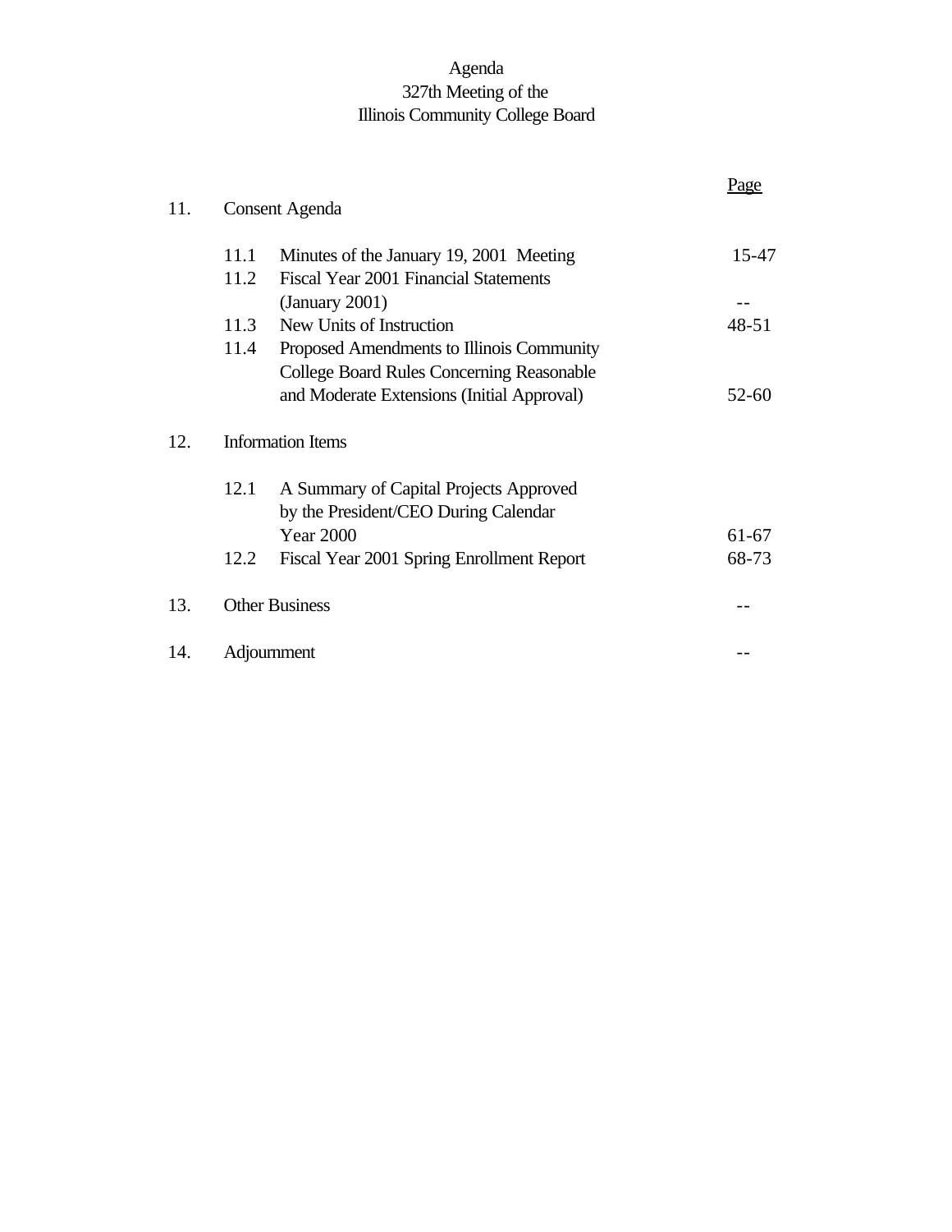# Agenda
## 327th Meeting of the
## Illinois Community College Board

| | | | Page |
|---|---|---|---|
| 11. | Consent Agenda | | |
| | 11.1 | Minutes of the January 19, 2001 Meeting | 15-47 |
| | 11.2 | Fiscal Year 2001 Financial Statements (January 2001) | -- |
| | 11.3 | New Units of Instruction | 48-51 |
| | 11.4 | Proposed Amendments to Illinois Community College Board Rules Concerning Reasonable and Moderate Extensions (Initial Approval) | 52-60 |
| 12. | Information Items | | |
| | 12.1 | A Summary of Capital Projects Approved by the President/CEO During Calendar Year 2000 | 61-67 |
| | 12.2 | Fiscal Year 2001 Spring Enrollment Report | 68-73 |
| 13. | Other Business | | -- |
| 14. | Adjournment | | -- |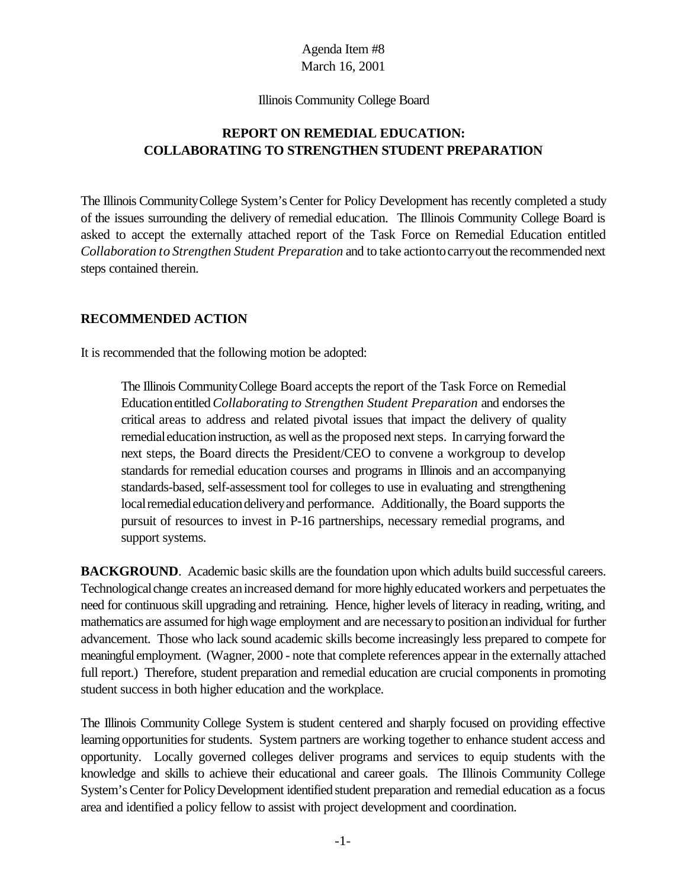Agenda Item #8
March 16, 2001

Illinois Community College Board

**REPORT ON REMEDIAL EDUCATION: COLLABORATING TO STRENGTHEN STUDENT PREPARATION**

The Illinois Community College System's Center for Policy Development has recently completed a study of the issues surrounding the delivery of remedial education. The Illinois Community College Board is asked to accept the externally attached report of the Task Force on Remedial Education entitled *Collaboration to Strengthen Student Preparation* and to take action to carry out the recommended next steps contained therein.

**RECOMMENDED ACTION**

It is recommended that the following motion be adopted:

> The Illinois Community College Board accepts the report of the Task Force on Remedial Education entitled *Collaborating to Strengthen Student Preparation* and endorses the critical areas to address and related pivotal issues that impact the delivery of quality remedial education instruction, as well as the proposed next steps. In carrying forward the next steps, the Board directs the President/CEO to convene a workgroup to develop standards for remedial education courses and programs in Illinois and an accompanying standards-based, self-assessment tool for colleges to use in evaluating and strengthening local remedial education delivery and performance. Additionally, the Board supports the pursuit of resources to invest in P-16 partnerships, necessary remedial programs, and support systems.

**BACKGROUND**. Academic basic skills are the foundation upon which adults build successful careers. Technological change creates an increased demand for more highly educated workers and perpetuates the need for continuous skill upgrading and retraining. Hence, higher levels of literacy in reading, writing, and mathematics are assumed for high wage employment and are necessary to position an individual for further advancement. Those who lack sound academic skills become increasingly less prepared to compete for meaningful employment. (Wagner, 2000 - note that complete references appear in the externally attached full report.) Therefore, student preparation and remedial education are crucial components in promoting student success in both higher education and the workplace.

The Illinois Community College System is student centered and sharply focused on providing effective learning opportunities for students. System partners are working together to enhance student access and opportunity. Locally governed colleges deliver programs and services to equip students with the knowledge and skills to achieve their educational and career goals. The Illinois Community College System's Center for Policy Development identified student preparation and remedial education as a focus area and identified a policy fellow to assist with project development and coordination.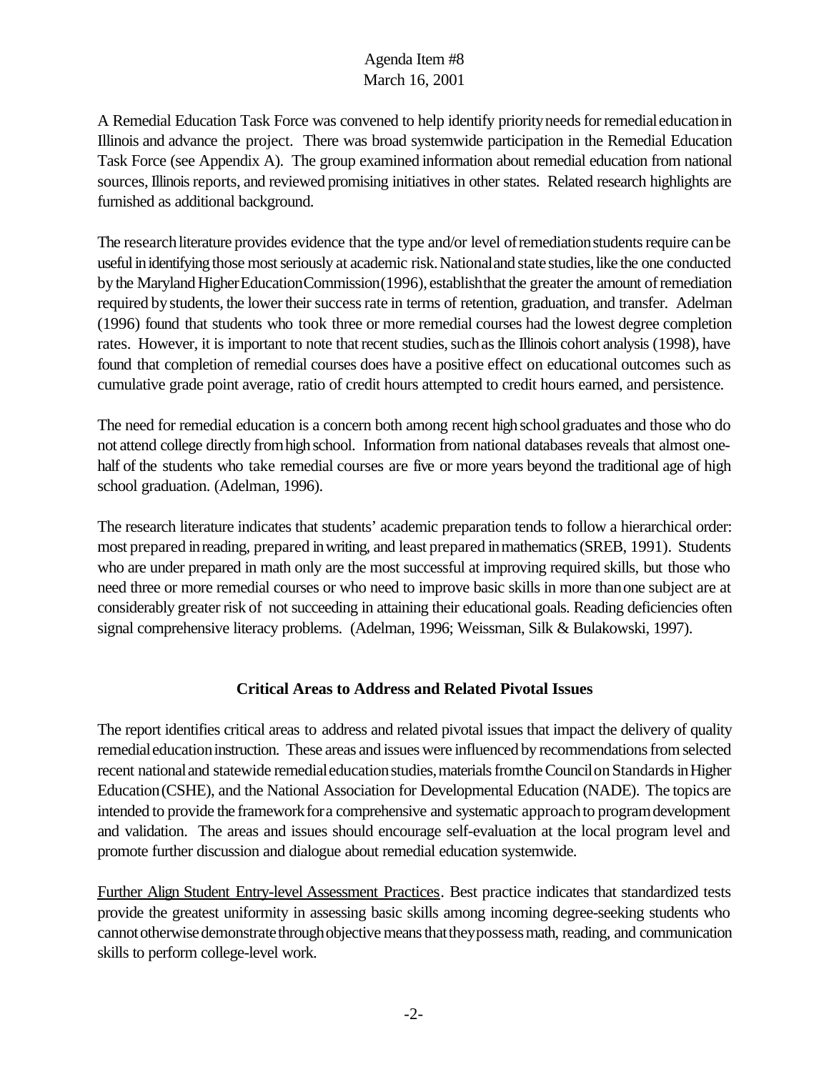A Remedial Education Task Force was convened to help identify priority needs for remedial education in Illinois and advance the project. There was broad systemwide participation in the Remedial Education Task Force (see Appendix A). The group examined information about remedial education from national sources, Illinois reports, and reviewed promising initiatives in other states. Related research highlights are furnished as additional background.

The research literature provides evidence that the type and/or level of remediation students require can be useful in identifying those most seriously at academic risk. National and state studies, like the one conducted by the Maryland Higher Education Commission (1996), establish that the greater the amount of remediation required by students, the lower their success rate in terms of retention, graduation, and transfer. Adelman (1996) found that students who took three or more remedial courses had the lowest degree completion rates. However, it is important to note that recent studies, such as the Illinois cohort analysis (1998), have found that completion of remedial courses does have a positive effect on educational outcomes such as cumulative grade point average, ratio of credit hours attempted to credit hours earned, and persistence.

The need for remedial education is a concern both among recent high school graduates and those who do not attend college directly from high school. Information from national databases reveals that almost one-half of the students who take remedial courses are five or more years beyond the traditional age of high school graduation. (Adelman, 1996).

The research literature indicates that students' academic preparation tends to follow a hierarchical order: most prepared in reading, prepared in writing, and least prepared in mathematics (SREB, 1991). Students who are under prepared in math only are the most successful at improving required skills, but those who need three or more remedial courses or who need to improve basic skills in more than one subject are at considerably greater risk of not succeeding in attaining their educational goals. Reading deficiencies often signal comprehensive literacy problems. (Adelman, 1996; Weissman, Silk & Bulakowski, 1997).

## Critical Areas to Address and Related Pivotal Issues

The report identifies critical areas to address and related pivotal issues that impact the delivery of quality remedial education instruction. These areas and issues were influenced by recommendations from selected recent national and statewide remedial education studies, materials from the Council on Standards in Higher Education (CSHE), and the National Association for Developmental Education (NADE). The topics are intended to provide the framework for a comprehensive and systematic approach to program development and validation. The areas and issues should encourage self-evaluation at the local program level and promote further discussion and dialogue about remedial education systemwide.

Further Align Student Entry-level Assessment Practices. Best practice indicates that standardized tests provide the greatest uniformity in assessing basic skills among incoming degree-seeking students who cannot otherwise demonstrate through objective means that they possess math, reading, and communication skills to perform college-level work.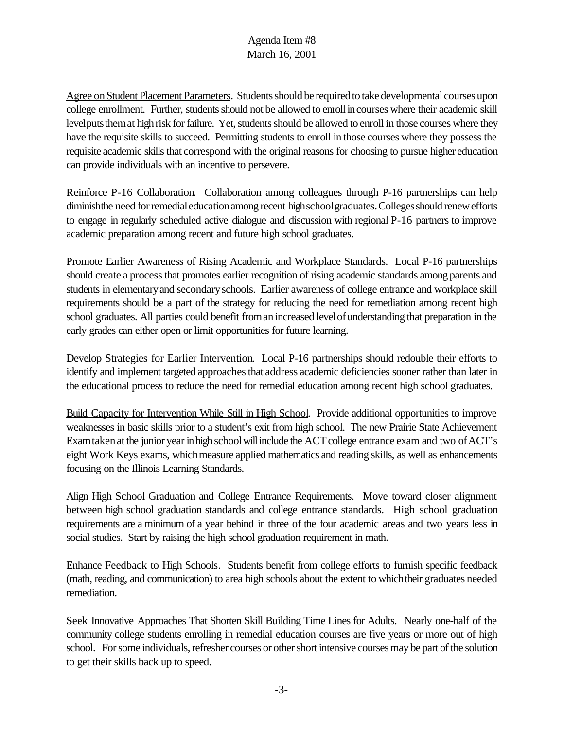Agree on Student Placement Parameters. Students should be required to take developmental courses upon college enrollment. Further, students should not be allowed to enroll in courses where their academic skill level puts them at high risk for failure. Yet, students should be allowed to enroll in those courses where they have the requisite skills to succeed. Permitting students to enroll in those courses where they possess the requisite academic skills that correspond with the original reasons for choosing to pursue higher education can provide individuals with an incentive to persevere.

Reinforce P-16 Collaboration. Collaboration among colleagues through P-16 partnerships can help diminish the need for remedial education among recent high school graduates. Colleges should renew efforts to engage in regularly scheduled active dialogue and discussion with regional P-16 partners to improve academic preparation among recent and future high school graduates.

Promote Earlier Awareness of Rising Academic and Workplace Standards. Local P-16 partnerships should create a process that promotes earlier recognition of rising academic standards among parents and students in elementary and secondary schools. Earlier awareness of college entrance and workplace skill requirements should be a part of the strategy for reducing the need for remediation among recent high school graduates. All parties could benefit from an increased level of understanding that preparation in the early grades can either open or limit opportunities for future learning.

Develop Strategies for Earlier Intervention. Local P-16 partnerships should redouble their efforts to identify and implement targeted approaches that address academic deficiencies sooner rather than later in the educational process to reduce the need for remedial education among recent high school graduates.

Build Capacity for Intervention While Still in High School. Provide additional opportunities to improve weaknesses in basic skills prior to a student's exit from high school. The new Prairie State Achievement Exam taken at the junior year in high school will include the ACT college entrance exam and two of ACT's eight Work Keys exams, which measure applied mathematics and reading skills, as well as enhancements focusing on the Illinois Learning Standards.

Align High School Graduation and College Entrance Requirements. Move toward closer alignment between high school graduation standards and college entrance standards. High school graduation requirements are a minimum of a year behind in three of the four academic areas and two years less in social studies. Start by raising the high school graduation requirement in math.

Enhance Feedback to High Schools. Students benefit from college efforts to furnish specific feedback (math, reading, and communication) to area high schools about the extent to which their graduates needed remediation.

Seek Innovative Approaches That Shorten Skill Building Time Lines for Adults. Nearly one-half of the community college students enrolling in remedial education courses are five years or more out of high school. For some individuals, refresher courses or other short intensive courses may be part of the solution to get their skills back up to speed.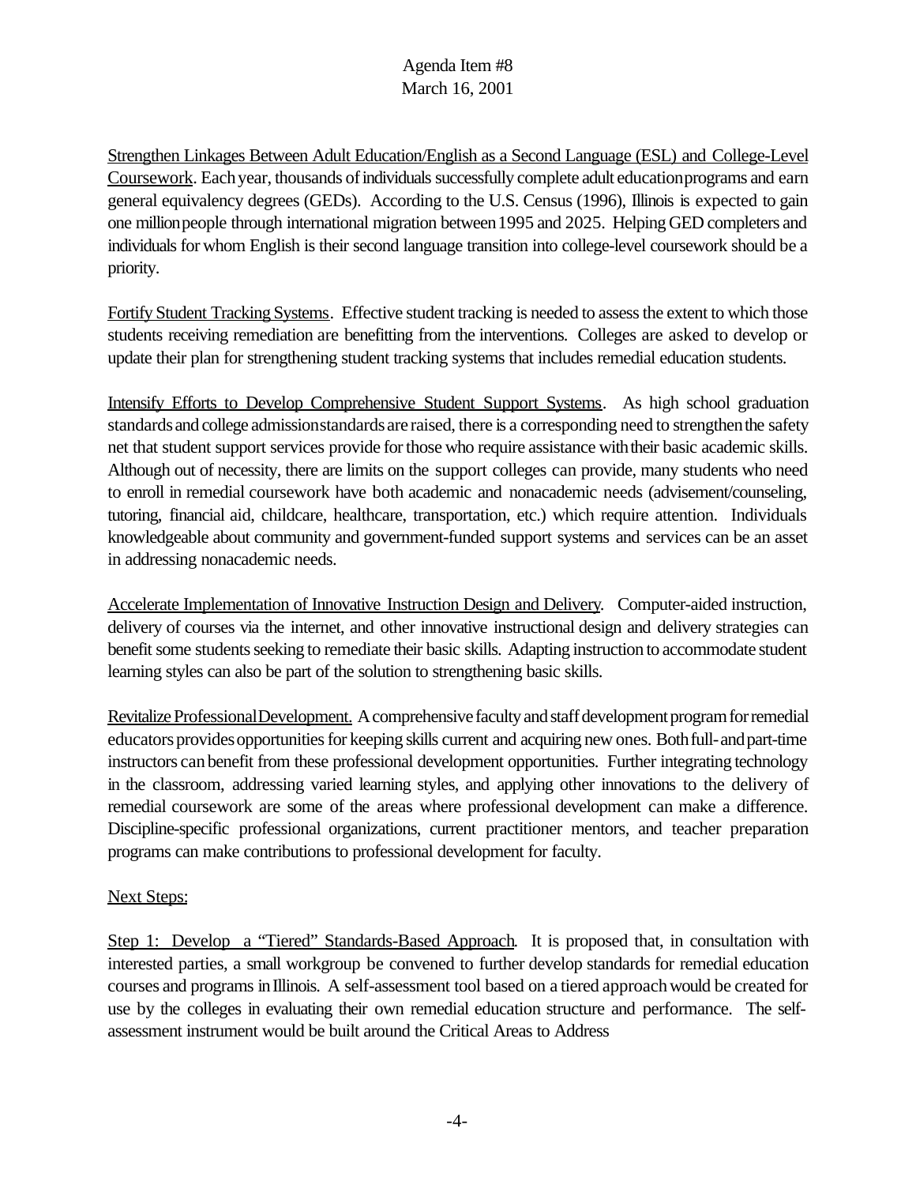Strengthen Linkages Between Adult Education/English as a Second Language (ESL) and College-Level Coursework. Each year, thousands of individuals successfully complete adult education programs and earn general equivalency degrees (GEDs). According to the U.S. Census (1996), Illinois is expected to gain one million people through international migration between 1995 and 2025. Helping GED completers and individuals for whom English is their second language transition into college-level coursework should be a priority.

Fortify Student Tracking Systems. Effective student tracking is needed to assess the extent to which those students receiving remediation are benefitting from the interventions. Colleges are asked to develop or update their plan for strengthening student tracking systems that includes remedial education students.

Intensify Efforts to Develop Comprehensive Student Support Systems. As high school graduation standards and college admission standards are raised, there is a corresponding need to strengthen the safety net that student support services provide for those who require assistance with their basic academic skills. Although out of necessity, there are limits on the support colleges can provide, many students who need to enroll in remedial coursework have both academic and nonacademic needs (advisement/counseling, tutoring, financial aid, childcare, healthcare, transportation, etc.) which require attention. Individuals knowledgeable about community and government-funded support systems and services can be an asset in addressing nonacademic needs.

Accelerate Implementation of Innovative Instruction Design and Delivery. Computer-aided instruction, delivery of courses via the internet, and other innovative instructional design and delivery strategies can benefit some students seeking to remediate their basic skills. Adapting instruction to accommodate student learning styles can also be part of the solution to strengthening basic skills.

Revitalize Professional Development. A comprehensive faculty and staff development program for remedial educators provides opportunities for keeping skills current and acquiring new ones. Both full- and part-time instructors can benefit from these professional development opportunities. Further integrating technology in the classroom, addressing varied learning styles, and applying other innovations to the delivery of remedial coursework are some of the areas where professional development can make a difference. Discipline-specific professional organizations, current practitioner mentors, and teacher preparation programs can make contributions to professional development for faculty.

Next Steps:

Step 1: Develop a "Tiered" Standards-Based Approach. It is proposed that, in consultation with interested parties, a small workgroup be convened to further develop standards for remedial education courses and programs in Illinois. A self-assessment tool based on a tiered approach would be created for use by the colleges in evaluating their own remedial education structure and performance. The self-assessment instrument would be built around the Critical Areas to Address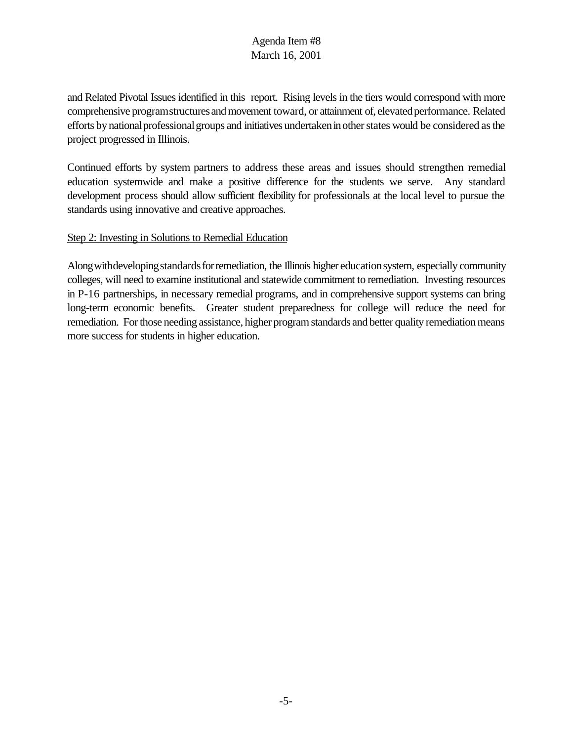and Related Pivotal Issues identified in this report. Rising levels in the tiers would correspond with more comprehensive program structures and movement toward, or attainment of, elevated performance. Related efforts by national professional groups and initiatives undertaken in other states would be considered as the project progressed in Illinois.

Continued efforts by system partners to address these areas and issues should strengthen remedial education systemwide and make a positive difference for the students we serve. Any standard development process should allow sufficient flexibility for professionals at the local level to pursue the standards using innovative and creative approaches.

Step 2: Investing in Solutions to Remedial Education

Along with developing standards for remediation, the Illinois higher education system, especially community colleges, will need to examine institutional and statewide commitment to remediation. Investing resources in P-16 partnerships, in necessary remedial programs, and in comprehensive support systems can bring long-term economic benefits. Greater student preparedness for college will reduce the need for remediation. For those needing assistance, higher program standards and better quality remediation means more success for students in higher education.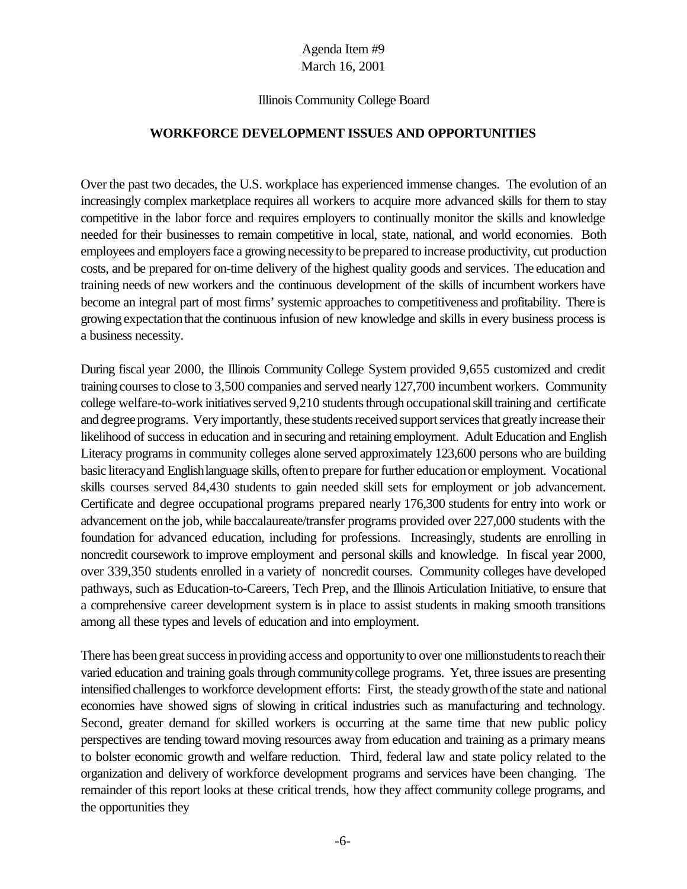Agenda Item #9
March 16, 2001

Illinois Community College Board

## WORKFORCE DEVELOPMENT ISSUES AND OPPORTUNITIES

Over the past two decades, the U.S. workplace has experienced immense changes. The evolution of an increasingly complex marketplace requires all workers to acquire more advanced skills for them to stay competitive in the labor force and requires employers to continually monitor the skills and knowledge needed for their businesses to remain competitive in local, state, national, and world economies. Both employees and employers face a growing necessity to be prepared to increase productivity, cut production costs, and be prepared for on-time delivery of the highest quality goods and services. The education and training needs of new workers and the continuous development of the skills of incumbent workers have become an integral part of most firms' systemic approaches to competitiveness and profitability. There is growing expectation that the continuous infusion of new knowledge and skills in every business process is a business necessity.

During fiscal year 2000, the Illinois Community College System provided 9,655 customized and credit training courses to close to 3,500 companies and served nearly 127,700 incumbent workers. Community college welfare-to-work initiatives served 9,210 students through occupational skill training and certificate and degree programs. Very importantly, these students received support services that greatly increase their likelihood of success in education and in securing and retaining employment. Adult Education and English Literacy programs in community colleges alone served approximately 123,600 persons who are building basic literacy and English language skills, often to prepare for further education or employment. Vocational skills courses served 84,430 students to gain needed skill sets for employment or job advancement. Certificate and degree occupational programs prepared nearly 176,300 students for entry into work or advancement on the job, while baccalaureate/transfer programs provided over 227,000 students with the foundation for advanced education, including for professions. Increasingly, students are enrolling in noncredit coursework to improve employment and personal skills and knowledge. In fiscal year 2000, over 339,350 students enrolled in a variety of noncredit courses. Community colleges have developed pathways, such as Education-to-Careers, Tech Prep, and the Illinois Articulation Initiative, to ensure that a comprehensive career development system is in place to assist students in making smooth transitions among all these types and levels of education and into employment.

There has been great success in providing access and opportunity to over one million students to reach their varied education and training goals through community college programs. Yet, three issues are presenting intensified challenges to workforce development efforts: First, the steady growth of the state and national economies have showed signs of slowing in critical industries such as manufacturing and technology. Second, greater demand for skilled workers is occurring at the same time that new public policy perspectives are tending toward moving resources away from education and training as a primary means to bolster economic growth and welfare reduction. Third, federal law and state policy related to the organization and delivery of workforce development programs and services have been changing. The remainder of this report looks at these critical trends, how they affect community college programs, and the opportunities they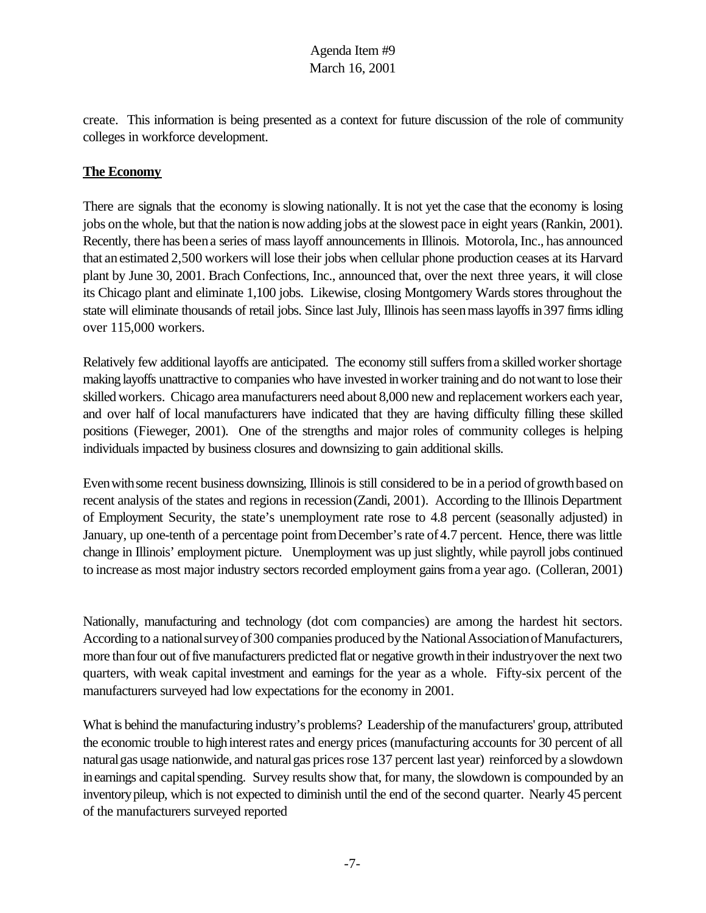create. This information is being presented as a context for future discussion of the role of community colleges in workforce development.

**The Economy**

There are signals that the economy is slowing nationally. It is not yet the case that the economy is losing jobs on the whole, but that the nation is now adding jobs at the slowest pace in eight years (Rankin, 2001). Recently, there has been a series of mass layoff announcements in Illinois. Motorola, Inc., has announced that an estimated 2,500 workers will lose their jobs when cellular phone production ceases at its Harvard plant by June 30, 2001. Brach Confections, Inc., announced that, over the next three years, it will close its Chicago plant and eliminate 1,100 jobs. Likewise, closing Montgomery Wards stores throughout the state will eliminate thousands of retail jobs. Since last July, Illinois has seen mass layoffs in 397 firms idling over 115,000 workers.

Relatively few additional layoffs are anticipated. The economy still suffers from a skilled worker shortage making layoffs unattractive to companies who have invested in worker training and do not want to lose their skilled workers. Chicago area manufacturers need about 8,000 new and replacement workers each year, and over half of local manufacturers have indicated that they are having difficulty filling these skilled positions (Fieweger, 2001). One of the strengths and major roles of community colleges is helping individuals impacted by business closures and downsizing to gain additional skills.

Even with some recent business downsizing, Illinois is still considered to be in a period of growth based on recent analysis of the states and regions in recession (Zandi, 2001). According to the Illinois Department of Employment Security, the state's unemployment rate rose to 4.8 percent (seasonally adjusted) in January, up one-tenth of a percentage point from December's rate of 4.7 percent. Hence, there was little change in Illinois' employment picture. Unemployment was up just slightly, while payroll jobs continued to increase as most major industry sectors recorded employment gains from a year ago. (Colleran, 2001)

Nationally, manufacturing and technology (dot com compancies) are among the hardest hit sectors. According to a national survey of 300 companies produced by the National Association of Manufacturers, more than four out of five manufacturers predicted flat or negative growth in their industry over the next two quarters, with weak capital investment and earnings for the year as a whole. Fifty-six percent of the manufacturers surveyed had low expectations for the economy in 2001.

What is behind the manufacturing industry's problems? Leadership of the manufacturers' group, attributed the economic trouble to high interest rates and energy prices (manufacturing accounts for 30 percent of all natural gas usage nationwide, and natural gas prices rose 137 percent last year) reinforced by a slowdown in earnings and capital spending. Survey results show that, for many, the slowdown is compounded by an inventory pileup, which is not expected to diminish until the end of the second quarter. Nearly 45 percent of the manufacturers surveyed reported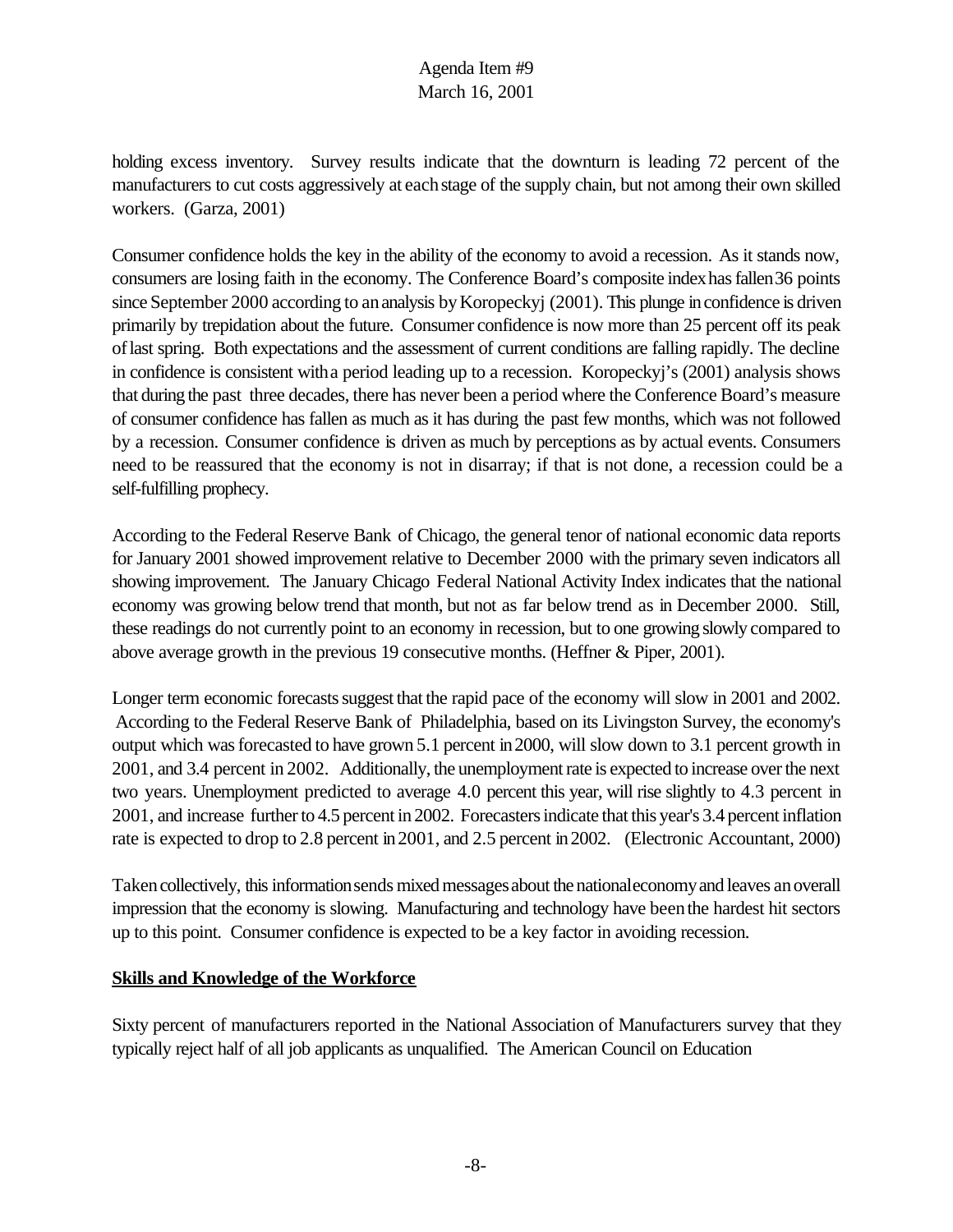holding excess inventory. Survey results indicate that the downturn is leading 72 percent of the manufacturers to cut costs aggressively at each stage of the supply chain, but not among their own skilled workers. (Garza, 2001)

Consumer confidence holds the key in the ability of the economy to avoid a recession. As it stands now, consumers are losing faith in the economy. The Conference Board's composite index has fallen 36 points since September 2000 according to an analysis by Koropeckyj (2001). This plunge in confidence is driven primarily by trepidation about the future. Consumer confidence is now more than 25 percent off its peak of last spring. Both expectations and the assessment of current conditions are falling rapidly. The decline in confidence is consistent with a period leading up to a recession. Koropeckyj's (2001) analysis shows that during the past three decades, there has never been a period where the Conference Board's measure of consumer confidence has fallen as much as it has during the past few months, which was not followed by a recession. Consumer confidence is driven as much by perceptions as by actual events. Consumers need to be reassured that the economy is not in disarray; if that is not done, a recession could be a self-fulfilling prophecy.

According to the Federal Reserve Bank of Chicago, the general tenor of national economic data reports for January 2001 showed improvement relative to December 2000 with the primary seven indicators all showing improvement. The January Chicago Federal National Activity Index indicates that the national economy was growing below trend that month, but not as far below trend as in December 2000. Still, these readings do not currently point to an economy in recession, but to one growing slowly compared to above average growth in the previous 19 consecutive months. (Heffner & Piper, 2001).

Longer term economic forecasts suggest that the rapid pace of the economy will slow in 2001 and 2002. According to the Federal Reserve Bank of Philadelphia, based on its Livingston Survey, the economy's output which was forecasted to have grown 5.1 percent in 2000, will slow down to 3.1 percent growth in 2001, and 3.4 percent in 2002. Additionally, the unemployment rate is expected to increase over the next two years. Unemployment predicted to average 4.0 percent this year, will rise slightly to 4.3 percent in 2001, and increase further to 4.5 percent in 2002. Forecasters indicate that this year's 3.4 percent inflation rate is expected to drop to 2.8 percent in 2001, and 2.5 percent in 2002. (Electronic Accountant, 2000)

Taken collectively, this information sends mixed messages about the national economy and leaves an overall impression that the economy is slowing. Manufacturing and technology have been the hardest hit sectors up to this point. Consumer confidence is expected to be a key factor in avoiding recession.

## Skills and Knowledge of the Workforce

Sixty percent of manufacturers reported in the National Association of Manufacturers survey that they typically reject half of all job applicants as unqualified. The American Council on Education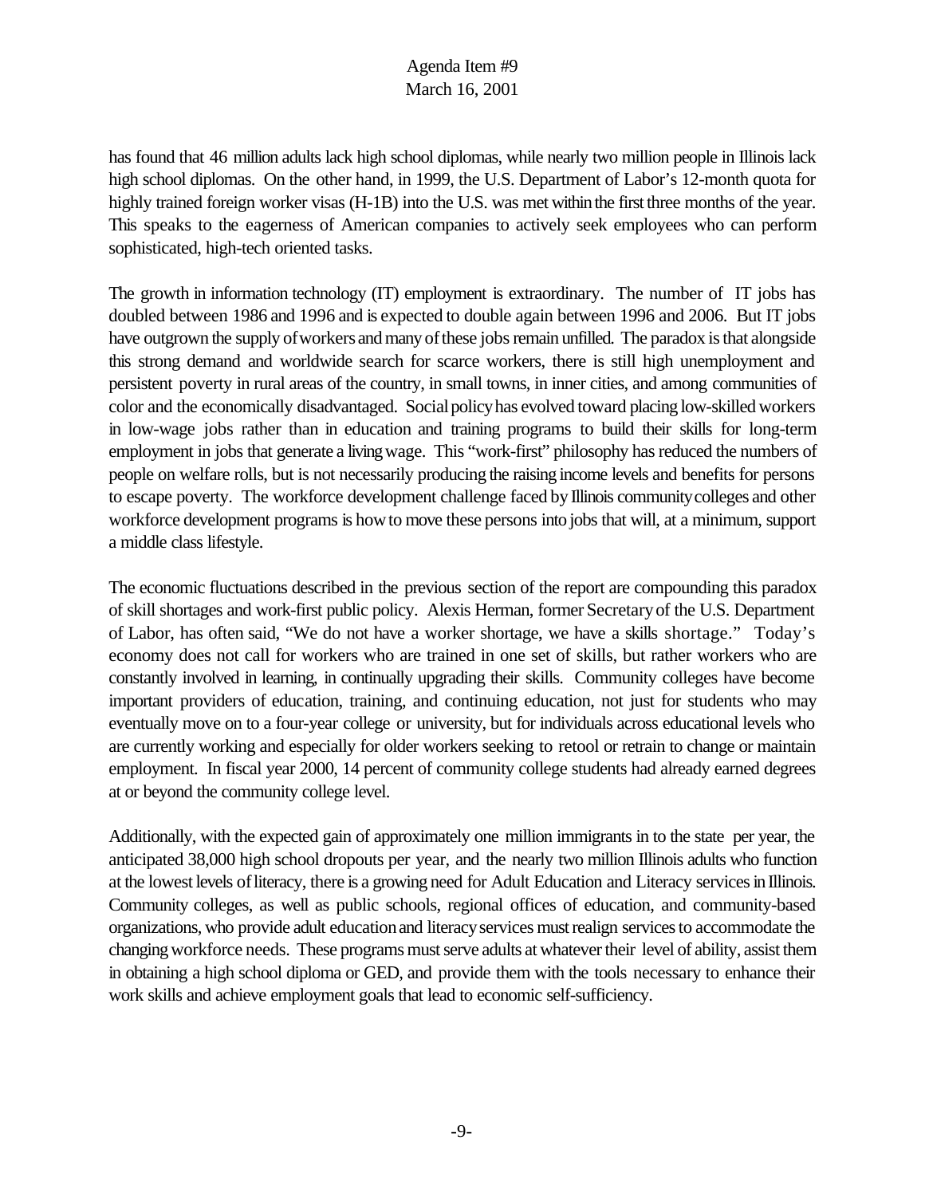has found that 46 million adults lack high school diplomas, while nearly two million people in Illinois lack high school diplomas. On the other hand, in 1999, the U.S. Department of Labor's 12-month quota for highly trained foreign worker visas (H-1B) into the U.S. was met within the first three months of the year. This speaks to the eagerness of American companies to actively seek employees who can perform sophisticated, high-tech oriented tasks.

The growth in information technology (IT) employment is extraordinary. The number of IT jobs has doubled between 1986 and 1996 and is expected to double again between 1996 and 2006. But IT jobs have outgrown the supply of workers and many of these jobs remain unfilled. The paradox is that alongside this strong demand and worldwide search for scarce workers, there is still high unemployment and persistent poverty in rural areas of the country, in small towns, in inner cities, and among communities of color and the economically disadvantaged. Social policy has evolved toward placing low-skilled workers in low-wage jobs rather than in education and training programs to build their skills for long-term employment in jobs that generate a living wage. This "work-first" philosophy has reduced the numbers of people on welfare rolls, but is not necessarily producing the raising income levels and benefits for persons to escape poverty. The workforce development challenge faced by Illinois community colleges and other workforce development programs is how to move these persons into jobs that will, at a minimum, support a middle class lifestyle.

The economic fluctuations described in the previous section of the report are compounding this paradox of skill shortages and work-first public policy. Alexis Herman, former Secretary of the U.S. Department of Labor, has often said, "We do not have a worker shortage, we have a skills shortage." Today's economy does not call for workers who are trained in one set of skills, but rather workers who are constantly involved in learning, in continually upgrading their skills. Community colleges have become important providers of education, training, and continuing education, not just for students who may eventually move on to a four-year college or university, but for individuals across educational levels who are currently working and especially for older workers seeking to retool or retrain to change or maintain employment. In fiscal year 2000, 14 percent of community college students had already earned degrees at or beyond the community college level.

Additionally, with the expected gain of approximately one million immigrants in to the state per year, the anticipated 38,000 high school dropouts per year, and the nearly two million Illinois adults who function at the lowest levels of literacy, there is a growing need for Adult Education and Literacy services in Illinois. Community colleges, as well as public schools, regional offices of education, and community-based organizations, who provide adult education and literacy services must realign services to accommodate the changing workforce needs. These programs must serve adults at whatever their level of ability, assist them in obtaining a high school diploma or GED, and provide them with the tools necessary to enhance their work skills and achieve employment goals that lead to economic self-sufficiency.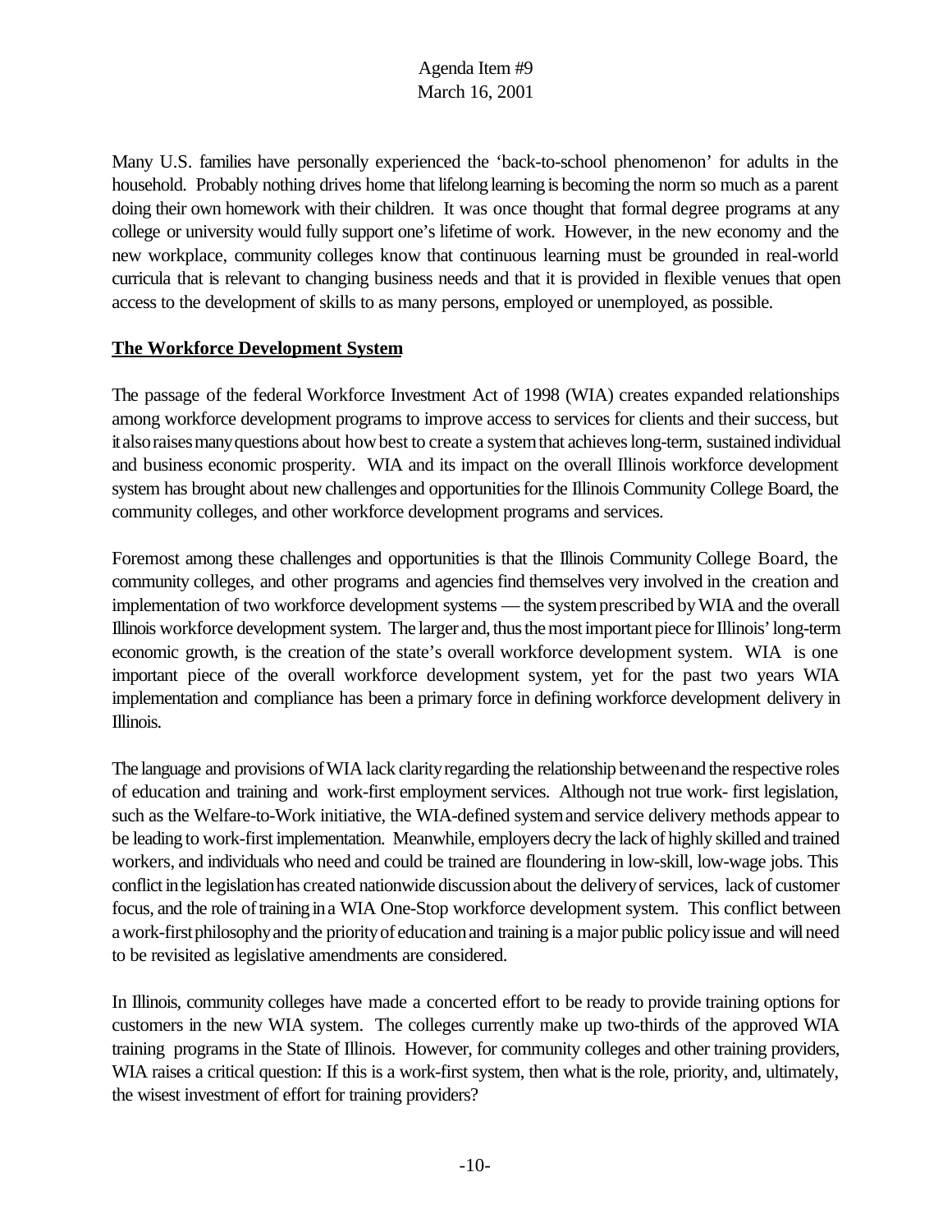Many U.S. families have personally experienced the 'back-to-school phenomenon' for adults in the household. Probably nothing drives home that lifelong learning is becoming the norm so much as a parent doing their own homework with their children. It was once thought that formal degree programs at any college or university would fully support one's lifetime of work. However, in the new economy and the new workplace, community colleges know that continuous learning must be grounded in real-world curricula that is relevant to changing business needs and that it is provided in flexible venues that open access to the development of skills to as many persons, employed or unemployed, as possible.

## The Workforce Development System

The passage of the federal Workforce Investment Act of 1998 (WIA) creates expanded relationships among workforce development programs to improve access to services for clients and their success, but it also raises many questions about how best to create a system that achieves long-term, sustained individual and business economic prosperity. WIA and its impact on the overall Illinois workforce development system has brought about new challenges and opportunities for the Illinois Community College Board, the community colleges, and other workforce development programs and services.

Foremost among these challenges and opportunities is that the Illinois Community College Board, the community colleges, and other programs and agencies find themselves very involved in the creation and implementation of two workforce development systems — the system prescribed by WIA and the overall Illinois workforce development system. The larger and, thus the most important piece for Illinois' long-term economic growth, is the creation of the state's overall workforce development system. WIA is one important piece of the overall workforce development system, yet for the past two years WIA implementation and compliance has been a primary force in defining workforce development delivery in Illinois.

The language and provisions of WIA lack clarity regarding the relationship between and the respective roles of education and training and work-first employment services. Although not true work- first legislation, such as the Welfare-to-Work initiative, the WIA-defined system and service delivery methods appear to be leading to work-first implementation. Meanwhile, employers decry the lack of highly skilled and trained workers, and individuals who need and could be trained are floundering in low-skill, low-wage jobs. This conflict in the legislation has created nationwide discussion about the delivery of services, lack of customer focus, and the role of training in a WIA One-Stop workforce development system. This conflict between a work-first philosophy and the priority of education and training is a major public policy issue and will need to be revisited as legislative amendments are considered.

In Illinois, community colleges have made a concerted effort to be ready to provide training options for customers in the new WIA system. The colleges currently make up two-thirds of the approved WIA training programs in the State of Illinois. However, for community colleges and other training providers, WIA raises a critical question: If this is a work-first system, then what is the role, priority, and, ultimately, the wisest investment of effort for training providers?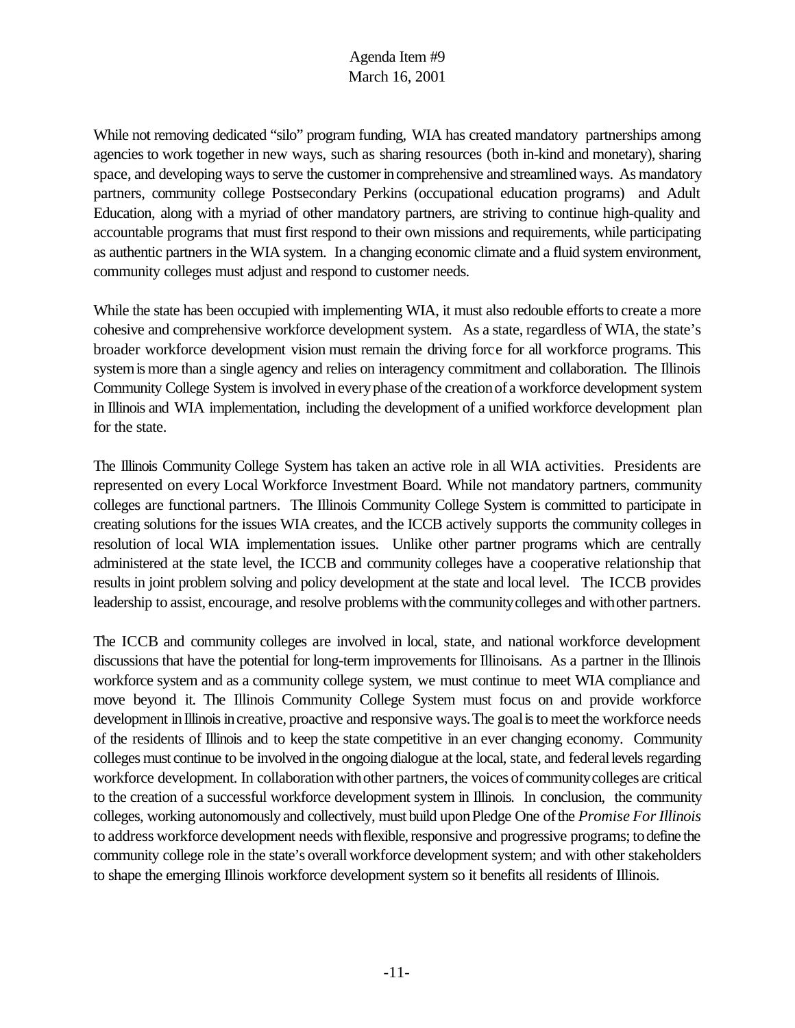While not removing dedicated "silo" program funding, WIA has created mandatory partnerships among agencies to work together in new ways, such as sharing resources (both in-kind and monetary), sharing space, and developing ways to serve the customer in comprehensive and streamlined ways. As mandatory partners, community college Postsecondary Perkins (occupational education programs) and Adult Education, along with a myriad of other mandatory partners, are striving to continue high-quality and accountable programs that must first respond to their own missions and requirements, while participating as authentic partners in the WIA system. In a changing economic climate and a fluid system environment, community colleges must adjust and respond to customer needs.

While the state has been occupied with implementing WIA, it must also redouble efforts to create a more cohesive and comprehensive workforce development system. As a state, regardless of WIA, the state's broader workforce development vision must remain the driving force for all workforce programs. This system is more than a single agency and relies on interagency commitment and collaboration. The Illinois Community College System is involved in every phase of the creation of a workforce development system in Illinois and WIA implementation, including the development of a unified workforce development plan for the state.

The Illinois Community College System has taken an active role in all WIA activities. Presidents are represented on every Local Workforce Investment Board. While not mandatory partners, community colleges are functional partners. The Illinois Community College System is committed to participate in creating solutions for the issues WIA creates, and the ICCB actively supports the community colleges in resolution of local WIA implementation issues. Unlike other partner programs which are centrally administered at the state level, the ICCB and community colleges have a cooperative relationship that results in joint problem solving and policy development at the state and local level. The ICCB provides leadership to assist, encourage, and resolve problems with the community colleges and with other partners.

The ICCB and community colleges are involved in local, state, and national workforce development discussions that have the potential for long-term improvements for Illinoisans. As a partner in the Illinois workforce system and as a community college system, we must continue to meet WIA compliance and move beyond it. The Illinois Community College System must focus on and provide workforce development in Illinois in creative, proactive and responsive ways. The goal is to meet the workforce needs of the residents of Illinois and to keep the state competitive in an ever changing economy. Community colleges must continue to be involved in the ongoing dialogue at the local, state, and federal levels regarding workforce development. In collaboration with other partners, the voices of community colleges are critical to the creation of a successful workforce development system in Illinois. In conclusion, the community colleges, working autonomously and collectively, must build upon Pledge One of the *Promise For Illinois* to address workforce development needs with flexible, responsive and progressive programs; to define the community college role in the state's overall workforce development system; and with other stakeholders to shape the emerging Illinois workforce development system so it benefits all residents of Illinois.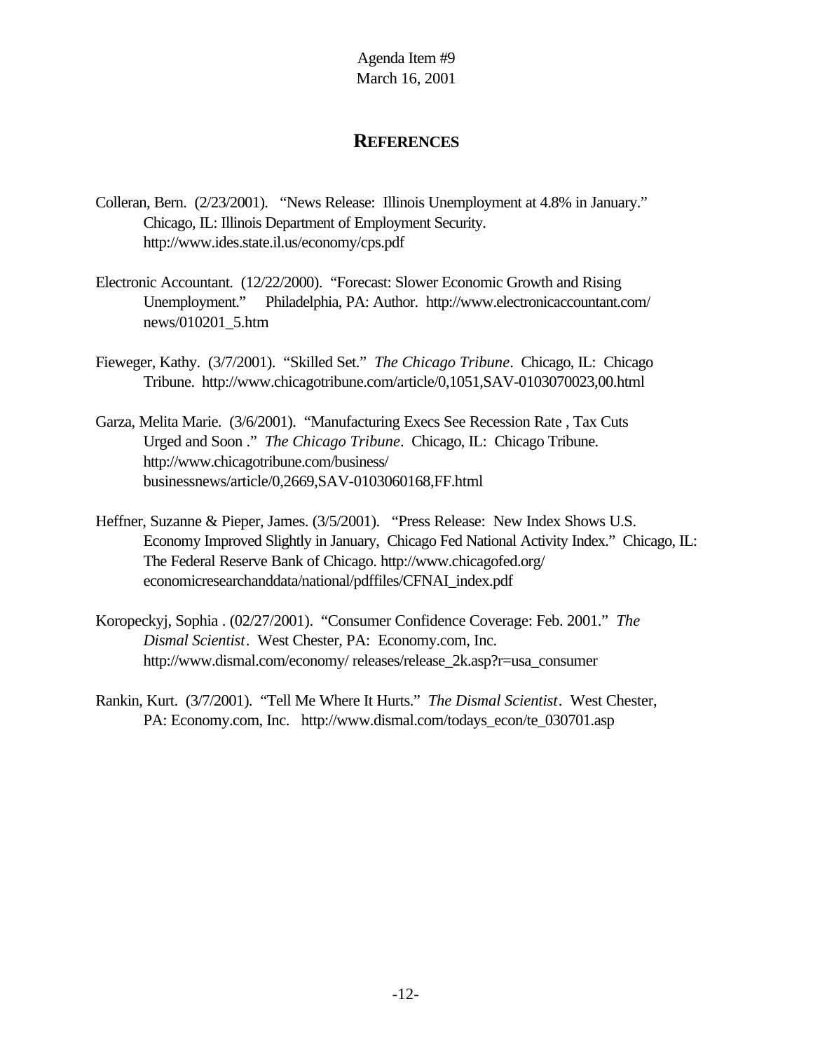Agenda Item #9
March 16, 2001

## REFERENCES

Colleran, Bern. (2/23/2001). "News Release: Illinois Unemployment at 4.8% in January." Chicago, IL: Illinois Department of Employment Security. http://www.ides.state.il.us/economy/cps.pdf

Electronic Accountant. (12/22/2000). "Forecast: Slower Economic Growth and Rising Unemployment." Philadelphia, PA: Author. http://www.electronicaccountant.com/news/010201_5.htm

Fieweger, Kathy. (3/7/2001). "Skilled Set." *The Chicago Tribune*. Chicago, IL: Chicago Tribune. http://www.chicagotribune.com/article/0,1051,SAV-0103070023,00.html

Garza, Melita Marie. (3/6/2001). "Manufacturing Execs See Recession Rate , Tax Cuts Urged and Soon ." *The Chicago Tribune*. Chicago, IL: Chicago Tribune. http://www.chicagotribune.com/business/businessnews/article/0,2669,SAV-0103060168,FF.html

Heffner, Suzanne & Pieper, James. (3/5/2001). "Press Release: New Index Shows U.S. Economy Improved Slightly in January, Chicago Fed National Activity Index." Chicago, IL: The Federal Reserve Bank of Chicago. http://www.chicagofed.org/economicresearchanddata/national/pdffiles/CFNAI_index.pdf

Koropeckyj, Sophia . (02/27/2001). "Consumer Confidence Coverage: Feb. 2001." *The Dismal Scientist*. West Chester, PA: Economy.com, Inc. http://www.dismal.com/economy/ releases/release_2k.asp?r=usa_consumer

Rankin, Kurt. (3/7/2001). "Tell Me Where It Hurts." *The Dismal Scientist*. West Chester, PA: Economy.com, Inc. http://www.dismal.com/todays_econ/te_030701.asp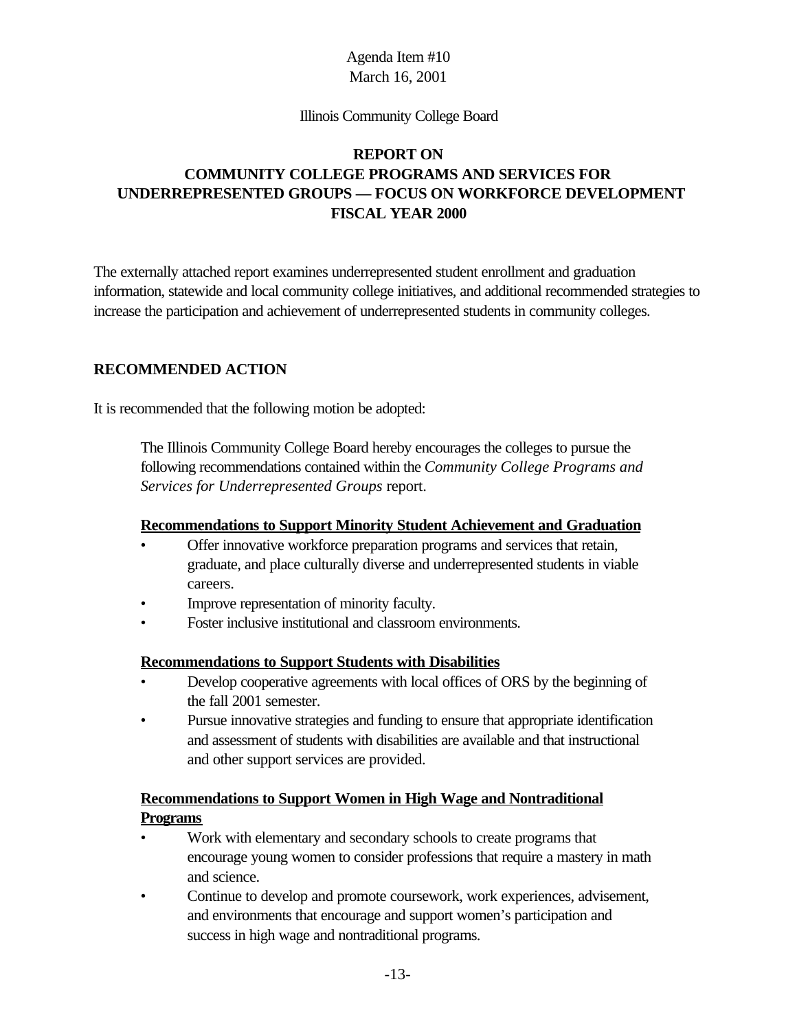Agenda Item #10
March 16, 2001

Illinois Community College Board

**REPORT ON
COMMUNITY COLLEGE PROGRAMS AND SERVICES FOR
UNDERREPRESENTED GROUPS — FOCUS ON WORKFORCE DEVELOPMENT
FISCAL YEAR 2000**

The externally attached report examines underrepresented student enrollment and graduation information, statewide and local community college initiatives, and additional recommended strategies to increase the participation and achievement of underrepresented students in community colleges.

## RECOMMENDED ACTION

It is recommended that the following motion be adopted:

> The Illinois Community College Board hereby encourages the colleges to pursue the following recommendations contained within the *Community College Programs and Services for Underrepresented Groups* report.
>
> **Recommendations to Support Minority Student Achievement and Graduation**
>
> - Offer innovative workforce preparation programs and services that retain, graduate, and place culturally diverse and underrepresented students in viable careers.
> - Improve representation of minority faculty.
> - Foster inclusive institutional and classroom environments.
>
> **Recommendations to Support Students with Disabilities**
>
> - Develop cooperative agreements with local offices of ORS by the beginning of the fall 2001 semester.
> - Pursue innovative strategies and funding to ensure that appropriate identification and assessment of students with disabilities are available and that instructional and other support services are provided.
>
> **Recommendations to Support Women in High Wage and Nontraditional Programs**
>
> - Work with elementary and secondary schools to create programs that encourage young women to consider professions that require a mastery in math and science.
> - Continue to develop and promote coursework, work experiences, advisement, and environments that encourage and support women's participation and success in high wage and nontraditional programs.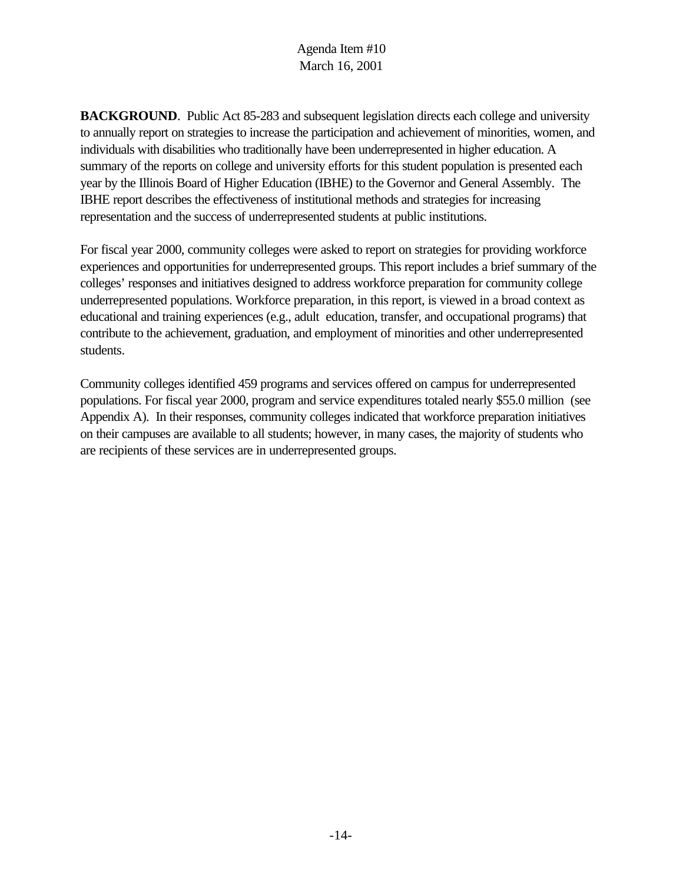Agenda Item #10
March 16, 2001

**BACKGROUND**. Public Act 85-283 and subsequent legislation directs each college and university to annually report on strategies to increase the participation and achievement of minorities, women, and individuals with disabilities who traditionally have been underrepresented in higher education. A summary of the reports on college and university efforts for this student population is presented each year by the Illinois Board of Higher Education (IBHE) to the Governor and General Assembly. The IBHE report describes the effectiveness of institutional methods and strategies for increasing representation and the success of underrepresented students at public institutions.

For fiscal year 2000, community colleges were asked to report on strategies for providing workforce experiences and opportunities for underrepresented groups. This report includes a brief summary of the colleges' responses and initiatives designed to address workforce preparation for community college underrepresented populations. Workforce preparation, in this report, is viewed in a broad context as educational and training experiences (e.g., adult education, transfer, and occupational programs) that contribute to the achievement, graduation, and employment of minorities and other underrepresented students.

Community colleges identified 459 programs and services offered on campus for underrepresented populations. For fiscal year 2000, program and service expenditures totaled nearly $55.0 million (see Appendix A). In their responses, community colleges indicated that workforce preparation initiatives on their campuses are available to all students; however, in many cases, the majority of students who are recipients of these services are in underrepresented groups.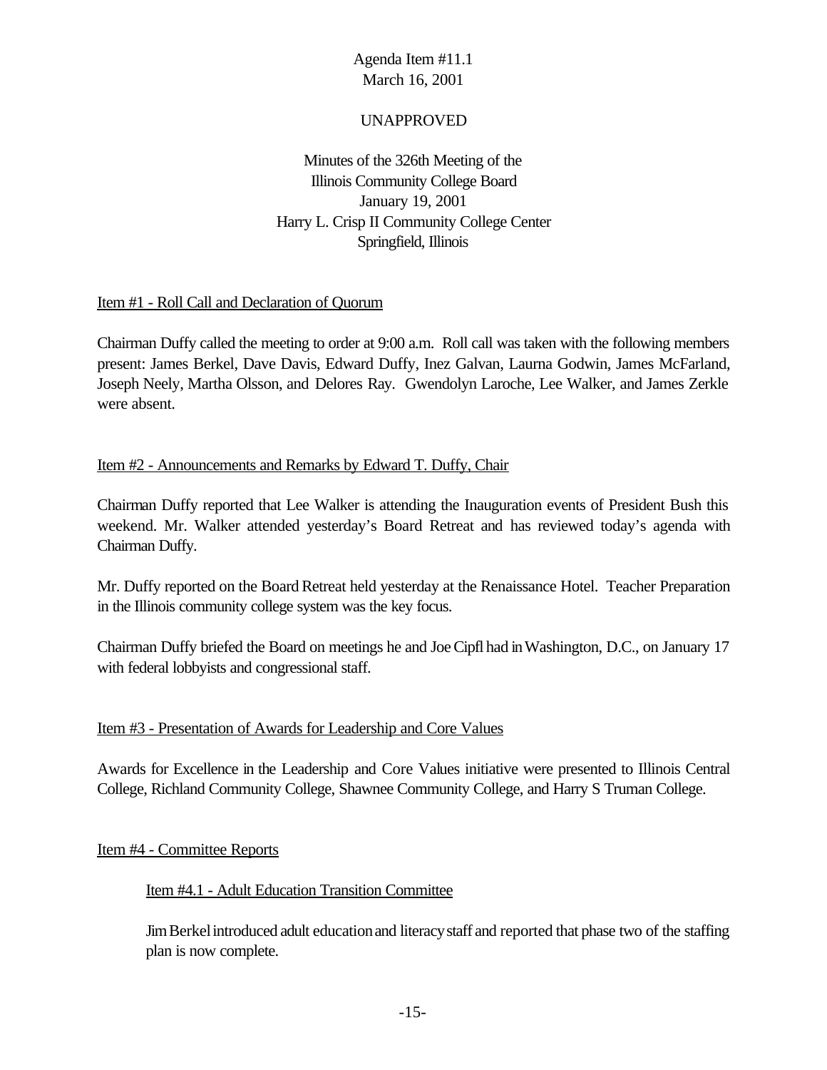Agenda Item #11.1
March 16, 2001

UNAPPROVED

Minutes of the 326th Meeting of the
Illinois Community College Board
January 19, 2001
Harry L. Crisp II Community College Center
Springfield, Illinois

Item #1 - Roll Call and Declaration of Quorum

Chairman Duffy called the meeting to order at 9:00 a.m. Roll call was taken with the following members present: James Berkel, Dave Davis, Edward Duffy, Inez Galvan, Laurna Godwin, James McFarland, Joseph Neely, Martha Olsson, and Delores Ray. Gwendolyn Laroche, Lee Walker, and James Zerkle were absent.

Item #2 - Announcements and Remarks by Edward T. Duffy, Chair

Chairman Duffy reported that Lee Walker is attending the Inauguration events of President Bush this weekend. Mr. Walker attended yesterday's Board Retreat and has reviewed today's agenda with Chairman Duffy.

Mr. Duffy reported on the Board Retreat held yesterday at the Renaissance Hotel. Teacher Preparation in the Illinois community college system was the key focus.

Chairman Duffy briefed the Board on meetings he and Joe Cipfl had in Washington, D.C., on January 17 with federal lobbyists and congressional staff.

Item #3 - Presentation of Awards for Leadership and Core Values

Awards for Excellence in the Leadership and Core Values initiative were presented to Illinois Central College, Richland Community College, Shawnee Community College, and Harry S Truman College.

Item #4 - Committee Reports

Item #4.1 - Adult Education Transition Committee

Jim Berkel introduced adult education and literacy staff and reported that phase two of the staffing plan is now complete.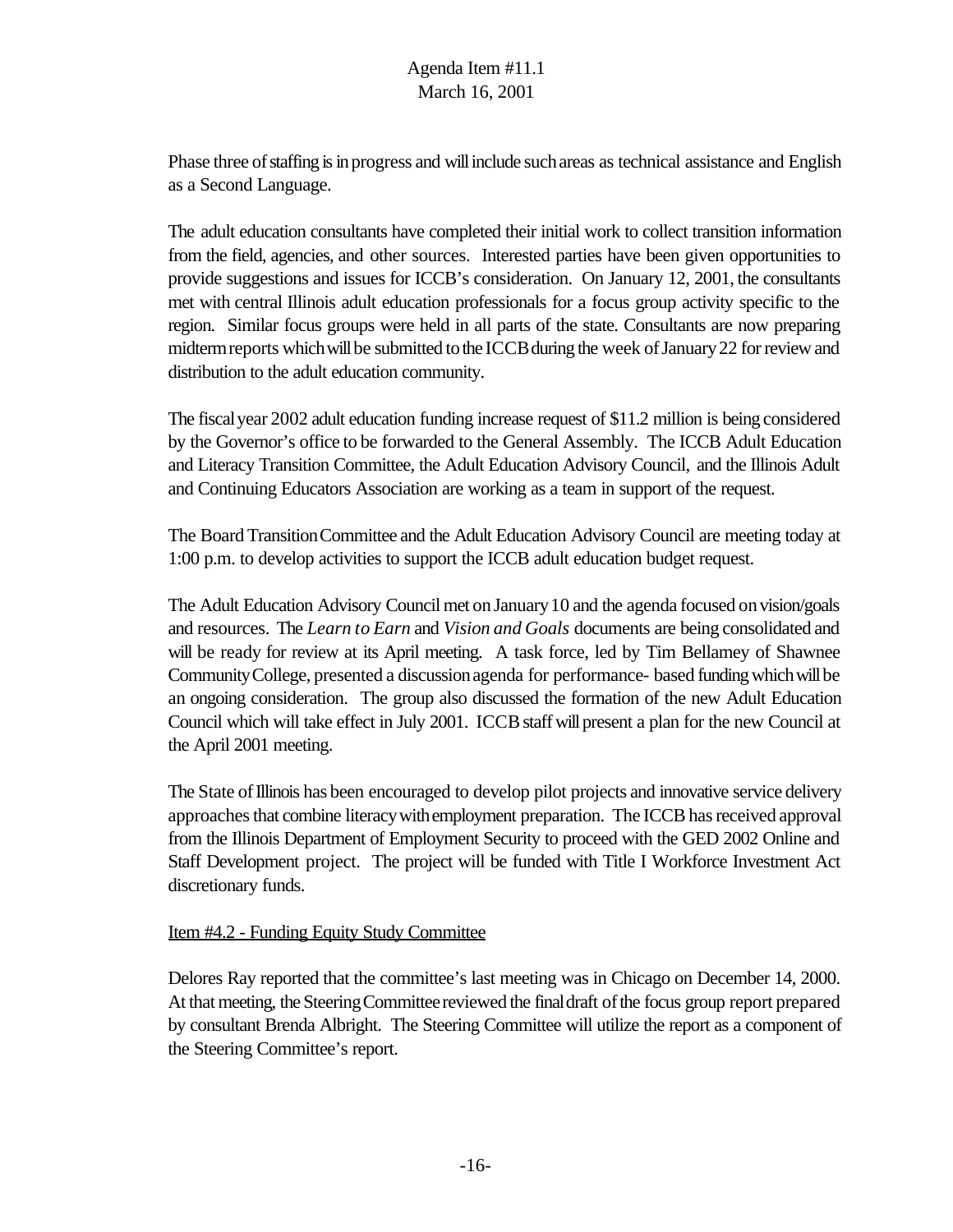Phase three of staffing is in progress and will include such areas as technical assistance and English as a Second Language.

The adult education consultants have completed their initial work to collect transition information from the field, agencies, and other sources. Interested parties have been given opportunities to provide suggestions and issues for ICCB's consideration. On January 12, 2001, the consultants met with central Illinois adult education professionals for a focus group activity specific to the region. Similar focus groups were held in all parts of the state. Consultants are now preparing midterm reports which will be submitted to the ICCB during the week of January 22 for review and distribution to the adult education community.

The fiscal year 2002 adult education funding increase request of $11.2 million is being considered by the Governor's office to be forwarded to the General Assembly. The ICCB Adult Education and Literacy Transition Committee, the Adult Education Advisory Council, and the Illinois Adult and Continuing Educators Association are working as a team in support of the request.

The Board Transition Committee and the Adult Education Advisory Council are meeting today at 1:00 p.m. to develop activities to support the ICCB adult education budget request.

The Adult Education Advisory Council met on January 10 and the agenda focused on vision/goals and resources. The *Learn to Earn* and *Vision and Goals* documents are being consolidated and will be ready for review at its April meeting. A task force, led by Tim Bellamey of Shawnee Community College, presented a discussion agenda for performance- based funding which will be an ongoing consideration. The group also discussed the formation of the new Adult Education Council which will take effect in July 2001. ICCB staff will present a plan for the new Council at the April 2001 meeting.

The State of Illinois has been encouraged to develop pilot projects and innovative service delivery approaches that combine literacy with employment preparation. The ICCB has received approval from the Illinois Department of Employment Security to proceed with the GED 2002 Online and Staff Development project. The project will be funded with Title I Workforce Investment Act discretionary funds.

Item #4.2 - Funding Equity Study Committee

Delores Ray reported that the committee's last meeting was in Chicago on December 14, 2000. At that meeting, the Steering Committee reviewed the final draft of the focus group report prepared by consultant Brenda Albright. The Steering Committee will utilize the report as a component of the Steering Committee's report.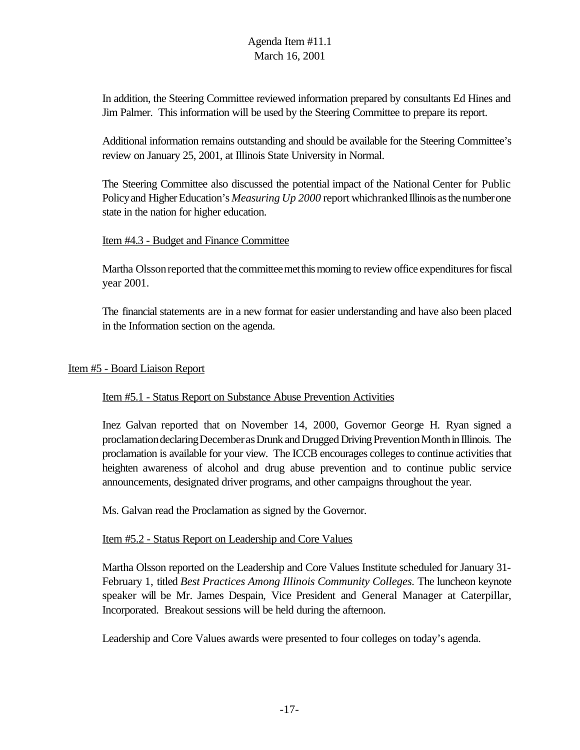In addition, the Steering Committee reviewed information prepared by consultants Ed Hines and Jim Palmer. This information will be used by the Steering Committee to prepare its report.

Additional information remains outstanding and should be available for the Steering Committee's review on January 25, 2001, at Illinois State University in Normal.

The Steering Committee also discussed the potential impact of the National Center for Public Policy and Higher Education's *Measuring Up 2000* report which ranked Illinois as the number one state in the nation for higher education.

Item #4.3 - Budget and Finance Committee

Martha Olsson reported that the committee met this morning to review office expenditures for fiscal year 2001.

The financial statements are in a new format for easier understanding and have also been placed in the Information section on the agenda.

Item #5 - Board Liaison Report

Item #5.1 - Status Report on Substance Abuse Prevention Activities

Inez Galvan reported that on November 14, 2000, Governor George H. Ryan signed a proclamation declaring December as Drunk and Drugged Driving Prevention Month in Illinois. The proclamation is available for your view. The ICCB encourages colleges to continue activities that heighten awareness of alcohol and drug abuse prevention and to continue public service announcements, designated driver programs, and other campaigns throughout the year.

Ms. Galvan read the Proclamation as signed by the Governor.

Item #5.2 - Status Report on Leadership and Core Values

Martha Olsson reported on the Leadership and Core Values Institute scheduled for January 31-February 1, titled *Best Practices Among Illinois Community Colleges.* The luncheon keynote speaker will be Mr. James Despain, Vice President and General Manager at Caterpillar, Incorporated. Breakout sessions will be held during the afternoon.

Leadership and Core Values awards were presented to four colleges on today's agenda.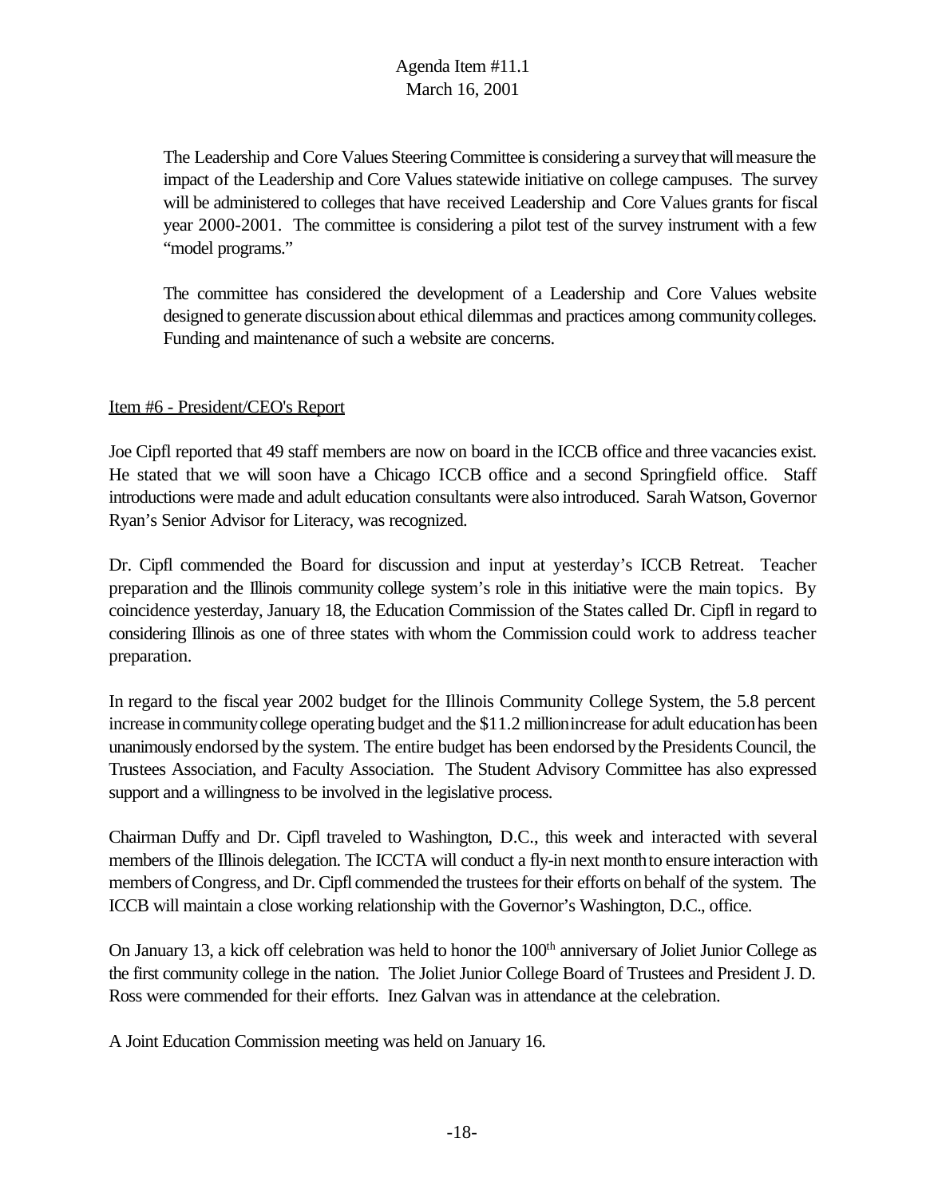The Leadership and Core Values Steering Committee is considering a survey that will measure the impact of the Leadership and Core Values statewide initiative on college campuses. The survey will be administered to colleges that have received Leadership and Core Values grants for fiscal year 2000-2001. The committee is considering a pilot test of the survey instrument with a few "model programs."

The committee has considered the development of a Leadership and Core Values website designed to generate discussion about ethical dilemmas and practices among community colleges. Funding and maintenance of such a website are concerns.

Item #6 - President/CEO's Report

Joe Cipfl reported that 49 staff members are now on board in the ICCB office and three vacancies exist. He stated that we will soon have a Chicago ICCB office and a second Springfield office. Staff introductions were made and adult education consultants were also introduced. Sarah Watson, Governor Ryan's Senior Advisor for Literacy, was recognized.

Dr. Cipfl commended the Board for discussion and input at yesterday's ICCB Retreat. Teacher preparation and the Illinois community college system's role in this initiative were the main topics. By coincidence yesterday, January 18, the Education Commission of the States called Dr. Cipfl in regard to considering Illinois as one of three states with whom the Commission could work to address teacher preparation.

In regard to the fiscal year 2002 budget for the Illinois Community College System, the 5.8 percent increase in community college operating budget and the $11.2 million increase for adult education has been unanimously endorsed by the system. The entire budget has been endorsed by the Presidents Council, the Trustees Association, and Faculty Association. The Student Advisory Committee has also expressed support and a willingness to be involved in the legislative process.

Chairman Duffy and Dr. Cipfl traveled to Washington, D.C., this week and interacted with several members of the Illinois delegation. The ICCTA will conduct a fly-in next month to ensure interaction with members of Congress, and Dr. Cipfl commended the trustees for their efforts on behalf of the system. The ICCB will maintain a close working relationship with the Governor's Washington, D.C., office.

On January 13, a kick off celebration was held to honor the 100th anniversary of Joliet Junior College as the first community college in the nation. The Joliet Junior College Board of Trustees and President J. D. Ross were commended for their efforts. Inez Galvan was in attendance at the celebration.

A Joint Education Commission meeting was held on January 16.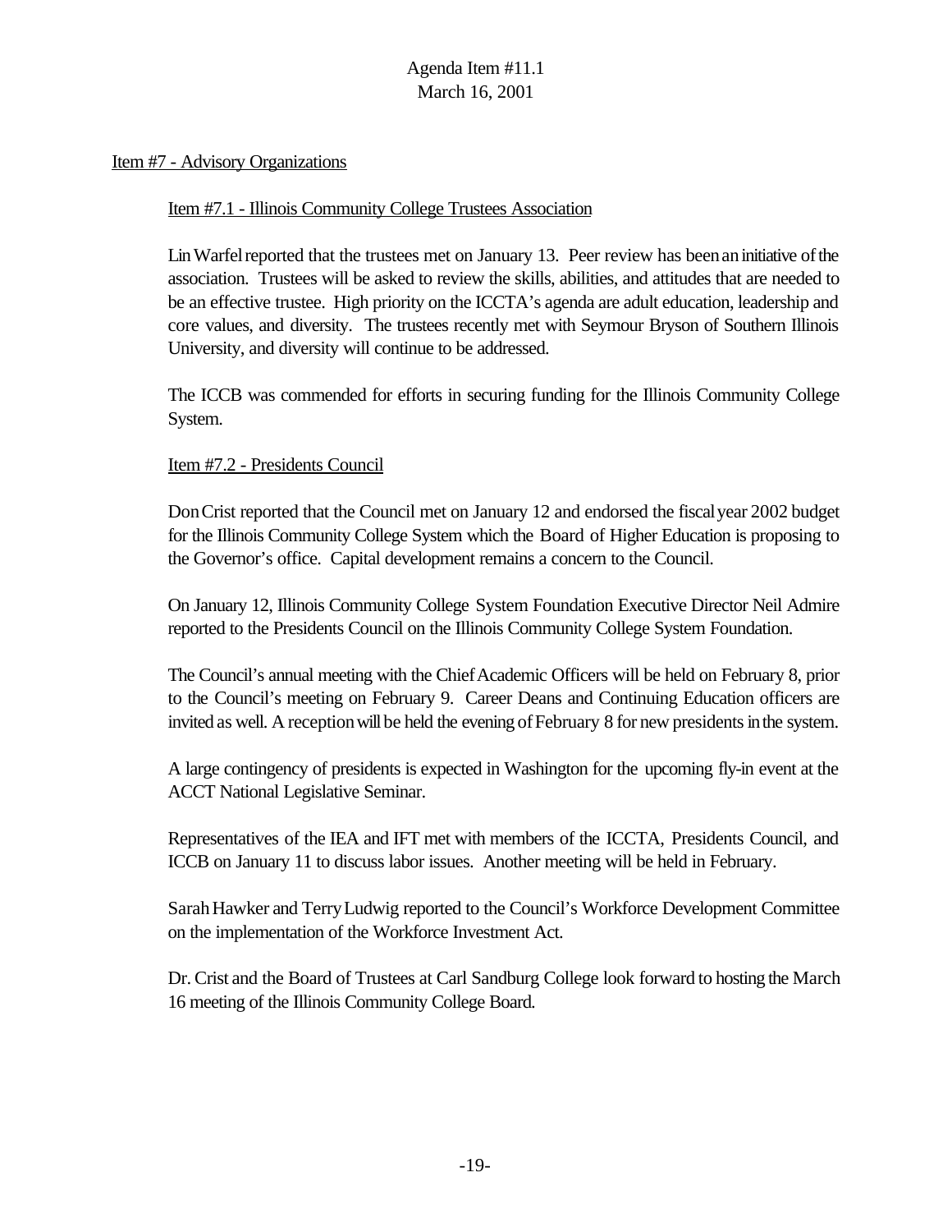Agenda Item #11.1
March 16, 2001

Item #7 - Advisory Organizations

Item #7.1 - Illinois Community College Trustees Association

Lin Warfel reported that the trustees met on January 13. Peer review has been an initiative of the association. Trustees will be asked to review the skills, abilities, and attitudes that are needed to be an effective trustee. High priority on the ICCTA's agenda are adult education, leadership and core values, and diversity. The trustees recently met with Seymour Bryson of Southern Illinois University, and diversity will continue to be addressed.

The ICCB was commended for efforts in securing funding for the Illinois Community College System.

Item #7.2 - Presidents Council

Don Crist reported that the Council met on January 12 and endorsed the fiscal year 2002 budget for the Illinois Community College System which the Board of Higher Education is proposing to the Governor's office. Capital development remains a concern to the Council.

On January 12, Illinois Community College System Foundation Executive Director Neil Admire reported to the Presidents Council on the Illinois Community College System Foundation.

The Council's annual meeting with the Chief Academic Officers will be held on February 8, prior to the Council's meeting on February 9. Career Deans and Continuing Education officers are invited as well. A reception will be held the evening of February 8 for new presidents in the system.

A large contingency of presidents is expected in Washington for the upcoming fly-in event at the ACCT National Legislative Seminar.

Representatives of the IEA and IFT met with members of the ICCTA, Presidents Council, and ICCB on January 11 to discuss labor issues. Another meeting will be held in February.

Sarah Hawker and Terry Ludwig reported to the Council's Workforce Development Committee on the implementation of the Workforce Investment Act.

Dr. Crist and the Board of Trustees at Carl Sandburg College look forward to hosting the March 16 meeting of the Illinois Community College Board.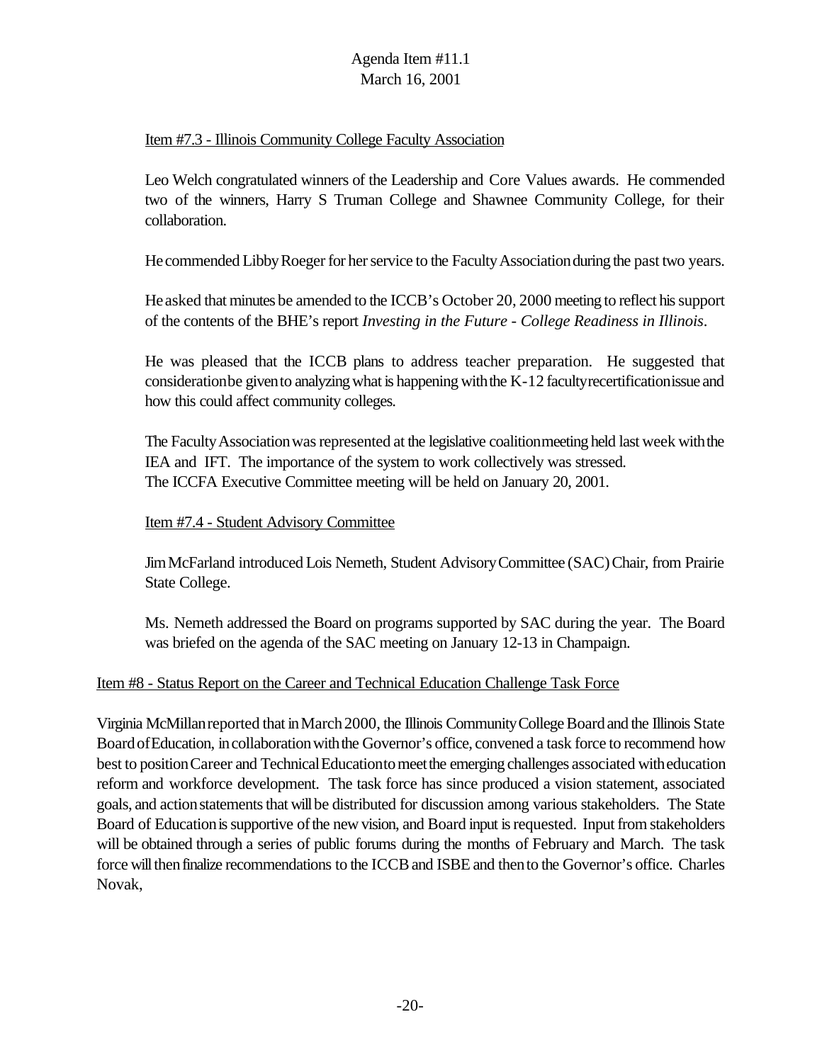Item #7.3 - Illinois Community College Faculty Association

Leo Welch congratulated winners of the Leadership and Core Values awards. He commended two of the winners, Harry S Truman College and Shawnee Community College, for their collaboration.

He commended Libby Roeger for her service to the Faculty Association during the past two years.

He asked that minutes be amended to the ICCB's October 20, 2000 meeting to reflect his support of the contents of the BHE's report *Investing in the Future - College Readiness in Illinois*.

He was pleased that the ICCB plans to address teacher preparation. He suggested that consideration be given to analyzing what is happening with the K-12 faculty recertification issue and how this could affect community colleges.

The Faculty Association was represented at the legislative coalition meeting held last week with the IEA and IFT. The importance of the system to work collectively was stressed.
The ICCFA Executive Committee meeting will be held on January 20, 2001.

Item #7.4 - Student Advisory Committee

Jim McFarland introduced Lois Nemeth, Student Advisory Committee (SAC) Chair, from Prairie State College.

Ms. Nemeth addressed the Board on programs supported by SAC during the year. The Board was briefed on the agenda of the SAC meeting on January 12-13 in Champaign.

Item #8 - Status Report on the Career and Technical Education Challenge Task Force

Virginia McMillan reported that in March 2000, the Illinois Community College Board and the Illinois State Board of Education, in collaboration with the Governor's office, convened a task force to recommend how best to position Career and Technical Education to meet the emerging challenges associated with education reform and workforce development. The task force has since produced a vision statement, associated goals, and action statements that will be distributed for discussion among various stakeholders. The State Board of Education is supportive of the new vision, and Board input is requested. Input from stakeholders will be obtained through a series of public forums during the months of February and March. The task force will then finalize recommendations to the ICCB and ISBE and then to the Governor's office. Charles Novak,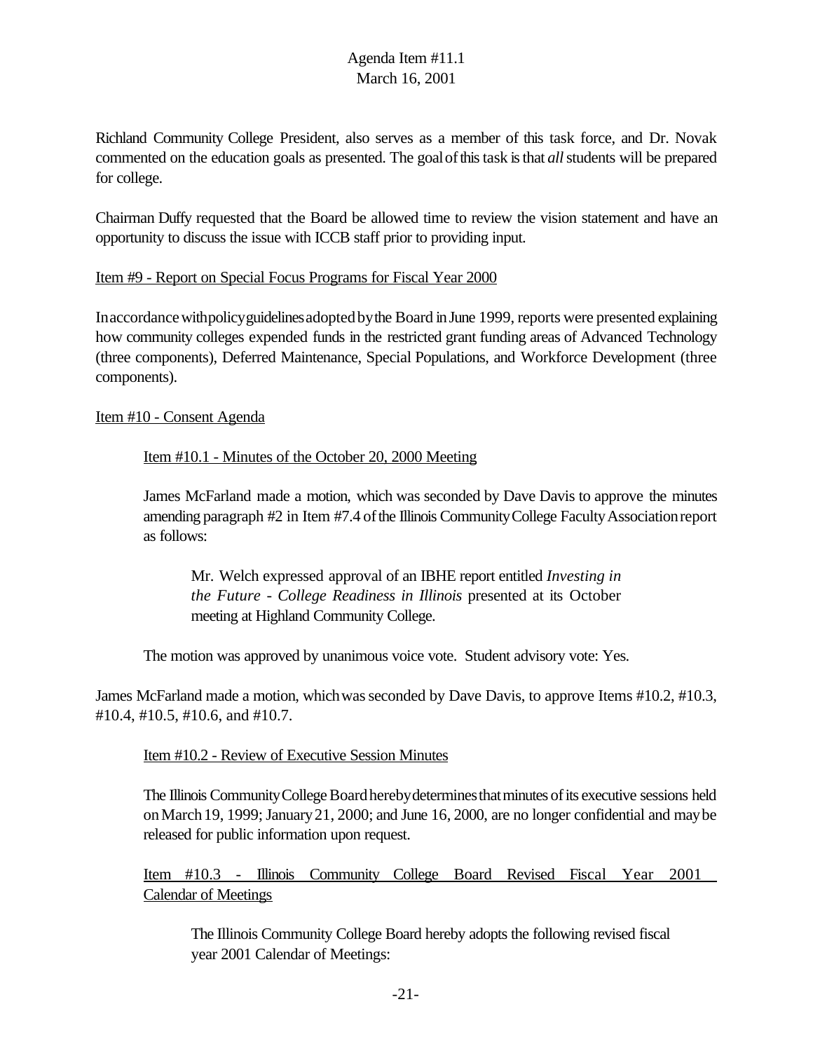Richland Community College President, also serves as a member of this task force, and Dr. Novak commented on the education goals as presented. The goal of this task is that *all* students will be prepared for college.

Chairman Duffy requested that the Board be allowed time to review the vision statement and have an opportunity to discuss the issue with ICCB staff prior to providing input.

Item #9 - Report on Special Focus Programs for Fiscal Year 2000

In accordance with policy guidelines adopted by the Board in June 1999, reports were presented explaining how community colleges expended funds in the restricted grant funding areas of Advanced Technology (three components), Deferred Maintenance, Special Populations, and Workforce Development (three components).

Item #10 - Consent Agenda

Item #10.1 - Minutes of the October 20, 2000 Meeting

James McFarland made a motion, which was seconded by Dave Davis to approve the minutes amending paragraph #2 in Item #7.4 of the Illinois Community College Faculty Association report as follows:

> Mr. Welch expressed approval of an IBHE report entitled *Investing in the Future - College Readiness in Illinois* presented at its October meeting at Highland Community College.

The motion was approved by unanimous voice vote. Student advisory vote: Yes.

James McFarland made a motion, which was seconded by Dave Davis, to approve Items #10.2, #10.3, #10.4, #10.5, #10.6, and #10.7.

Item #10.2 - Review of Executive Session Minutes

The Illinois Community College Board hereby determines that minutes of its executive sessions held on March 19, 1999; January 21, 2000; and June 16, 2000, are no longer confidential and may be released for public information upon request.

Item #10.3 - Illinois Community College Board Revised Fiscal Year 2001 Calendar of Meetings

> The Illinois Community College Board hereby adopts the following revised fiscal year 2001 Calendar of Meetings: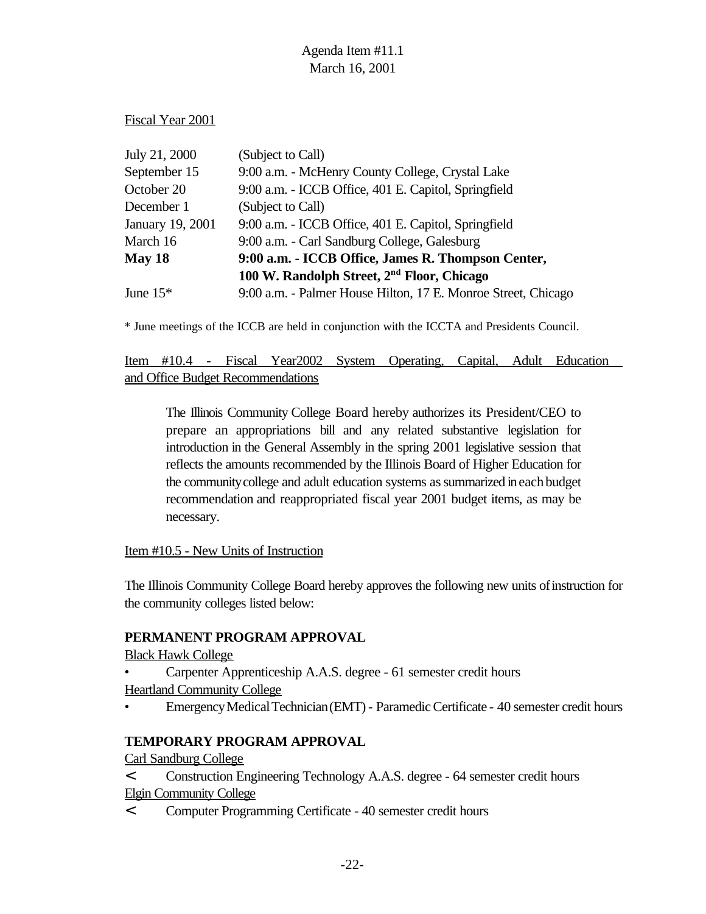Agenda Item #11.1
March 16, 2001

Fiscal Year 2001

| | |
|---|---|
| July 21, 2000 | (Subject to Call) |
| September 15 | 9:00 a.m. - McHenry County College, Crystal Lake |
| October 20 | 9:00 a.m. - ICCB Office, 401 E. Capitol, Springfield |
| December 1 | (Subject to Call) |
| January 19, 2001 | 9:00 a.m. - ICCB Office, 401 E. Capitol, Springfield |
| March 16 | 9:00 a.m. - Carl Sandburg College, Galesburg |
| **May 18** | **9:00 a.m. - ICCB Office, James R. Thompson Center, 100 W. Randolph Street, 2nd Floor, Chicago** |
| June 15* | 9:00 a.m. - Palmer House Hilton, 17 E. Monroe Street, Chicago |

* June meetings of the ICCB are held in conjunction with the ICCTA and Presidents Council.

Item #10.4 - Fiscal Year2002 System Operating, Capital, Adult Education and Office Budget Recommendations

> The Illinois Community College Board hereby authorizes its President/CEO to prepare an appropriations bill and any related substantive legislation for introduction in the General Assembly in the spring 2001 legislative session that reflects the amounts recommended by the Illinois Board of Higher Education for the community college and adult education systems as summarized in each budget recommendation and reappropriated fiscal year 2001 budget items, as may be necessary.

Item #10.5 - New Units of Instruction

The Illinois Community College Board hereby approves the following new units of instruction for the community colleges listed below:

**PERMANENT PROGRAM APPROVAL**

Black Hawk College

- Carpenter Apprenticeship A.A.S. degree - 61 semester credit hours

Heartland Community College

- Emergency Medical Technician (EMT) - Paramedic Certificate - 40 semester credit hours

**TEMPORARY PROGRAM APPROVAL**

Carl Sandburg College

- Construction Engineering Technology A.A.S. degree - 64 semester credit hours

Elgin Community College

- Computer Programming Certificate - 40 semester credit hours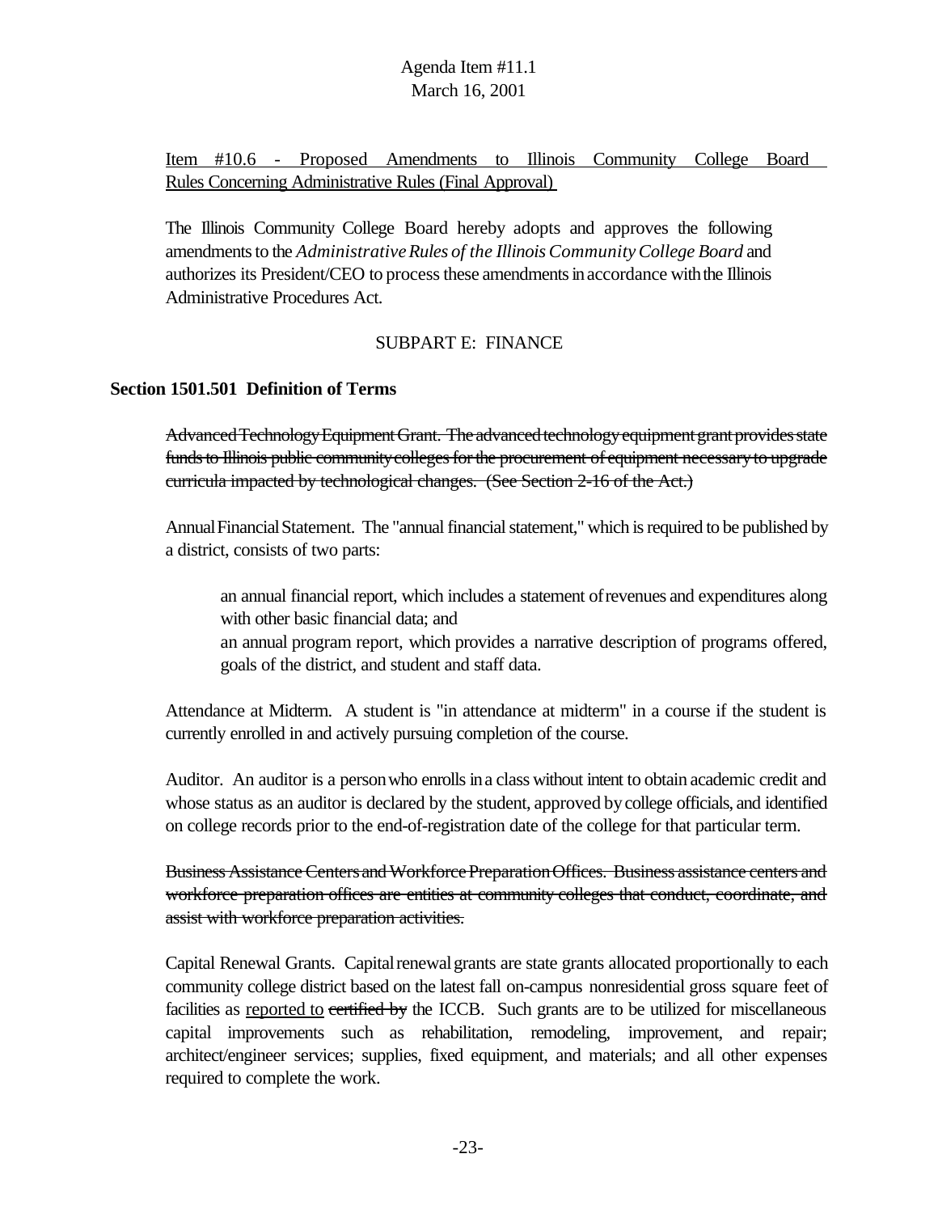<u>Item #10.6 - Proposed Amendments to Illinois Community College Board Rules Concerning Administrative Rules (Final Approval)</u>

The Illinois Community College Board hereby adopts and approves the following amendments to the *Administrative Rules of the Illinois Community College Board* and authorizes its President/CEO to process these amendments in accordance with the Illinois Administrative Procedures Act.

SUBPART E: FINANCE

**Section 1501.501 Definition of Terms**

~~Advanced Technology Equipment Grant. The advanced technology equipment grant provides state funds to Illinois public community colleges for the procurement of equipment necessary to upgrade curricula impacted by technological changes. (See Section 2-16 of the Act.)~~

Annual Financial Statement. The "annual financial statement," which is required to be published by a district, consists of two parts:

> an annual financial report, which includes a statement of revenues and expenditures along with other basic financial data; and
>
> an annual program report, which provides a narrative description of programs offered, goals of the district, and student and staff data.

Attendance at Midterm. A student is "in attendance at midterm" in a course if the student is currently enrolled in and actively pursuing completion of the course.

Auditor. An auditor is a person who enrolls in a class without intent to obtain academic credit and whose status as an auditor is declared by the student, approved by college officials, and identified on college records prior to the end-of-registration date of the college for that particular term.

~~Business Assistance Centers and Workforce Preparation Offices. Business assistance centers and workforce preparation offices are entities at community colleges that conduct, coordinate, and assist with workforce preparation activities.~~

Capital Renewal Grants. Capital renewal grants are state grants allocated proportionally to each community college district based on the latest fall on-campus nonresidential gross square feet of facilities as <u>reported to</u> ~~certified by~~ the ICCB. Such grants are to be utilized for miscellaneous capital improvements such as rehabilitation, remodeling, improvement, and repair; architect/engineer services; supplies, fixed equipment, and materials; and all other expenses required to complete the work.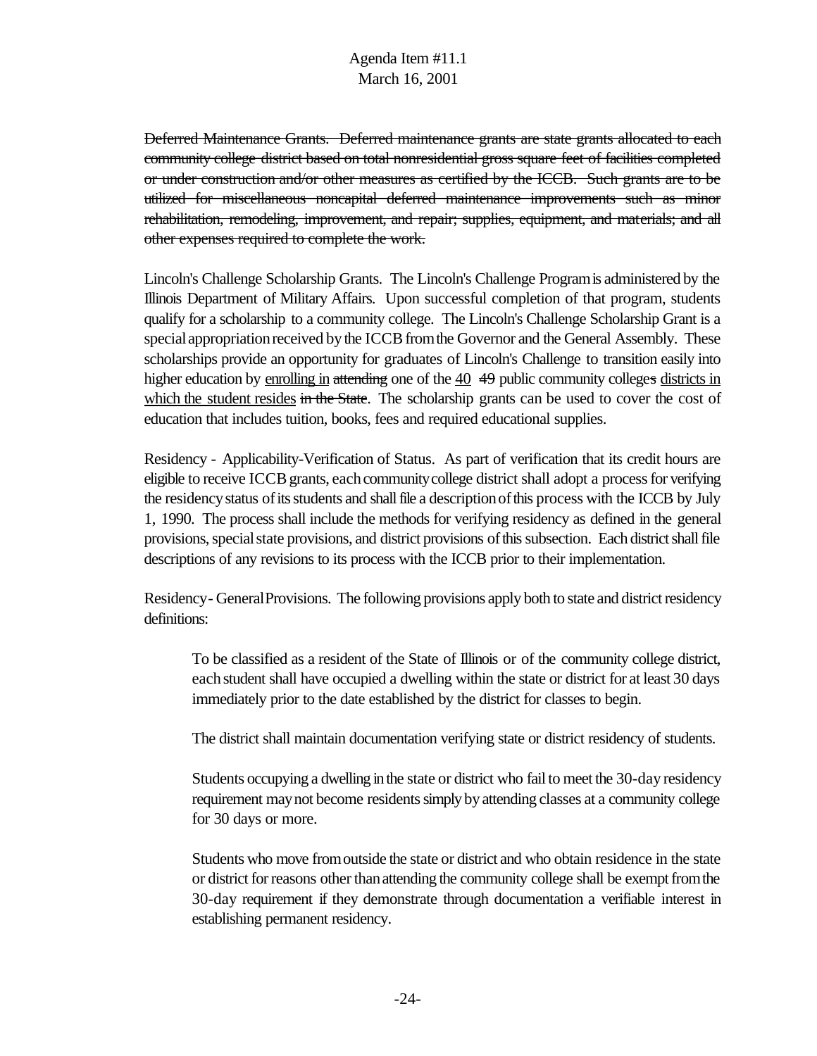~~Deferred Maintenance Grants. Deferred maintenance grants are state grants allocated to each community college district based on total nonresidential gross square feet of facilities completed or under construction and/or other measures as certified by the ICCB. Such grants are to be utilized for miscellaneous noncapital deferred maintenance improvements such as minor rehabilitation, remodeling, improvement, and repair; supplies, equipment, and materials; and all other expenses required to complete the work.~~

Lincoln's Challenge Scholarship Grants. The Lincoln's Challenge Program is administered by the Illinois Department of Military Affairs. Upon successful completion of that program, students qualify for a scholarship to a community college. The Lincoln's Challenge Scholarship Grant is a special appropriation received by the ICCB from the Governor and the General Assembly. These scholarships provide an opportunity for graduates of Lincoln's Challenge to transition easily into higher education by <u>enrolling in</u> ~~attending~~ one of the <u>40</u> ~~49~~ public community college~~s~~ <u>districts in which the student resides</u> ~~in the State~~. The scholarship grants can be used to cover the cost of education that includes tuition, books, fees and required educational supplies.

Residency - Applicability-Verification of Status. As part of verification that its credit hours are eligible to receive ICCB grants, each community college district shall adopt a process for verifying the residency status of its students and shall file a description of this process with the ICCB by July 1, 1990. The process shall include the methods for verifying residency as defined in the general provisions, special state provisions, and district provisions of this subsection. Each district shall file descriptions of any revisions to its process with the ICCB prior to their implementation.

Residency - General Provisions. The following provisions apply both to state and district residency definitions:

> To be classified as a resident of the State of Illinois or of the community college district, each student shall have occupied a dwelling within the state or district for at least 30 days immediately prior to the date established by the district for classes to begin.
>
> The district shall maintain documentation verifying state or district residency of students.
>
> Students occupying a dwelling in the state or district who fail to meet the 30-day residency requirement may not become residents simply by attending classes at a community college for 30 days or more.
>
> Students who move from outside the state or district and who obtain residence in the state or district for reasons other than attending the community college shall be exempt from the 30-day requirement if they demonstrate through documentation a verifiable interest in establishing permanent residency.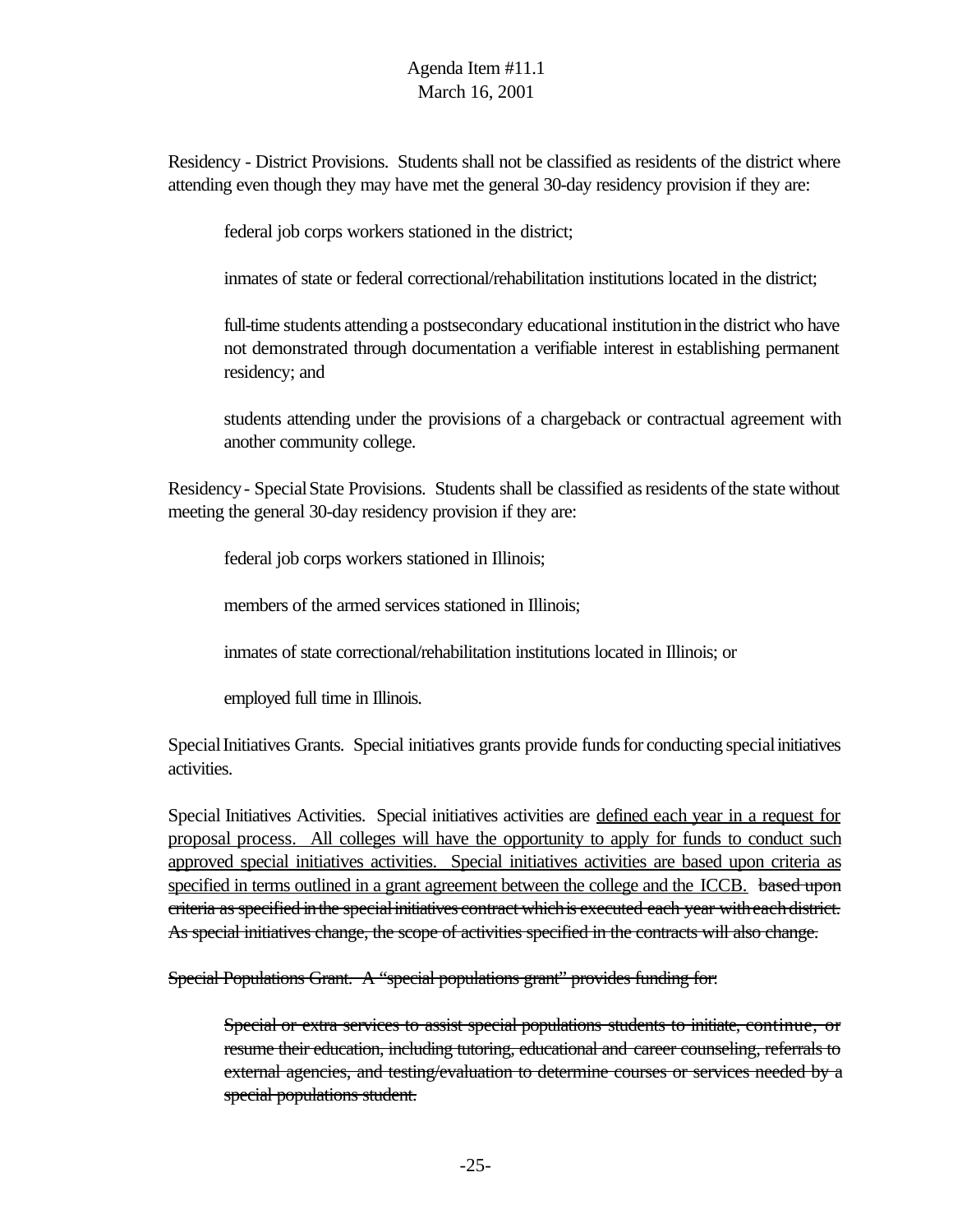Residency - District Provisions. Students shall not be classified as residents of the district where attending even though they may have met the general 30-day residency provision if they are:

federal job corps workers stationed in the district;

inmates of state or federal correctional/rehabilitation institutions located in the district;

full-time students attending a postsecondary educational institution in the district who have not demonstrated through documentation a verifiable interest in establishing permanent residency; and

students attending under the provisions of a chargeback or contractual agreement with another community college.

Residency - Special State Provisions. Students shall be classified as residents of the state without meeting the general 30-day residency provision if they are:

federal job corps workers stationed in Illinois;

members of the armed services stationed in Illinois;

inmates of state correctional/rehabilitation institutions located in Illinois; or

employed full time in Illinois.

Special Initiatives Grants. Special initiatives grants provide funds for conducting special initiatives activities.

Special Initiatives Activities. Special initiatives activities are <u>defined each year in a request for proposal process. All colleges will have the opportunity to apply for funds to conduct such approved special initiatives activities. Special initiatives activities are based upon criteria as specified in terms outlined in a grant agreement between the college and the ICCB.</u> ~~based upon criteria as specified in the special initiatives contract which is executed each year with each district. As special initiatives change, the scope of activities specified in the contracts will also change.~~

~~Special Populations Grant. A "special populations grant" provides funding for:~~

~~Special or extra services to assist special populations students to initiate, continue, or resume their education, including tutoring, educational and career counseling, referrals to external agencies, and testing/evaluation to determine courses or services needed by a special populations student.~~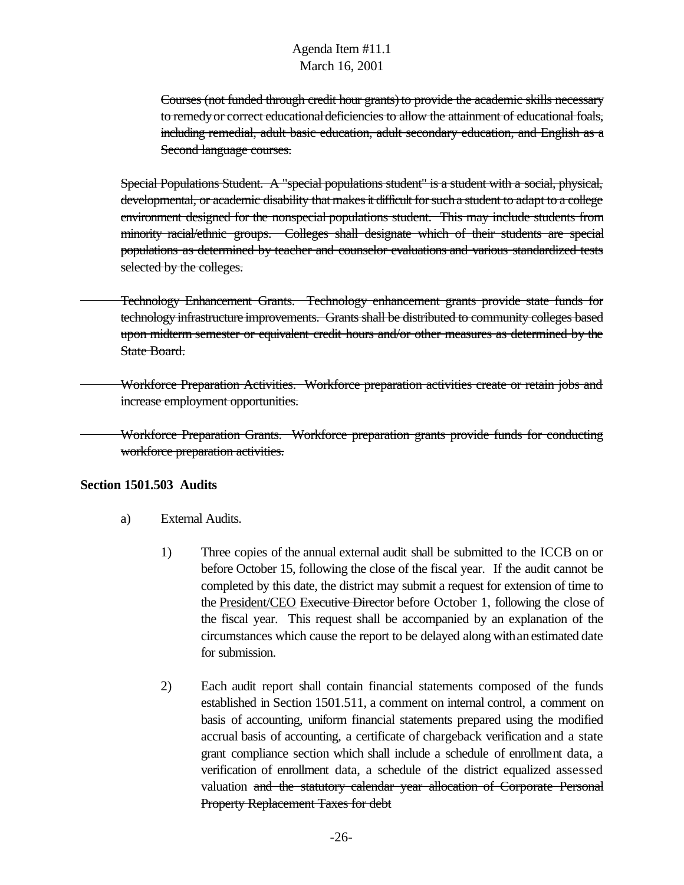~~Courses (not funded through credit hour grants) to provide the academic skills necessary to remedy or correct educational deficiencies to allow the attainment of educational foals, including remedial, adult basic education, adult secondary education, and English as a Second language courses.~~

~~Special Populations Student. A "special populations student" is a student with a social, physical, developmental, or academic disability that makes it difficult for such a student to adapt to a college environment designed for the nonspecial populations student. This may include students from minority racial/ethnic groups. Colleges shall designate which of their students are special populations as determined by teacher and counselor evaluations and various standardized tests selected by the colleges.~~

~~Technology Enhancement Grants. Technology enhancement grants provide state funds for technology infrastructure improvements. Grants shall be distributed to community colleges based upon midterm semester or equivalent credit hours and/or other measures as determined by the State Board.~~

~~Workforce Preparation Activities. Workforce preparation activities create or retain jobs and increase employment opportunities.~~

~~Workforce Preparation Grants. Workforce preparation grants provide funds for conducting workforce preparation activities.~~

**Section 1501.503 Audits**

a) External Audits.

1) Three copies of the annual external audit shall be submitted to the ICCB on or before October 15, following the close of the fiscal year. If the audit cannot be completed by this date, the district may submit a request for extension of time to the <u>President/CEO</u> ~~Executive Director~~ before October 1, following the close of the fiscal year. This request shall be accompanied by an explanation of the circumstances which cause the report to be delayed along with an estimated date for submission.

2) Each audit report shall contain financial statements composed of the funds established in Section 1501.511, a comment on internal control, a comment on basis of accounting, uniform financial statements prepared using the modified accrual basis of accounting, a certificate of chargeback verification and a state grant compliance section which shall include a schedule of enrollment data, a verification of enrollment data, a schedule of the district equalized assessed valuation ~~and the statutory calendar year allocation of Corporate Personal Property Replacement Taxes for debt~~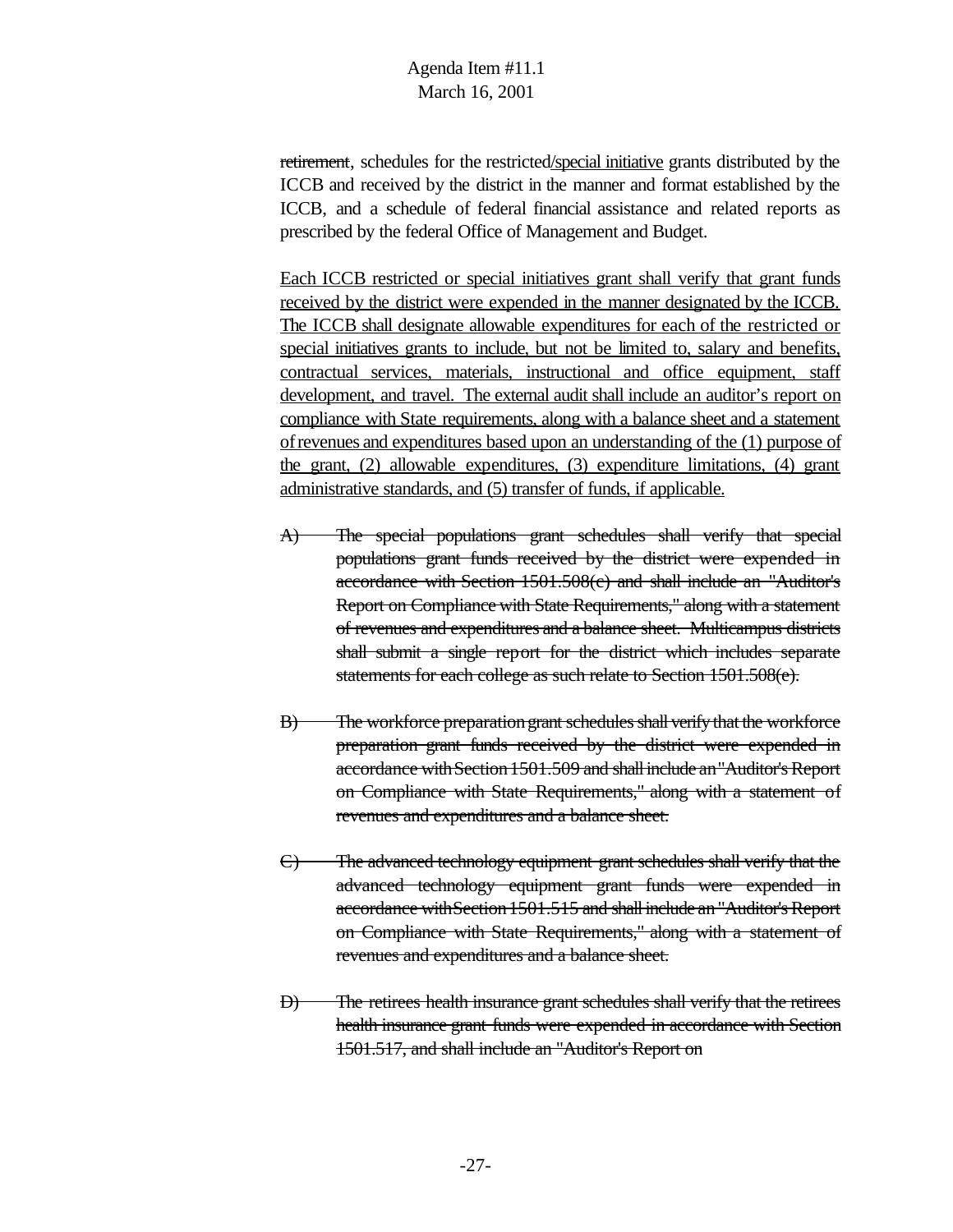~~retirement~~, schedules for the restricted/special initiative grants distributed by the ICCB and received by the district in the manner and format established by the ICCB, and a schedule of federal financial assistance and related reports as prescribed by the federal Office of Management and Budget.

<u>Each ICCB restricted or special initiatives grant shall verify that grant funds received by the district were expended in the manner designated by the ICCB. The ICCB shall designate allowable expenditures for each of the restricted or special initiatives grants to include, but not be limited to, salary and benefits, contractual services, materials, instructional and office equipment, staff development, and travel. The external audit shall include an auditor's report on compliance with State requirements, along with a balance sheet and a statement of revenues and expenditures based upon an understanding of the (1) purpose of the grant, (2) allowable expenditures, (3) expenditure limitations, (4) grant administrative standards, and (5) transfer of funds, if applicable.</u>

~~A) The special populations grant schedules shall verify that special populations grant funds received by the district were expended in accordance with Section 1501.508(c) and shall include an "Auditor's Report on Compliance with State Requirements," along with a statement of revenues and expenditures and a balance sheet. Multicampus districts shall submit a single report for the district which includes separate statements for each college as such relate to Section 1501.508(e).~~

~~B) The workforce preparation grant schedules shall verify that the workforce preparation grant funds received by the district were expended in accordance with Section 1501.509 and shall include an "Auditor's Report on Compliance with State Requirements," along with a statement of revenues and expenditures and a balance sheet.~~

~~C) The advanced technology equipment grant schedules shall verify that the advanced technology equipment grant funds were expended in accordance with Section 1501.515 and shall include an "Auditor's Report on Compliance with State Requirements," along with a statement of revenues and expenditures and a balance sheet.~~

~~D) The retirees health insurance grant schedules shall verify that the retirees health insurance grant funds were expended in accordance with Section 1501.517, and shall include an "Auditor's Report on~~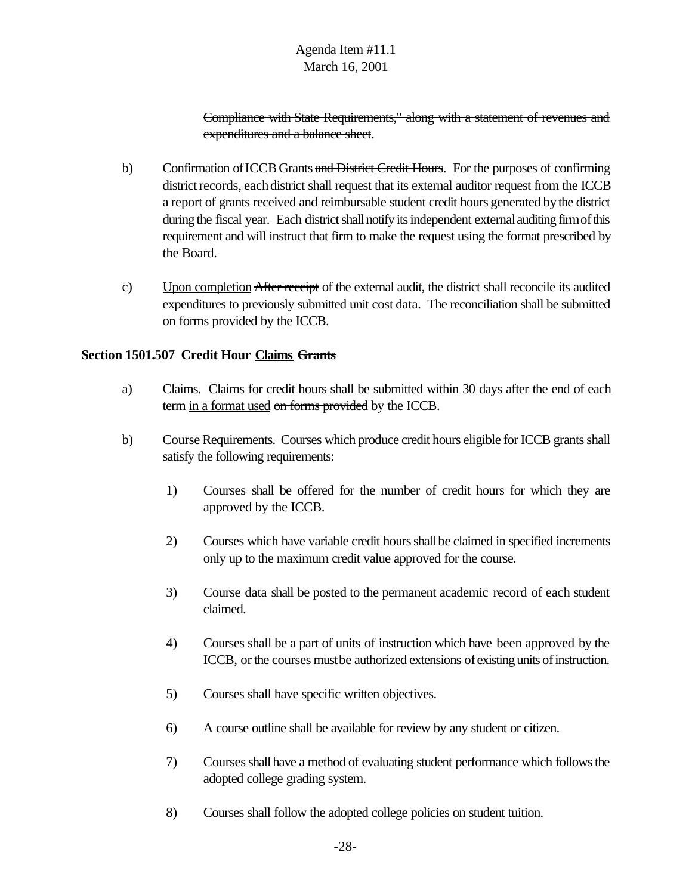~~Compliance with State Requirements," along with a statement of revenues and expenditures and a balance sheet~~.

b) Confirmation of ICCB Grants ~~and District Credit Hours~~. For the purposes of confirming district records, each district shall request that its external auditor request from the ICCB a report of grants received ~~and reimbursable student credit hours generated~~ by the district during the fiscal year. Each district shall notify its independent external auditing firm of this requirement and will instruct that firm to make the request using the format prescribed by the Board.

c) <u>Upon completion</u> ~~After receipt~~ of the external audit, the district shall reconcile its audited expenditures to previously submitted unit cost data. The reconciliation shall be submitted on forms provided by the ICCB.

**Section 1501.507 Credit Hour <u>Claims</u> ~~Grants~~**

a) Claims. Claims for credit hours shall be submitted within 30 days after the end of each term <u>in a format used</u> ~~on forms provided~~ by the ICCB.

b) Course Requirements. Courses which produce credit hours eligible for ICCB grants shall satisfy the following requirements:

1) Courses shall be offered for the number of credit hours for which they are approved by the ICCB.

2) Courses which have variable credit hours shall be claimed in specified increments only up to the maximum credit value approved for the course.

3) Course data shall be posted to the permanent academic record of each student claimed.

4) Courses shall be a part of units of instruction which have been approved by the ICCB, or the courses must be authorized extensions of existing units of instruction.

5) Courses shall have specific written objectives.

6) A course outline shall be available for review by any student or citizen.

7) Courses shall have a method of evaluating student performance which follows the adopted college grading system.

8) Courses shall follow the adopted college policies on student tuition.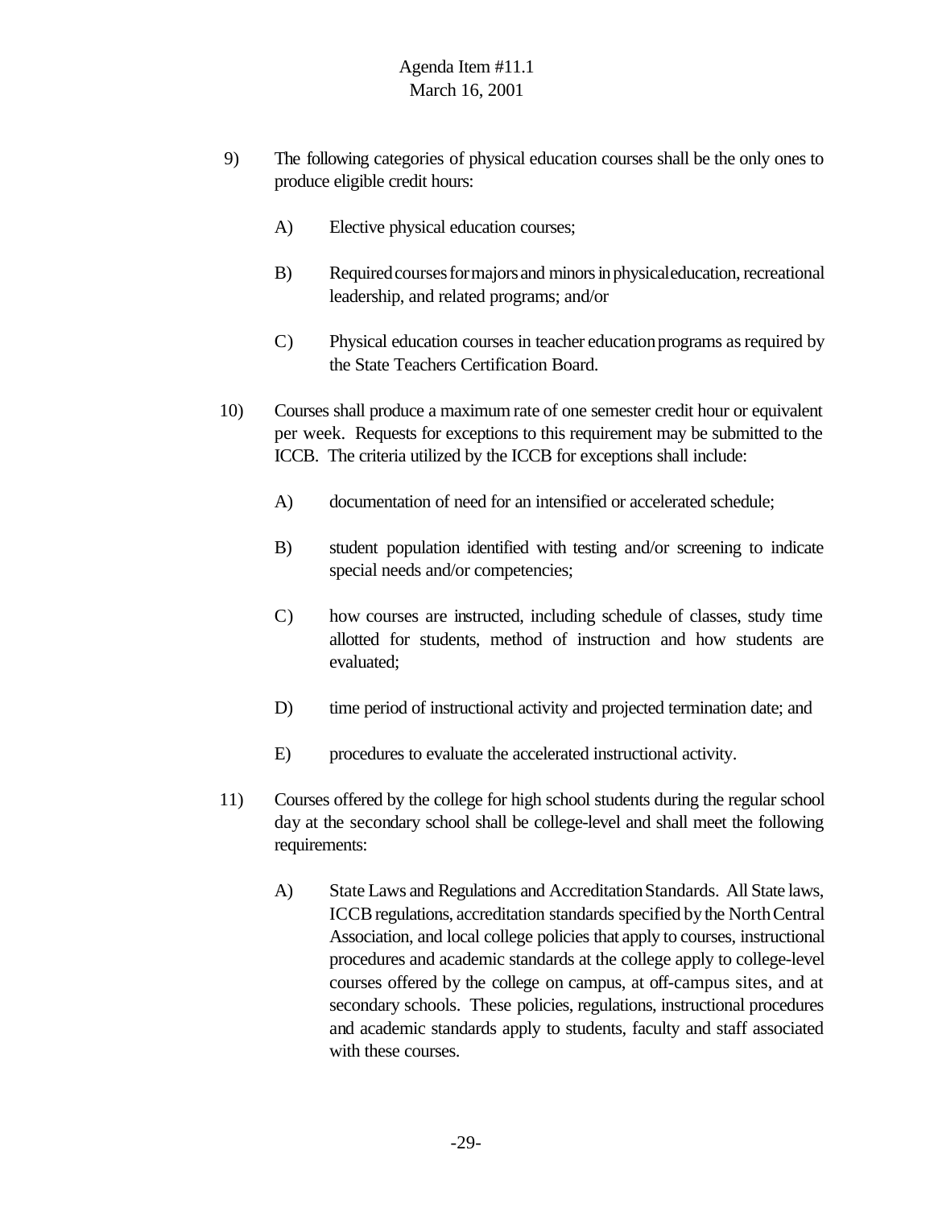9) The following categories of physical education courses shall be the only ones to produce eligible credit hours:

   A) Elective physical education courses;

   B) Required courses for majors and minors in physical education, recreational leadership, and related programs; and/or

   C) Physical education courses in teacher education programs as required by the State Teachers Certification Board.

10) Courses shall produce a maximum rate of one semester credit hour or equivalent per week. Requests for exceptions to this requirement may be submitted to the ICCB. The criteria utilized by the ICCB for exceptions shall include:

   A) documentation of need for an intensified or accelerated schedule;

   B) student population identified with testing and/or screening to indicate special needs and/or competencies;

   C) how courses are instructed, including schedule of classes, study time allotted for students, method of instruction and how students are evaluated;

   D) time period of instructional activity and projected termination date; and

   E) procedures to evaluate the accelerated instructional activity.

11) Courses offered by the college for high school students during the regular school day at the secondary school shall be college-level and shall meet the following requirements:

   A) State Laws and Regulations and Accreditation Standards. All State laws, ICCB regulations, accreditation standards specified by the North Central Association, and local college policies that apply to courses, instructional procedures and academic standards at the college apply to college-level courses offered by the college on campus, at off-campus sites, and at secondary schools. These policies, regulations, instructional procedures and academic standards apply to students, faculty and staff associated with these courses.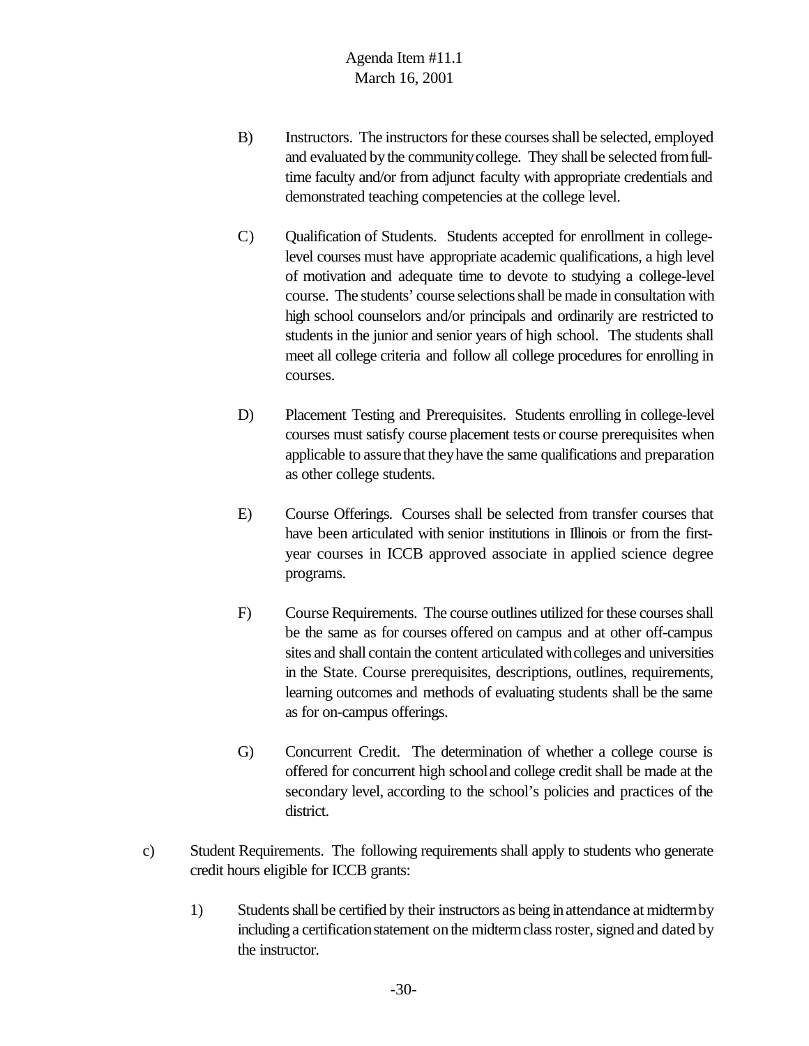B) Instructors. The instructors for these courses shall be selected, employed and evaluated by the community college. They shall be selected from full-time faculty and/or from adjunct faculty with appropriate credentials and demonstrated teaching competencies at the college level.

C) Qualification of Students. Students accepted for enrollment in college-level courses must have appropriate academic qualifications, a high level of motivation and adequate time to devote to studying a college-level course. The students' course selections shall be made in consultation with high school counselors and/or principals and ordinarily are restricted to students in the junior and senior years of high school. The students shall meet all college criteria and follow all college procedures for enrolling in courses.

D) Placement Testing and Prerequisites. Students enrolling in college-level courses must satisfy course placement tests or course prerequisites when applicable to assure that they have the same qualifications and preparation as other college students.

E) Course Offerings. Courses shall be selected from transfer courses that have been articulated with senior institutions in Illinois or from the first-year courses in ICCB approved associate in applied science degree programs.

F) Course Requirements. The course outlines utilized for these courses shall be the same as for courses offered on campus and at other off-campus sites and shall contain the content articulated with colleges and universities in the State. Course prerequisites, descriptions, outlines, requirements, learning outcomes and methods of evaluating students shall be the same as for on-campus offerings.

G) Concurrent Credit. The determination of whether a college course is offered for concurrent high school and college credit shall be made at the secondary level, according to the school's policies and practices of the district.

c) Student Requirements. The following requirements shall apply to students who generate credit hours eligible for ICCB grants:

1) Students shall be certified by their instructors as being in attendance at midterm by including a certification statement on the midterm class roster, signed and dated by the instructor.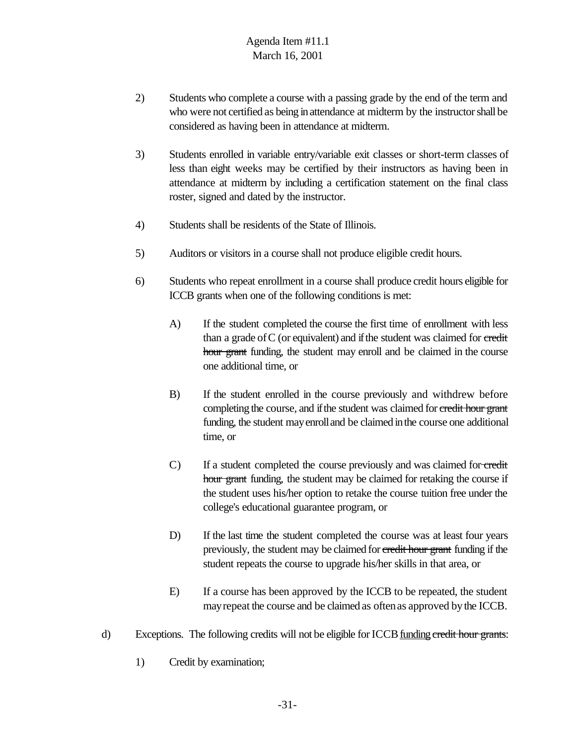2) Students who complete a course with a passing grade by the end of the term and who were not certified as being in attendance at midterm by the instructor shall be considered as having been in attendance at midterm.

3) Students enrolled in variable entry/variable exit classes or short-term classes of less than eight weeks may be certified by their instructors as having been in attendance at midterm by including a certification statement on the final class roster, signed and dated by the instructor.

4) Students shall be residents of the State of Illinois.

5) Auditors or visitors in a course shall not produce eligible credit hours.

6) Students who repeat enrollment in a course shall produce credit hours eligible for ICCB grants when one of the following conditions is met:

   A) If the student completed the course the first time of enrollment with less than a grade of C (or equivalent) and if the student was claimed for ~~credit hour grant~~ funding, the student may enroll and be claimed in the course one additional time, or

   B) If the student enrolled in the course previously and withdrew before completing the course, and if the student was claimed for ~~credit hour grant~~ funding, the student may enroll and be claimed in the course one additional time, or

   C) If a student completed the course previously and was claimed for ~~credit hour grant~~ funding, the student may be claimed for retaking the course if the student uses his/her option to retake the course tuition free under the college's educational guarantee program, or

   D) If the last time the student completed the course was at least four years previously, the student may be claimed for ~~credit hour grant~~ funding if the student repeats the course to upgrade his/her skills in that area, or

   E) If a course has been approved by the ICCB to be repeated, the student may repeat the course and be claimed as often as approved by the ICCB.

d) Exceptions. The following credits will not be eligible for ICCB <u>funding</u> ~~credit hour grants~~:

   1) Credit by examination;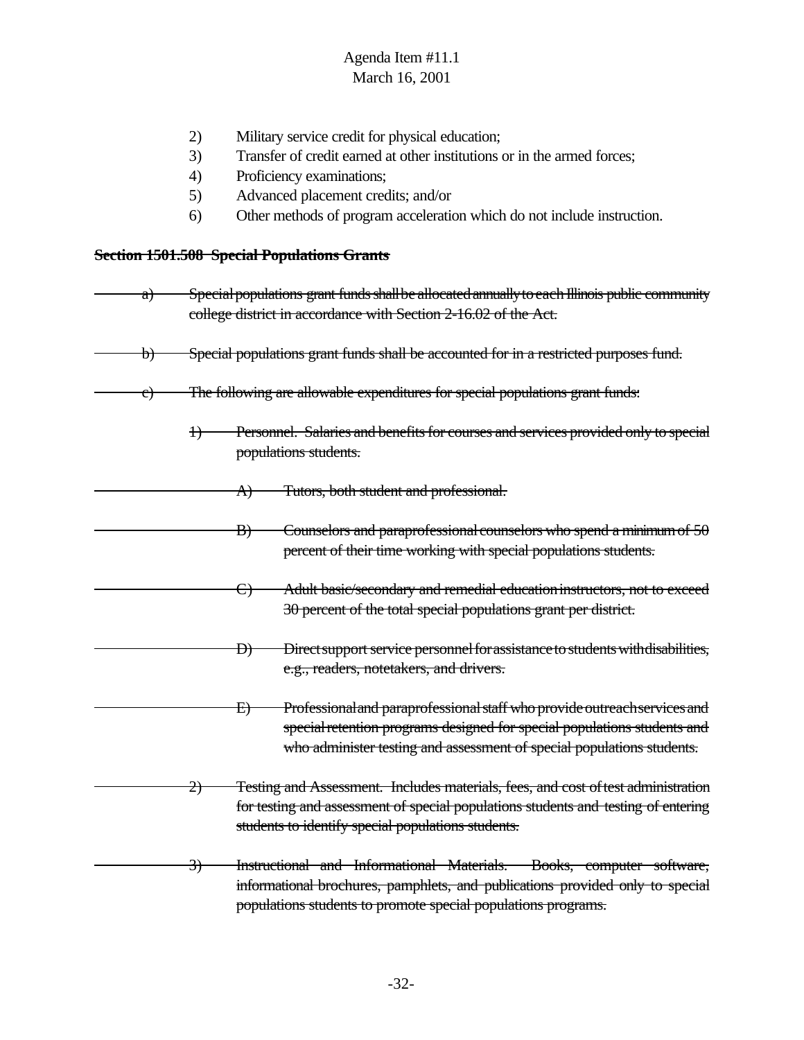Agenda Item #11.1
March 16, 2001

2) Military service credit for physical education;
3) Transfer of credit earned at other institutions or in the armed forces;
4) Proficiency examinations;
5) Advanced placement credits; and/or
6) Other methods of program acceleration which do not include instruction.

~~**Section 1501.508 Special Populations Grants**~~

~~a) Special populations grant funds shall be allocated annually to each Illinois public community college district in accordance with Section 2-16.02 of the Act.~~

~~b) Special populations grant funds shall be accounted for in a restricted purposes fund.~~

~~c) The following are allowable expenditures for special populations grant funds:~~

~~1) Personnel. Salaries and benefits for courses and services provided only to special populations students.~~

~~A) Tutors, both student and professional.~~

~~B) Counselors and paraprofessional counselors who spend a minimum of 50 percent of their time working with special populations students.~~

~~C) Adult basic/secondary and remedial education instructors, not to exceed 30 percent of the total special populations grant per district.~~

~~D) Direct support service personnel for assistance to students with disabilities, e.g., readers, notetakers, and drivers.~~

~~E) Professional and paraprofessional staff who provide outreach services and special retention programs designed for special populations students and who administer testing and assessment of special populations students.~~

~~2) Testing and Assessment. Includes materials, fees, and cost of test administration for testing and assessment of special populations students and testing of entering students to identify special populations students.~~

~~3) Instructional and Informational Materials. Books, computer software, informational brochures, pamphlets, and publications provided only to special populations students to promote special populations programs.~~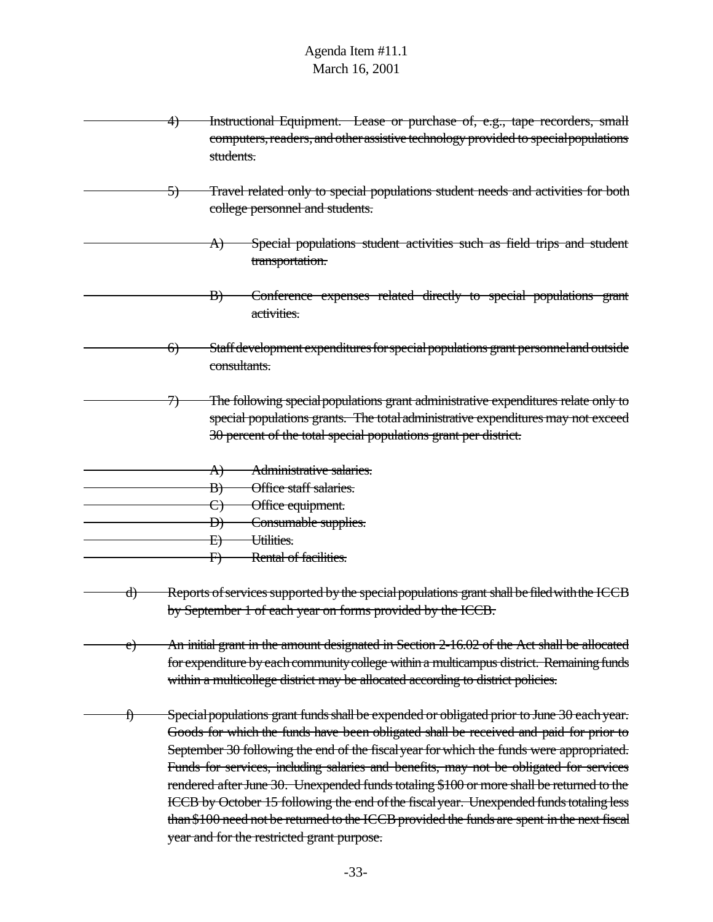~~4) Instructional Equipment. Lease or purchase of, e.g., tape recorders, small computers, readers, and other assistive technology provided to special populations students.~~

~~5) Travel related only to special populations student needs and activities for both college personnel and students.~~

~~A) Special populations student activities such as field trips and student transportation.~~

~~B) Conference expenses related directly to special populations grant activities.~~

~~6) Staff development expenditures for special populations grant personnel and outside consultants.~~

~~7) The following special populations grant administrative expenditures relate only to special populations grants. The total administrative expenditures may not exceed 30 percent of the total special populations grant per district.~~

~~A) Administrative salaries.~~
~~B) Office staff salaries.~~
~~C) Office equipment.~~
~~D) Consumable supplies.~~
~~E) Utilities.~~
~~F) Rental of facilities.~~

~~d) Reports of services supported by the special populations grant shall be filed with the ICCB by September 1 of each year on forms provided by the ICCB.~~

~~e) An initial grant in the amount designated in Section 2-16.02 of the Act shall be allocated for expenditure by each community college within a multicampus district. Remaining funds within a multicollege district may be allocated according to district policies.~~

~~f) Special populations grant funds shall be expended or obligated prior to June 30 each year. Goods for which the funds have been obligated shall be received and paid for prior to September 30 following the end of the fiscal year for which the funds were appropriated. Funds for services, including salaries and benefits, may not be obligated for services rendered after June 30. Unexpended funds totaling $100 or more shall be returned to the ICCB by October 15 following the end of the fiscal year. Unexpended funds totaling less than $100 need not be returned to the ICCB provided the funds are spent in the next fiscal year and for the restricted grant purpose.~~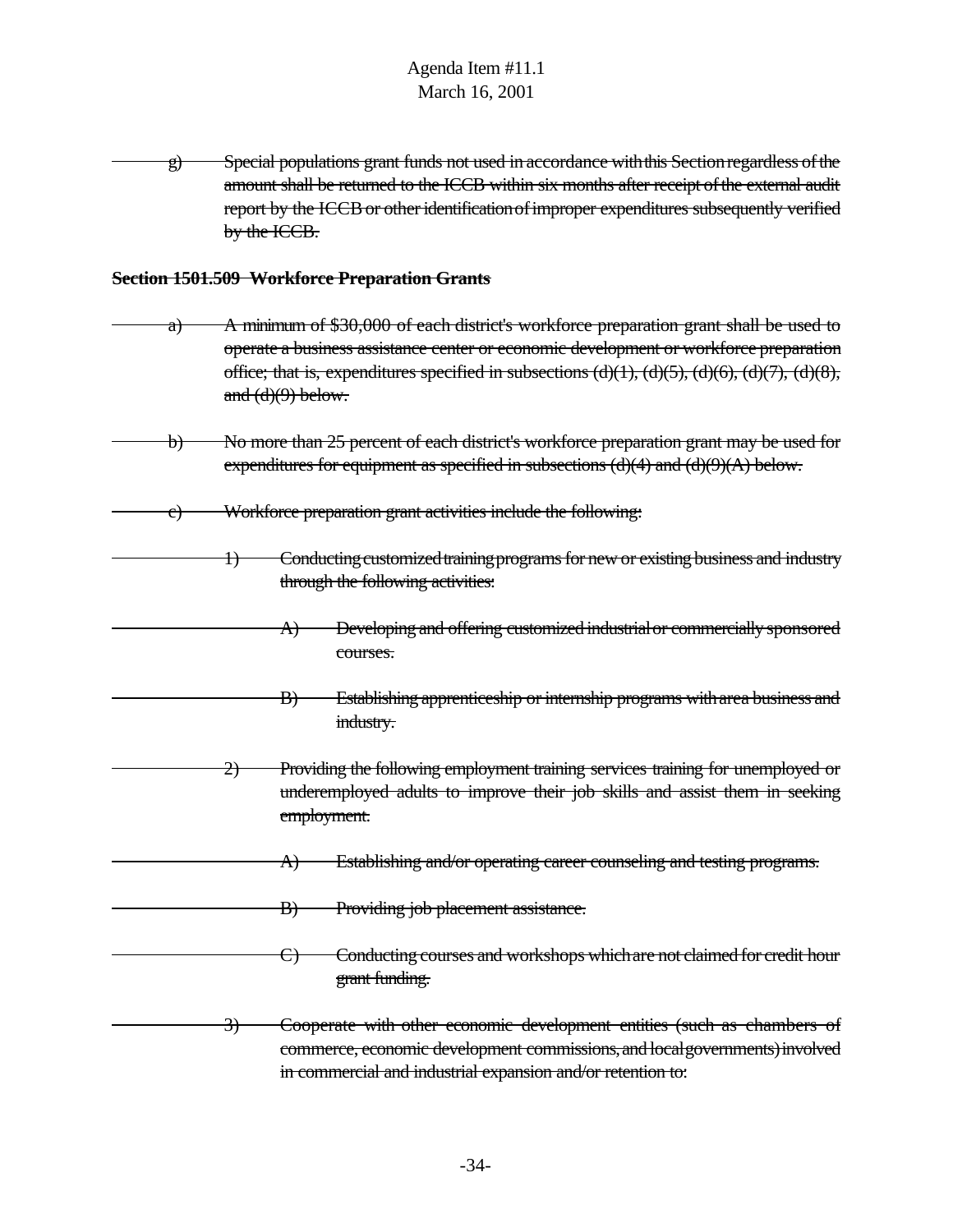g) ~~Special populations grant funds not used in accordance with this Section regardless of the amount shall be returned to the ICCB within six months after receipt of the external audit report by the ICCB or other identification of improper expenditures subsequently verified by the ICCB.~~

**~~Section 1501.509 Workforce Preparation Grants~~**

a) ~~A minimum of $30,000 of each district's workforce preparation grant shall be used to operate a business assistance center or economic development or workforce preparation office; that is, expenditures specified in subsections (d)(1), (d)(5), (d)(6), (d)(7), (d)(8), and (d)(9) below.~~

b) ~~No more than 25 percent of each district's workforce preparation grant may be used for expenditures for equipment as specified in subsections (d)(4) and (d)(9)(A) below.~~

c) ~~Workforce preparation grant activities include the following:~~

1) ~~Conducting customized training programs for new or existing business and industry through the following activities:~~

A) ~~Developing and offering customized industrial or commercially sponsored courses.~~

B) ~~Establishing apprenticeship or internship programs with area business and industry.~~

2) ~~Providing the following employment training services training for unemployed or underemployed adults to improve their job skills and assist them in seeking employment.~~

A) ~~Establishing and/or operating career counseling and testing programs.~~

B) ~~Providing job placement assistance.~~

C) ~~Conducting courses and workshops which are not claimed for credit hour grant funding.~~

3) ~~Cooperate with other economic development entities (such as chambers of commerce, economic development commissions, and local governments) involved in commercial and industrial expansion and/or retention to:~~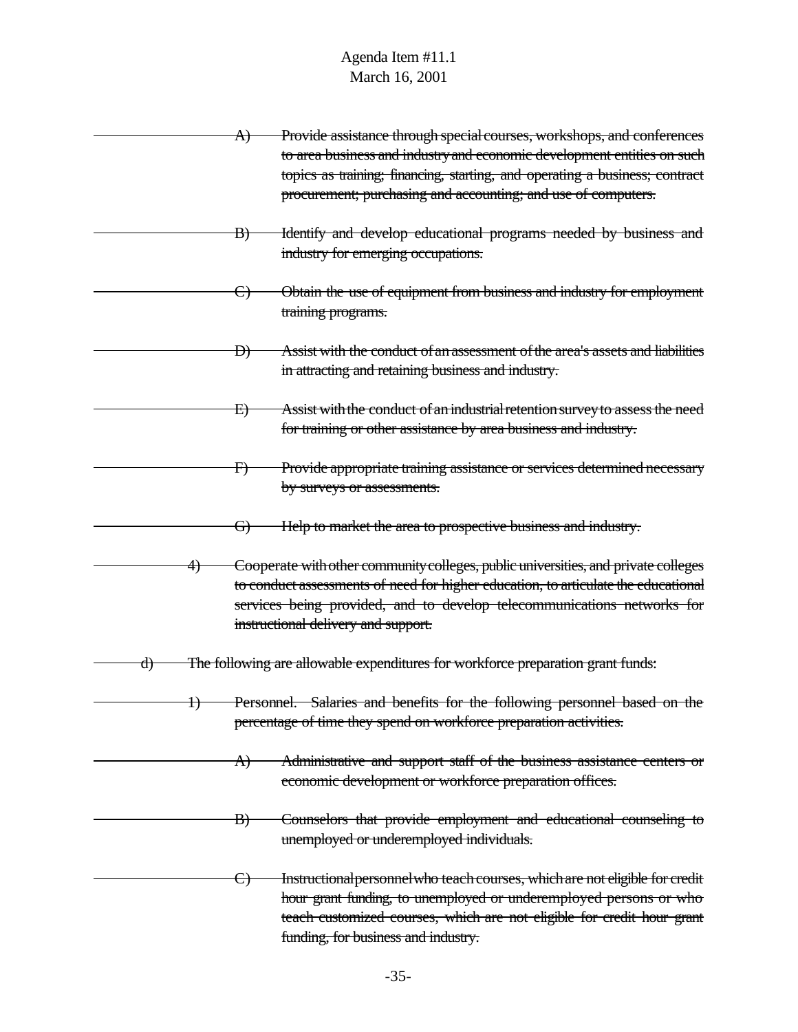~~A) Provide assistance through special courses, workshops, and conferences to area business and industry and economic development entities on such topics as training; financing, starting, and operating a business; contract procurement; purchasing and accounting; and use of computers.~~

~~B) Identify and develop educational programs needed by business and industry for emerging occupations.~~

~~C) Obtain the use of equipment from business and industry for employment training programs.~~

~~D) Assist with the conduct of an assessment of the area's assets and liabilities in attracting and retaining business and industry.~~

~~E) Assist with the conduct of an industrial retention survey to assess the need for training or other assistance by area business and industry.~~

~~F) Provide appropriate training assistance or services determined necessary by surveys or assessments.~~

~~G) Help to market the area to prospective business and industry.~~

~~4) Cooperate with other community colleges, public universities, and private colleges to conduct assessments of need for higher education, to articulate the educational services being provided, and to develop telecommunications networks for instructional delivery and support.~~

~~d) The following are allowable expenditures for workforce preparation grant funds:~~

~~1) Personnel. Salaries and benefits for the following personnel based on the percentage of time they spend on workforce preparation activities.~~

~~A) Administrative and support staff of the business assistance centers or economic development or workforce preparation offices.~~

~~B) Counselors that provide employment and educational counseling to unemployed or underemployed individuals.~~

~~C) Instructional personnel who teach courses, which are not eligible for credit hour grant funding, to unemployed or underemployed persons or who teach customized courses, which are not eligible for credit hour grant funding, for business and industry.~~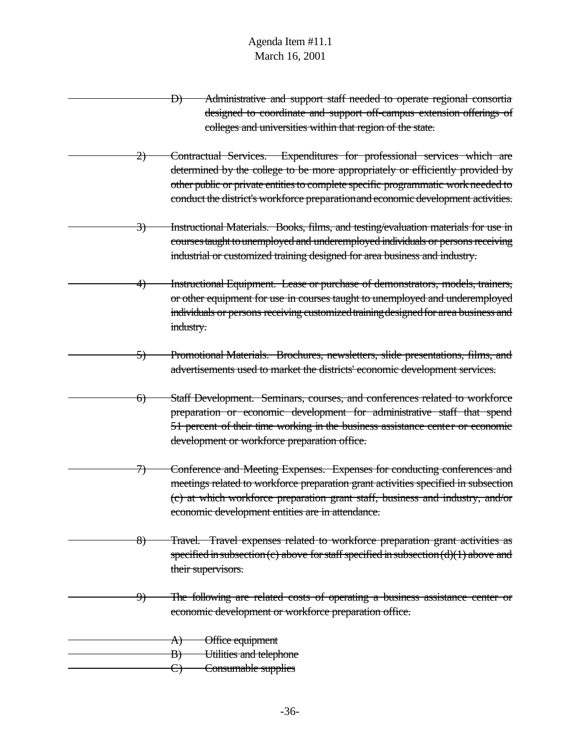~~D) Administrative and support staff needed to operate regional consortia designed to coordinate and support off-campus extension offerings of colleges and universities within that region of the state.~~

~~2) Contractual Services. Expenditures for professional services which are determined by the college to be more appropriately or efficiently provided by other public or private entities to complete specific programmatic work needed to conduct the district's workforce preparation and economic development activities.~~

~~3) Instructional Materials. Books, films, and testing/evaluation materials for use in courses taught to unemployed and underemployed individuals or persons receiving industrial or customized training designed for area business and industry.~~

~~4) Instructional Equipment. Lease or purchase of demonstrators, models, trainers, or other equipment for use in courses taught to unemployed and underemployed individuals or persons receiving customized training designed for area business and industry.~~

~~5) Promotional Materials. Brochures, newsletters, slide presentations, films, and advertisements used to market the districts' economic development services.~~

~~6) Staff Development. Seminars, courses, and conferences related to workforce preparation or economic development for administrative staff that spend 51 percent of their time working in the business assistance center or economic development or workforce preparation office.~~

~~7) Conference and Meeting Expenses. Expenses for conducting conferences and meetings related to workforce preparation grant activities specified in subsection (c) at which workforce preparation grant staff, business and industry, and/or economic development entities are in attendance.~~

~~8) Travel. Travel expenses related to workforce preparation grant activities as specified in subsection (c) above for staff specified in subsection (d)(1) above and their supervisors.~~

~~9) The following are related costs of operating a business assistance center or economic development or workforce preparation office.~~

~~A) Office equipment~~
~~B) Utilities and telephone~~
~~C) Consumable supplies~~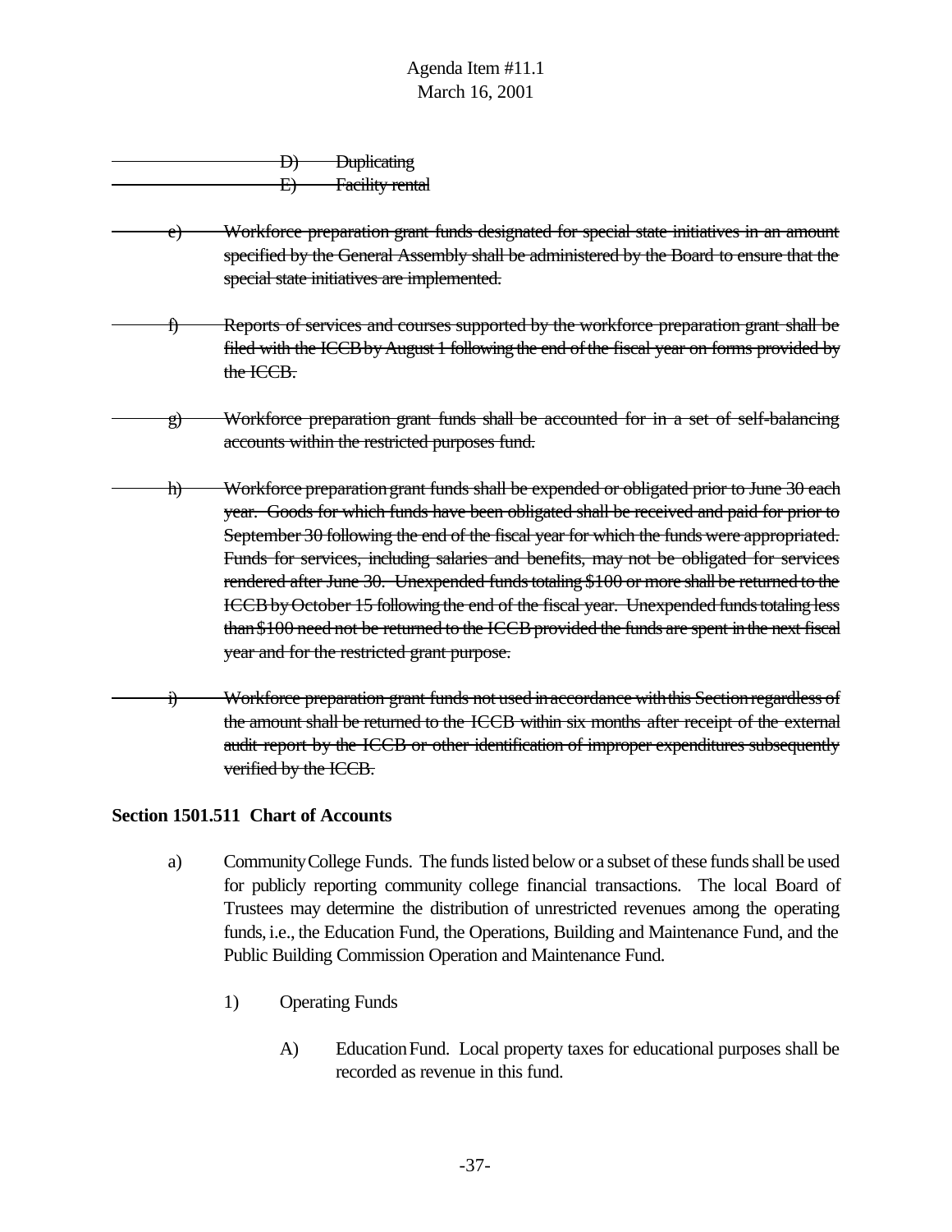~~D) Duplicating~~

~~E) Facility rental~~

~~e) Workforce preparation grant funds designated for special state initiatives in an amount specified by the General Assembly shall be administered by the Board to ensure that the special state initiatives are implemented.~~

~~f) Reports of services and courses supported by the workforce preparation grant shall be filed with the ICCB by August 1 following the end of the fiscal year on forms provided by the ICCB.~~

~~g) Workforce preparation grant funds shall be accounted for in a set of self-balancing accounts within the restricted purposes fund.~~

~~h) Workforce preparation grant funds shall be expended or obligated prior to June 30 each year. Goods for which funds have been obligated shall be received and paid for prior to September 30 following the end of the fiscal year for which the funds were appropriated. Funds for services, including salaries and benefits, may not be obligated for services rendered after June 30. Unexpended funds totaling $100 or more shall be returned to the ICCB by October 15 following the end of the fiscal year. Unexpended funds totaling less than $100 need not be returned to the ICCB provided the funds are spent in the next fiscal year and for the restricted grant purpose.~~

~~i) Workforce preparation grant funds not used in accordance with this Section regardless of the amount shall be returned to the ICCB within six months after receipt of the external audit report by the ICCB or other identification of improper expenditures subsequently verified by the ICCB.~~

**Section 1501.511 Chart of Accounts**

a) Community College Funds. The funds listed below or a subset of these funds shall be used for publicly reporting community college financial transactions. The local Board of Trustees may determine the distribution of unrestricted revenues among the operating funds, i.e., the Education Fund, the Operations, Building and Maintenance Fund, and the Public Building Commission Operation and Maintenance Fund.

1) Operating Funds

A) Education Fund. Local property taxes for educational purposes shall be recorded as revenue in this fund.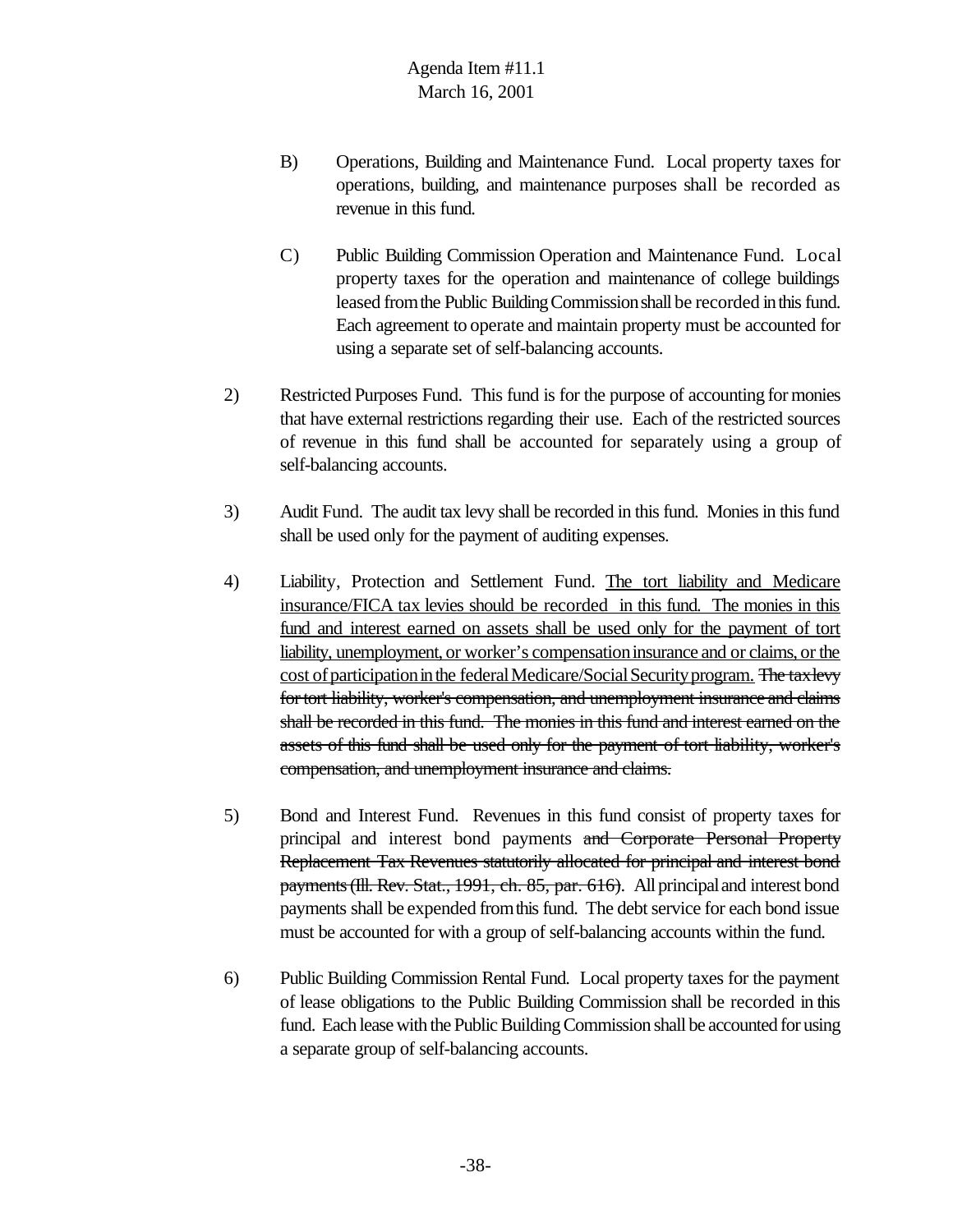B) Operations, Building and Maintenance Fund. Local property taxes for operations, building, and maintenance purposes shall be recorded as revenue in this fund.

C) Public Building Commission Operation and Maintenance Fund. Local property taxes for the operation and maintenance of college buildings leased from the Public Building Commission shall be recorded in this fund. Each agreement to operate and maintain property must be accounted for using a separate set of self-balancing accounts.

2) Restricted Purposes Fund. This fund is for the purpose of accounting for monies that have external restrictions regarding their use. Each of the restricted sources of revenue in this fund shall be accounted for separately using a group of self-balancing accounts.

3) Audit Fund. The audit tax levy shall be recorded in this fund. Monies in this fund shall be used only for the payment of auditing expenses.

4) Liability, Protection and Settlement Fund. <u>The tort liability and Medicare insurance/FICA tax levies should be recorded in this fund. The monies in this fund and interest earned on assets shall be used only for the payment of tort liability, unemployment, or worker's compensation insurance and or claims, or the cost of participation in the federal Medicare/Social Security program.</u> ~~The tax levy for tort liability, worker's compensation, and unemployment insurance and claims shall be recorded in this fund. The monies in this fund and interest earned on the assets of this fund shall be used only for the payment of tort liability, worker's compensation, and unemployment insurance and claims.~~

5) Bond and Interest Fund. Revenues in this fund consist of property taxes for principal and interest bond payments ~~and Corporate Personal Property Replacement Tax Revenues statutorily allocated for principal and interest bond payments (Ill. Rev. Stat., 1991, ch. 85, par. 616)~~. All principal and interest bond payments shall be expended from this fund. The debt service for each bond issue must be accounted for with a group of self-balancing accounts within the fund.

6) Public Building Commission Rental Fund. Local property taxes for the payment of lease obligations to the Public Building Commission shall be recorded in this fund. Each lease with the Public Building Commission shall be accounted for using a separate group of self-balancing accounts.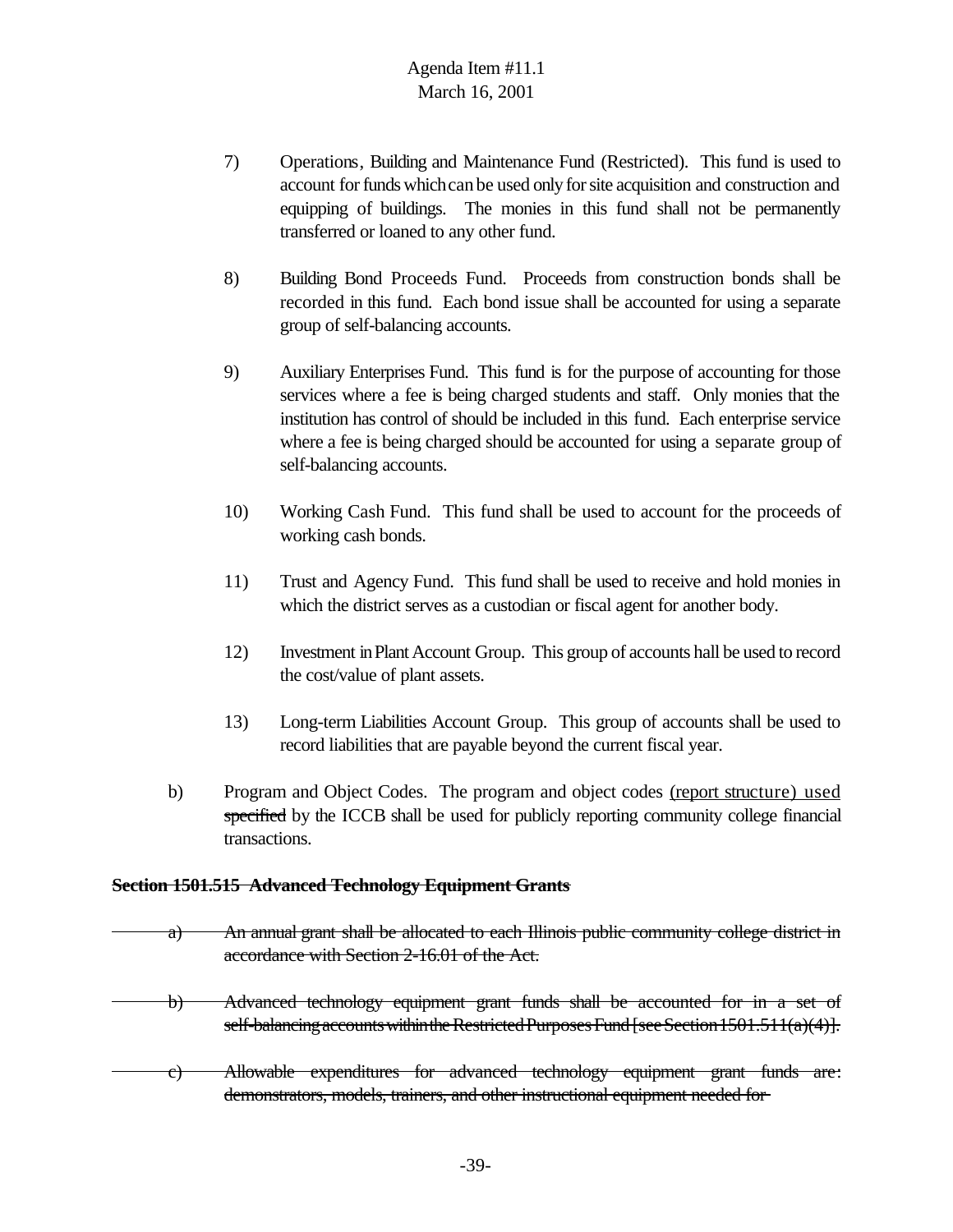7) Operations, Building and Maintenance Fund (Restricted). This fund is used to account for funds which can be used only for site acquisition and construction and equipping of buildings. The monies in this fund shall not be permanently transferred or loaned to any other fund.

8) Building Bond Proceeds Fund. Proceeds from construction bonds shall be recorded in this fund. Each bond issue shall be accounted for using a separate group of self-balancing accounts.

9) Auxiliary Enterprises Fund. This fund is for the purpose of accounting for those services where a fee is being charged students and staff. Only monies that the institution has control of should be included in this fund. Each enterprise service where a fee is being charged should be accounted for using a separate group of self-balancing accounts.

10) Working Cash Fund. This fund shall be used to account for the proceeds of working cash bonds.

11) Trust and Agency Fund. This fund shall be used to receive and hold monies in which the district serves as a custodian or fiscal agent for another body.

12) Investment in Plant Account Group. This group of accounts hall be used to record the cost/value of plant assets.

13) Long-term Liabilities Account Group. This group of accounts shall be used to record liabilities that are payable beyond the current fiscal year.

b) Program and Object Codes. The program and object codes <u>(report structure) used</u> ~~specified~~ by the ICCB shall be used for publicly reporting community college financial transactions.

~~**Section 1501.515 Advanced Technology Equipment Grants**~~

~~a) An annual grant shall be allocated to each Illinois public community college district in accordance with Section 2-16.01 of the Act.~~

~~b) Advanced technology equipment grant funds shall be accounted for in a set of self-balancing accounts within the Restricted Purposes Fund [see Section 1501.511(a)(4)].~~

~~c) Allowable expenditures for advanced technology equipment grant funds are: demonstrators, models, trainers, and other instructional equipment needed for~~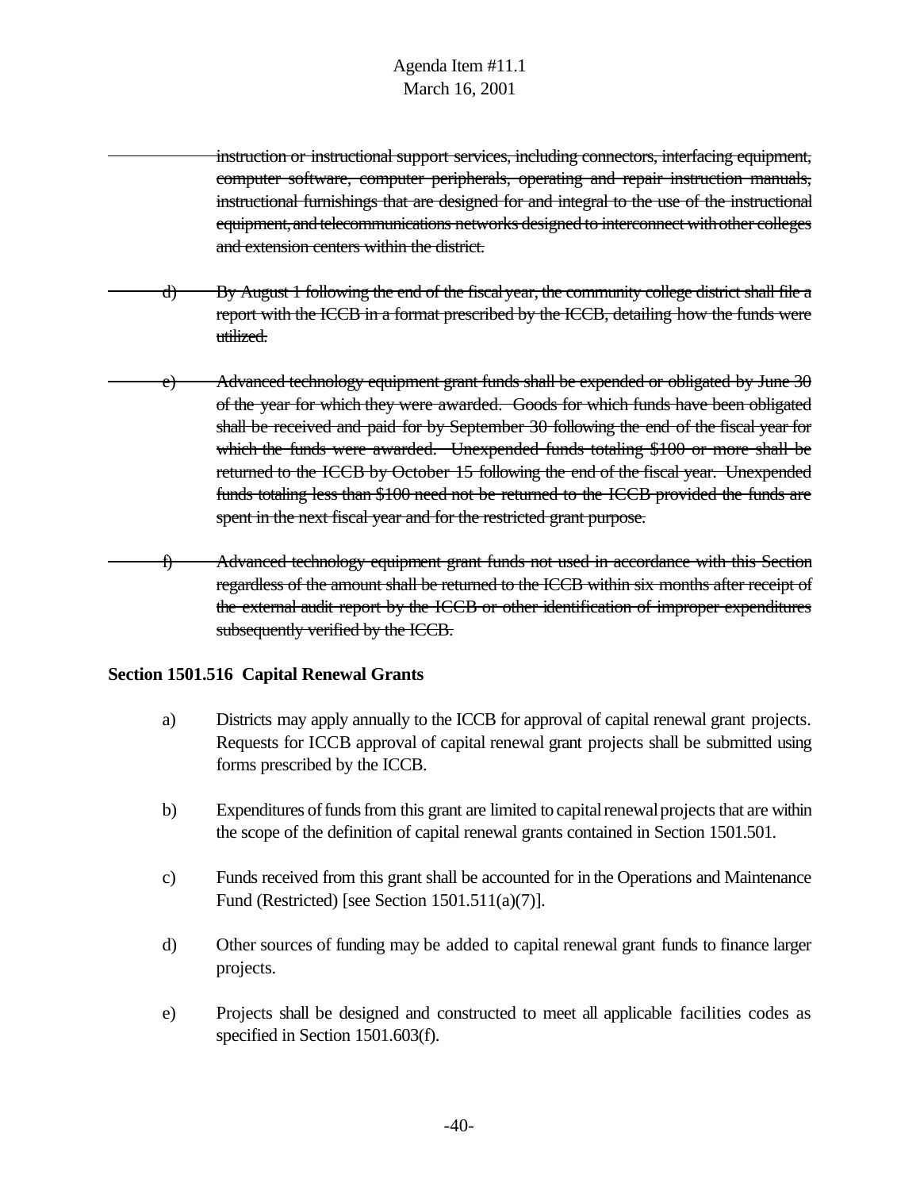~~instruction or instructional support services, including connectors, interfacing equipment, computer software, computer peripherals, operating and repair instruction manuals, instructional furnishings that are designed for and integral to the use of the instructional equipment, and telecommunications networks designed to interconnect with other colleges and extension centers within the district.~~

~~d) By August 1 following the end of the fiscal year, the community college district shall file a report with the ICCB in a format prescribed by the ICCB, detailing how the funds were utilized.~~

~~e) Advanced technology equipment grant funds shall be expended or obligated by June 30 of the year for which they were awarded. Goods for which funds have been obligated shall be received and paid for by September 30 following the end of the fiscal year for which the funds were awarded. Unexpended funds totaling $100 or more shall be returned to the ICCB by October 15 following the end of the fiscal year. Unexpended funds totaling less than $100 need not be returned to the ICCB provided the funds are spent in the next fiscal year and for the restricted grant purpose.~~

~~f) Advanced technology equipment grant funds not used in accordance with this Section regardless of the amount shall be returned to the ICCB within six months after receipt of the external audit report by the ICCB or other identification of improper expenditures subsequently verified by the ICCB.~~

**Section 1501.516 Capital Renewal Grants**

a) Districts may apply annually to the ICCB for approval of capital renewal grant projects. Requests for ICCB approval of capital renewal grant projects shall be submitted using forms prescribed by the ICCB.

b) Expenditures of funds from this grant are limited to capital renewal projects that are within the scope of the definition of capital renewal grants contained in Section 1501.501.

c) Funds received from this grant shall be accounted for in the Operations and Maintenance Fund (Restricted) [see Section 1501.511(a)(7)].

d) Other sources of funding may be added to capital renewal grant funds to finance larger projects.

e) Projects shall be designed and constructed to meet all applicable facilities codes as specified in Section 1501.603(f).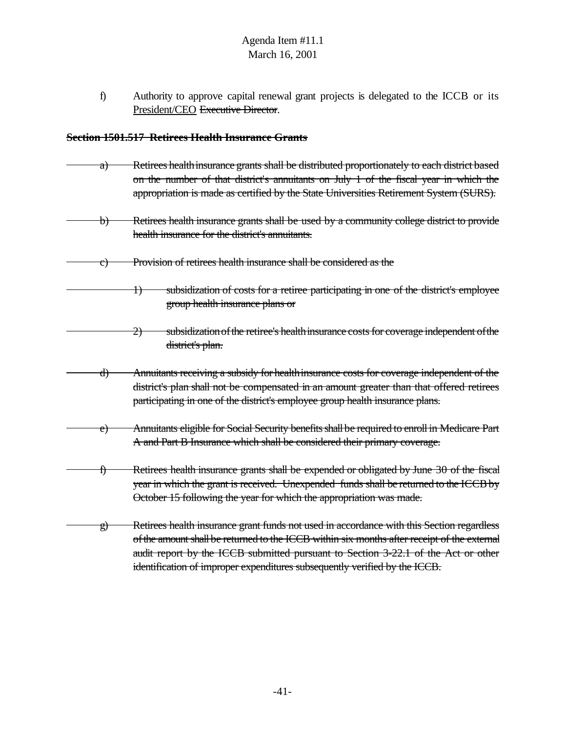f) Authority to approve capital renewal grant projects is delegated to the ICCB or its <u>President/CEO</u> ~~Executive Director~~.

~~**Section 1501.517 Retirees Health Insurance Grants**~~

~~a) Retirees health insurance grants shall be distributed proportionately to each district based on the number of that district's annuitants on July 1 of the fiscal year in which the appropriation is made as certified by the State Universities Retirement System (SURS).~~

~~b) Retirees health insurance grants shall be used by a community college district to provide health insurance for the district's annuitants.~~

~~c) Provision of retirees health insurance shall be considered as the~~

~~1) subsidization of costs for a retiree participating in one of the district's employee group health insurance plans or~~

~~2) subsidization of the retiree's health insurance costs for coverage independent of the district's plan.~~

~~d) Annuitants receiving a subsidy for health insurance costs for coverage independent of the district's plan shall not be compensated in an amount greater than that offered retirees participating in one of the district's employee group health insurance plans.~~

~~e) Annuitants eligible for Social Security benefits shall be required to enroll in Medicare Part A and Part B Insurance which shall be considered their primary coverage.~~

~~f) Retirees health insurance grants shall be expended or obligated by June 30 of the fiscal year in which the grant is received. Unexpended funds shall be returned to the ICCB by October 15 following the year for which the appropriation was made.~~

~~g) Retirees health insurance grant funds not used in accordance with this Section regardless of the amount shall be returned to the ICCB within six months after receipt of the external audit report by the ICCB submitted pursuant to Section 3-22.1 of the Act or other identification of improper expenditures subsequently verified by the ICCB.~~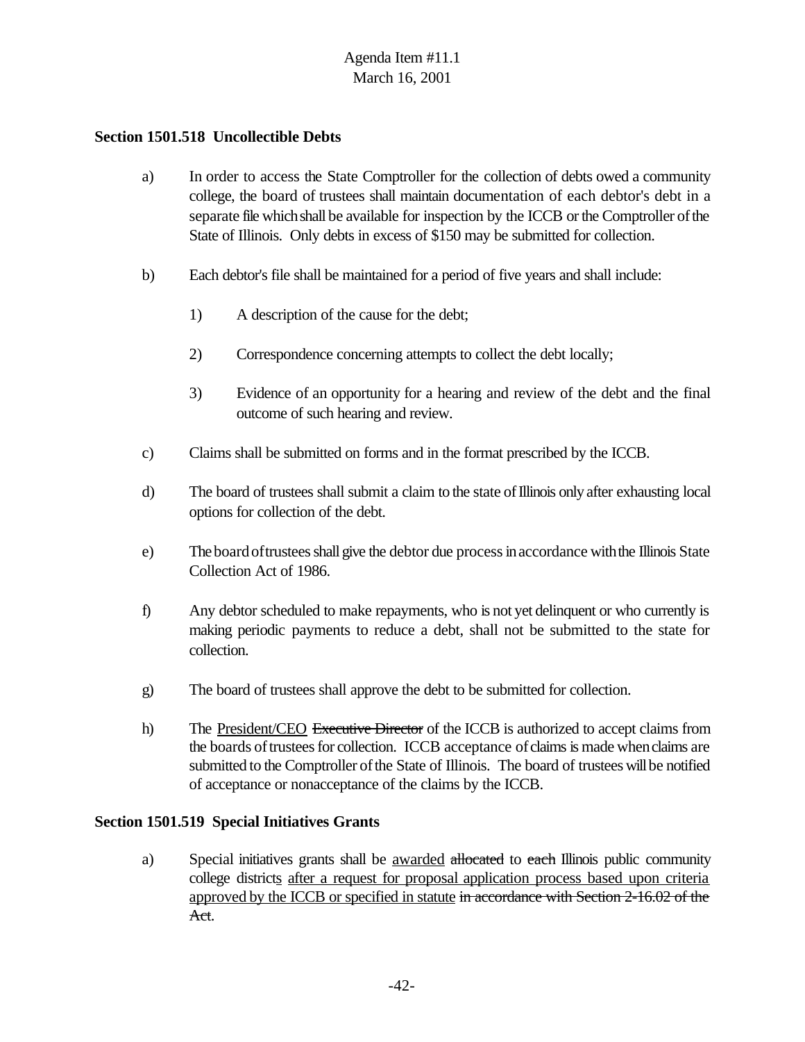**Section 1501.518 Uncollectible Debts**

a) In order to access the State Comptroller for the collection of debts owed a community college, the board of trustees shall maintain documentation of each debtor's debt in a separate file which shall be available for inspection by the ICCB or the Comptroller of the State of Illinois. Only debts in excess of $150 may be submitted for collection.

b) Each debtor's file shall be maintained for a period of five years and shall include:

1) A description of the cause for the debt;

2) Correspondence concerning attempts to collect the debt locally;

3) Evidence of an opportunity for a hearing and review of the debt and the final outcome of such hearing and review.

c) Claims shall be submitted on forms and in the format prescribed by the ICCB.

d) The board of trustees shall submit a claim to the state of Illinois only after exhausting local options for collection of the debt.

e) The board of trustees shall give the debtor due process in accordance with the Illinois State Collection Act of 1986.

f) Any debtor scheduled to make repayments, who is not yet delinquent or who currently is making periodic payments to reduce a debt, shall not be submitted to the state for collection.

g) The board of trustees shall approve the debt to be submitted for collection.

h) The <u>President/CEO</u> ~~Executive Director~~ of the ICCB is authorized to accept claims from the boards of trustees for collection. ICCB acceptance of claims is made when claims are submitted to the Comptroller of the State of Illinois. The board of trustees will be notified of acceptance or nonacceptance of the claims by the ICCB.

**Section 1501.519 Special Initiatives Grants**

a) Special initiatives grants shall be <u>awarded</u> ~~allocated~~ to ~~each~~ Illinois public community college district<u>s</u> <u>after a request for proposal application process based upon criteria approved by the ICCB or specified in statute</u> ~~in accordance with Section 2-16.02 of the Act~~.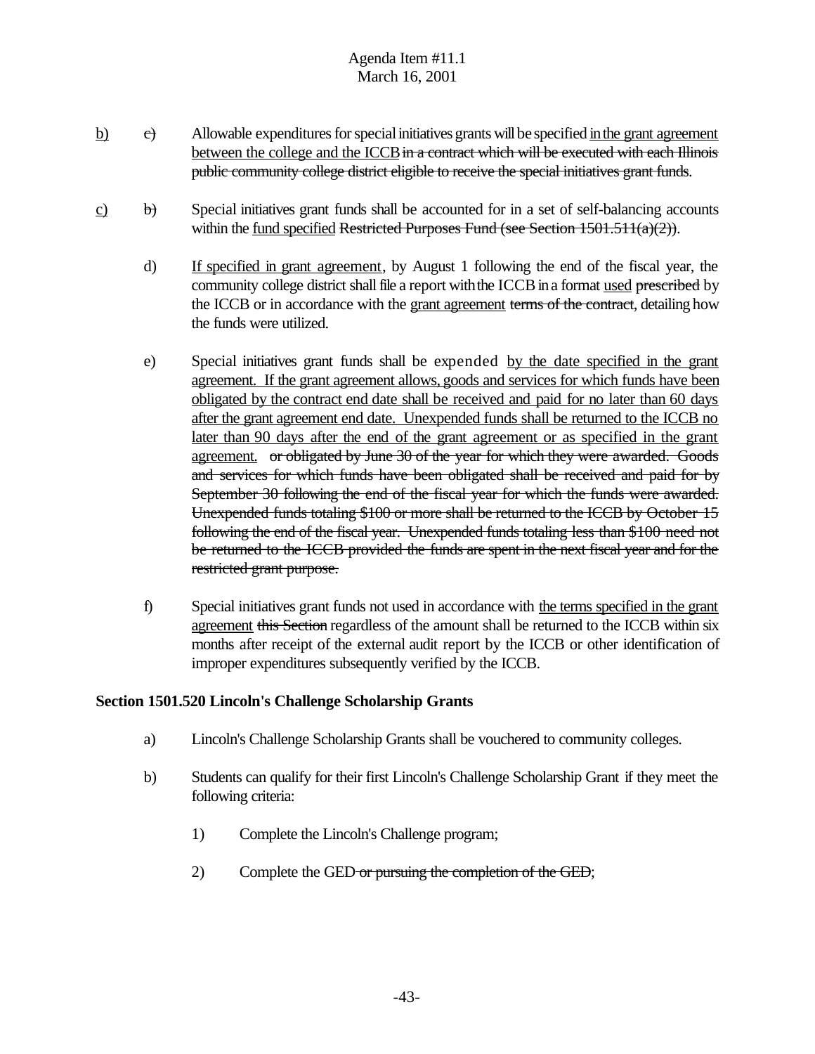<u>b)</u> ~~c)~~ Allowable expenditures for special initiatives grants will be specified <u>in the grant agreement between the college and the ICCB</u> ~~in a contract which will be executed with each Illinois public community college district eligible to receive the special initiatives grant funds~~.

<u>c)</u> ~~b)~~ Special initiatives grant funds shall be accounted for in a set of self-balancing accounts within the <u>fund specified</u> ~~Restricted Purposes Fund (see Section 1501.511(a)(2))~~.

d) <u>If specified in grant agreement</u>, by August 1 following the end of the fiscal year, the community college district shall file a report with the ICCB in a format <u>used</u> ~~prescribed~~ by the ICCB or in accordance with the <u>grant agreement</u> ~~terms of the contract~~, detailing how the funds were utilized.

e) Special initiatives grant funds shall be expended <u>by the date specified in the grant agreement. If the grant agreement allows, goods and services for which funds have been obligated by the contract end date shall be received and paid for no later than 60 days after the grant agreement end date. Unexpended funds shall be returned to the ICCB no later than 90 days after the end of the grant agreement or as specified in the grant agreement.</u> ~~or obligated by June 30 of the year for which they were awarded. Goods and services for which funds have been obligated shall be received and paid for by September 30 following the end of the fiscal year for which the funds were awarded. Unexpended funds totaling $100 or more shall be returned to the ICCB by October 15 following the end of the fiscal year. Unexpended funds totaling less than $100 need not be returned to the ICCB provided the funds are spent in the next fiscal year and for the restricted grant purpose.~~

f) Special initiatives grant funds not used in accordance with <u>the terms specified in the grant agreement</u> ~~this Section~~ regardless of the amount shall be returned to the ICCB within six months after receipt of the external audit report by the ICCB or other identification of improper expenditures subsequently verified by the ICCB.

**Section 1501.520 Lincoln's Challenge Scholarship Grants**

a) Lincoln's Challenge Scholarship Grants shall be vouchered to community colleges.

b) Students can qualify for their first Lincoln's Challenge Scholarship Grant if they meet the following criteria:

1) Complete the Lincoln's Challenge program;

2) Complete the GED ~~or pursuing the completion of the GED~~;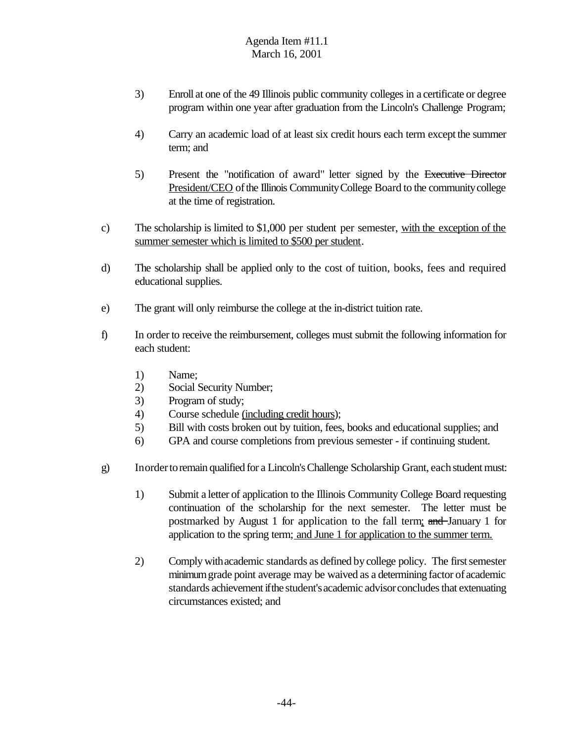3) Enroll at one of the 49 Illinois public community colleges in a certificate or degree program within one year after graduation from the Lincoln's Challenge Program;

4) Carry an academic load of at least six credit hours each term except the summer term; and

5) Present the "notification of award" letter signed by the ~~Executive Director~~ <u>President/CEO</u> of the Illinois Community College Board to the community college at the time of registration.

c) The scholarship is limited to $1,000 per student per semester, <u>with the exception of the summer semester which is limited to $500 per student</u>.

d) The scholarship shall be applied only to the cost of tuition, books, fees and required educational supplies.

e) The grant will only reimburse the college at the in-district tuition rate.

f) In order to receive the reimbursement, colleges must submit the following information for each student:

1) Name;
2) Social Security Number;
3) Program of study;
4) Course schedule <u>(including credit hours)</u>;
5) Bill with costs broken out by tuition, fees, books and educational supplies; and
6) GPA and course completions from previous semester - if continuing student.

g) In order to remain qualified for a Lincoln's Challenge Scholarship Grant, each student must:

1) Submit a letter of application to the Illinois Community College Board requesting continuation of the scholarship for the next semester. The letter must be postmarked by August 1 for application to the fall term<u>;</u> ~~and~~ January 1 for application to the spring term<u>; and June 1 for application to the summer term.</u>

2) Comply with academic standards as defined by college policy. The first semester minimum grade point average may be waived as a determining factor of academic standards achievement if the student's academic advisor concludes that extenuating circumstances existed; and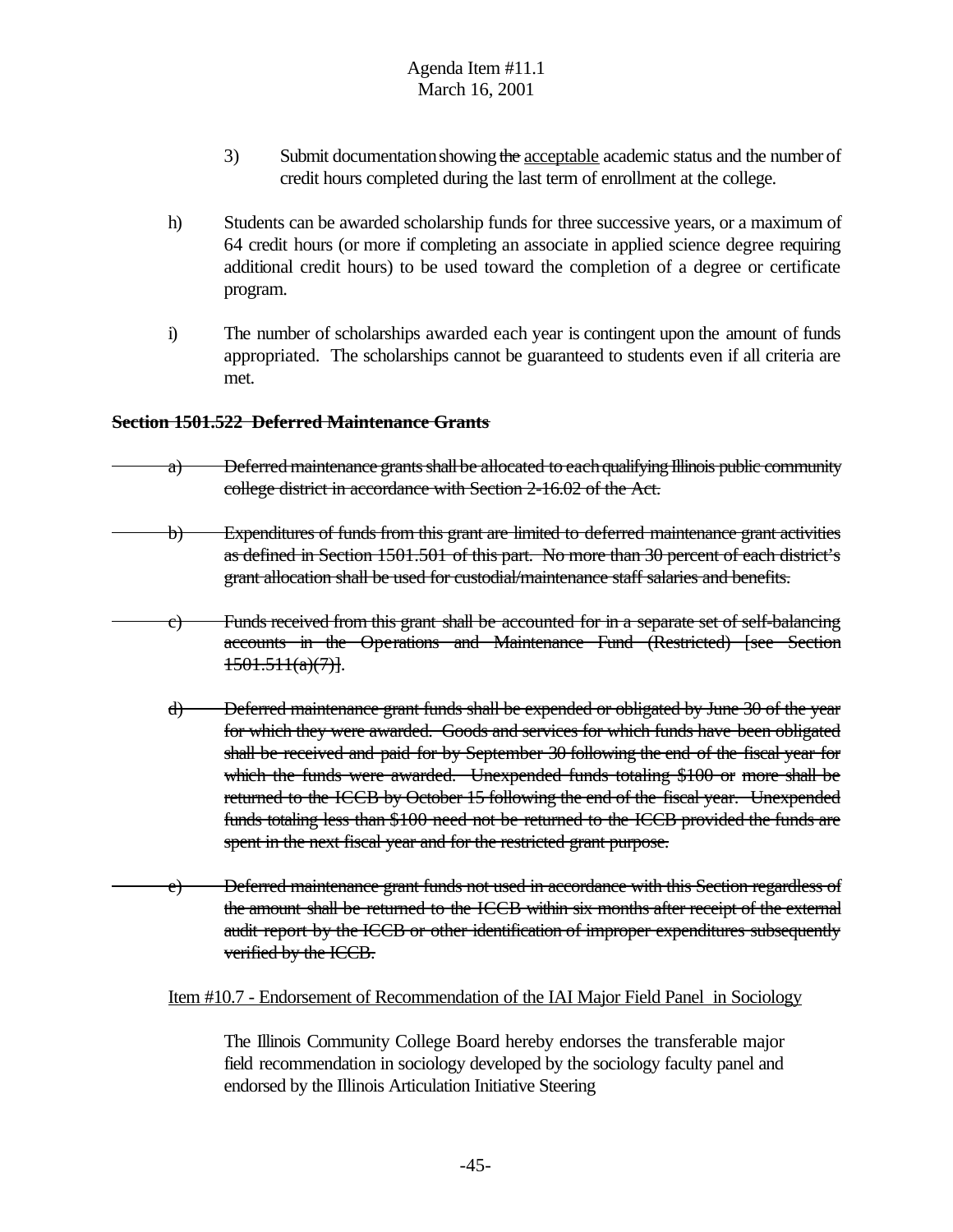3) Submit documentation showing ~~the~~ <u>acceptable</u> academic status and the number of credit hours completed during the last term of enrollment at the college.

h) Students can be awarded scholarship funds for three successive years, or a maximum of 64 credit hours (or more if completing an associate in applied science degree requiring additional credit hours) to be used toward the completion of a degree or certificate program.

i) The number of scholarships awarded each year is contingent upon the amount of funds appropriated. The scholarships cannot be guaranteed to students even if all criteria are met.

~~**Section 1501.522 Deferred Maintenance Grants**~~

~~a) Deferred maintenance grants shall be allocated to each qualifying Illinois public community college district in accordance with Section 2-16.02 of the Act.~~

~~b) Expenditures of funds from this grant are limited to deferred maintenance grant activities as defined in Section 1501.501 of this part. No more than 30 percent of each district's grant allocation shall be used for custodial/maintenance staff salaries and benefits.~~

~~c) Funds received from this grant shall be accounted for in a separate set of self-balancing accounts in the Operations and Maintenance Fund (Restricted) [see Section 1501.511(a)(7)].~~

~~d) Deferred maintenance grant funds shall be expended or obligated by June 30 of the year for which they were awarded. Goods and services for which funds have been obligated shall be received and paid for by September 30 following the end of the fiscal year for which the funds were awarded. Unexpended funds totaling $100 or more shall be returned to the ICCB by October 15 following the end of the fiscal year. Unexpended funds totaling less than $100 need not be returned to the ICCB provided the funds are spent in the next fiscal year and for the restricted grant purpose.~~

~~e) Deferred maintenance grant funds not used in accordance with this Section regardless of the amount shall be returned to the ICCB within six months after receipt of the external audit report by the ICCB or other identification of improper expenditures subsequently verified by the ICCB.~~

<u>Item #10.7 - Endorsement of Recommendation of the IAI Major Field Panel in Sociology</u>

The Illinois Community College Board hereby endorses the transferable major field recommendation in sociology developed by the sociology faculty panel and endorsed by the Illinois Articulation Initiative Steering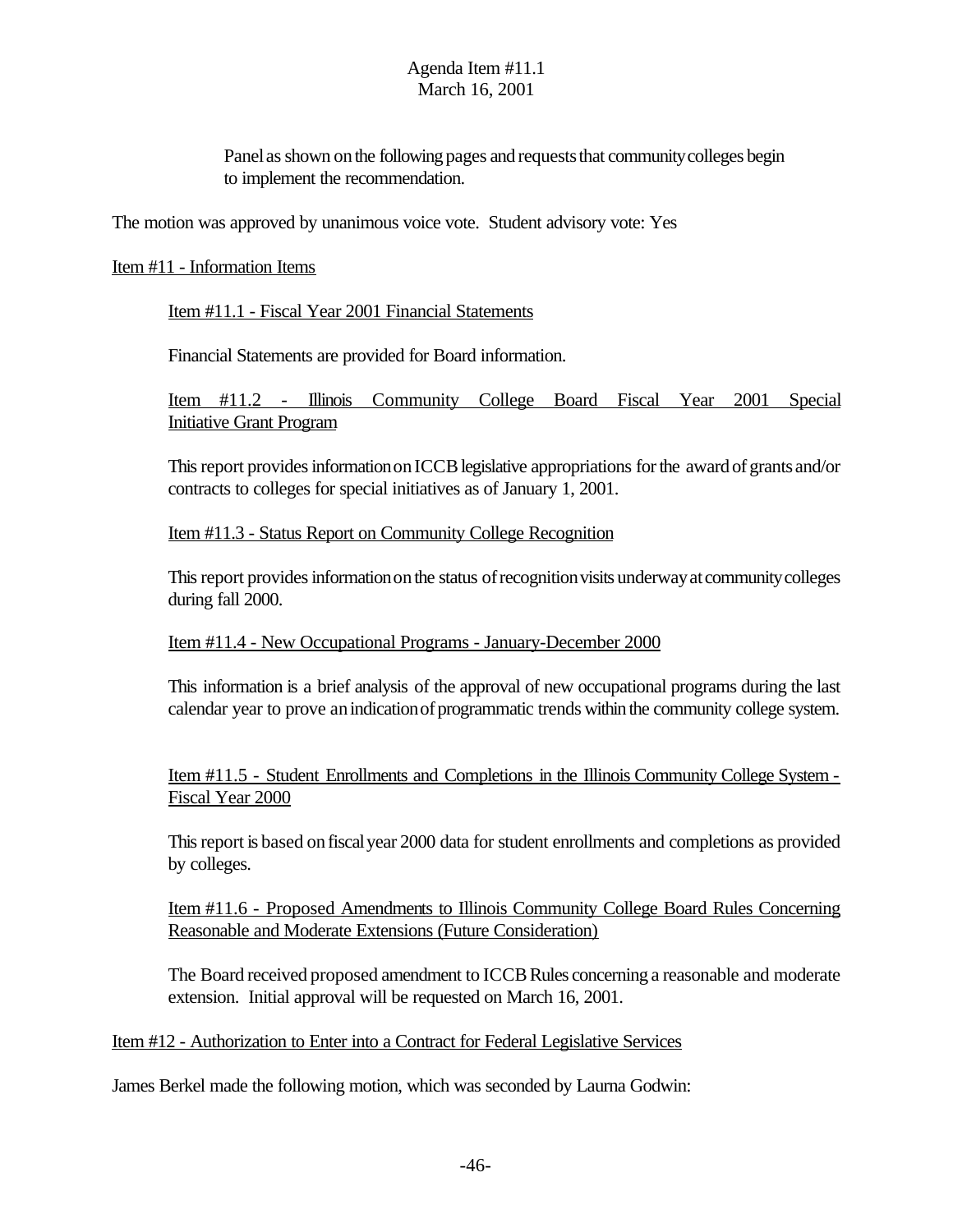Panel as shown on the following pages and requests that community colleges begin to implement the recommendation.

The motion was approved by unanimous voice vote. Student advisory vote: Yes

Item #11 - Information Items

Item #11.1 - Fiscal Year 2001 Financial Statements

Financial Statements are provided for Board information.

Item #11.2 - Illinois Community College Board Fiscal Year 2001 Special Initiative Grant Program

This report provides information on ICCB legislative appropriations for the award of grants and/or contracts to colleges for special initiatives as of January 1, 2001.

Item #11.3 - Status Report on Community College Recognition

This report provides information on the status of recognition visits underway at community colleges during fall 2000.

Item #11.4 - New Occupational Programs - January-December 2000

This information is a brief analysis of the approval of new occupational programs during the last calendar year to prove an indication of programmatic trends within the community college system.

Item #11.5 - Student Enrollments and Completions in the Illinois Community College System - Fiscal Year 2000

This report is based on fiscal year 2000 data for student enrollments and completions as provided by colleges.

Item #11.6 - Proposed Amendments to Illinois Community College Board Rules Concerning Reasonable and Moderate Extensions (Future Consideration)

The Board received proposed amendment to ICCB Rules concerning a reasonable and moderate extension. Initial approval will be requested on March 16, 2001.

Item #12 - Authorization to Enter into a Contract for Federal Legislative Services

James Berkel made the following motion, which was seconded by Laurna Godwin: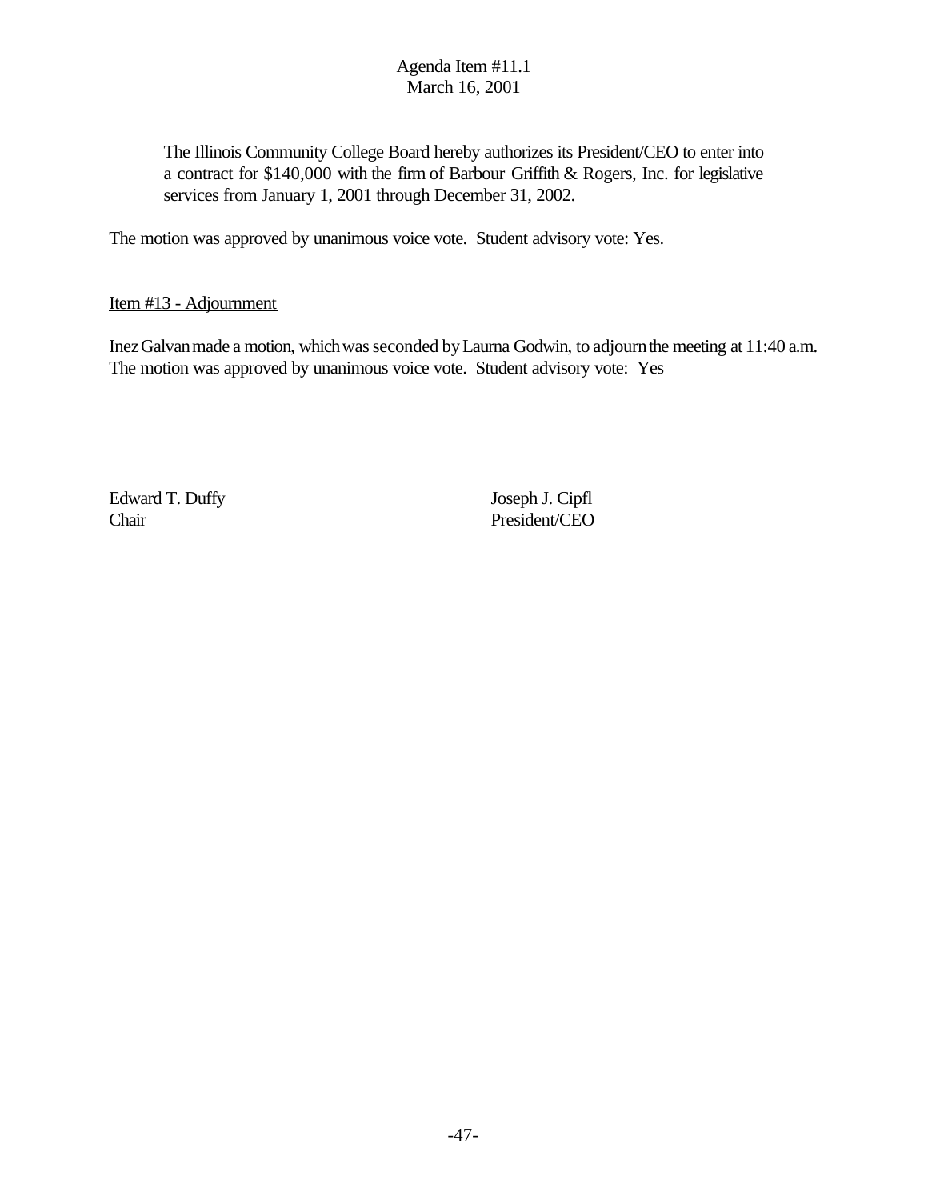The Illinois Community College Board hereby authorizes its President/CEO to enter into a contract for $140,000 with the firm of Barbour Griffith & Rogers, Inc. for legislative services from January 1, 2001 through December 31, 2002.

The motion was approved by unanimous voice vote. Student advisory vote: Yes.

Item #13 - Adjournment

Inez Galvan made a motion, which was seconded by Laurna Godwin, to adjourn the meeting at 11:40 a.m. The motion was approved by unanimous voice vote. Student advisory vote: Yes

| | |
|---|---|
| Edward T. Duffy | Joseph J. Cipfl |
| Chair | President/CEO |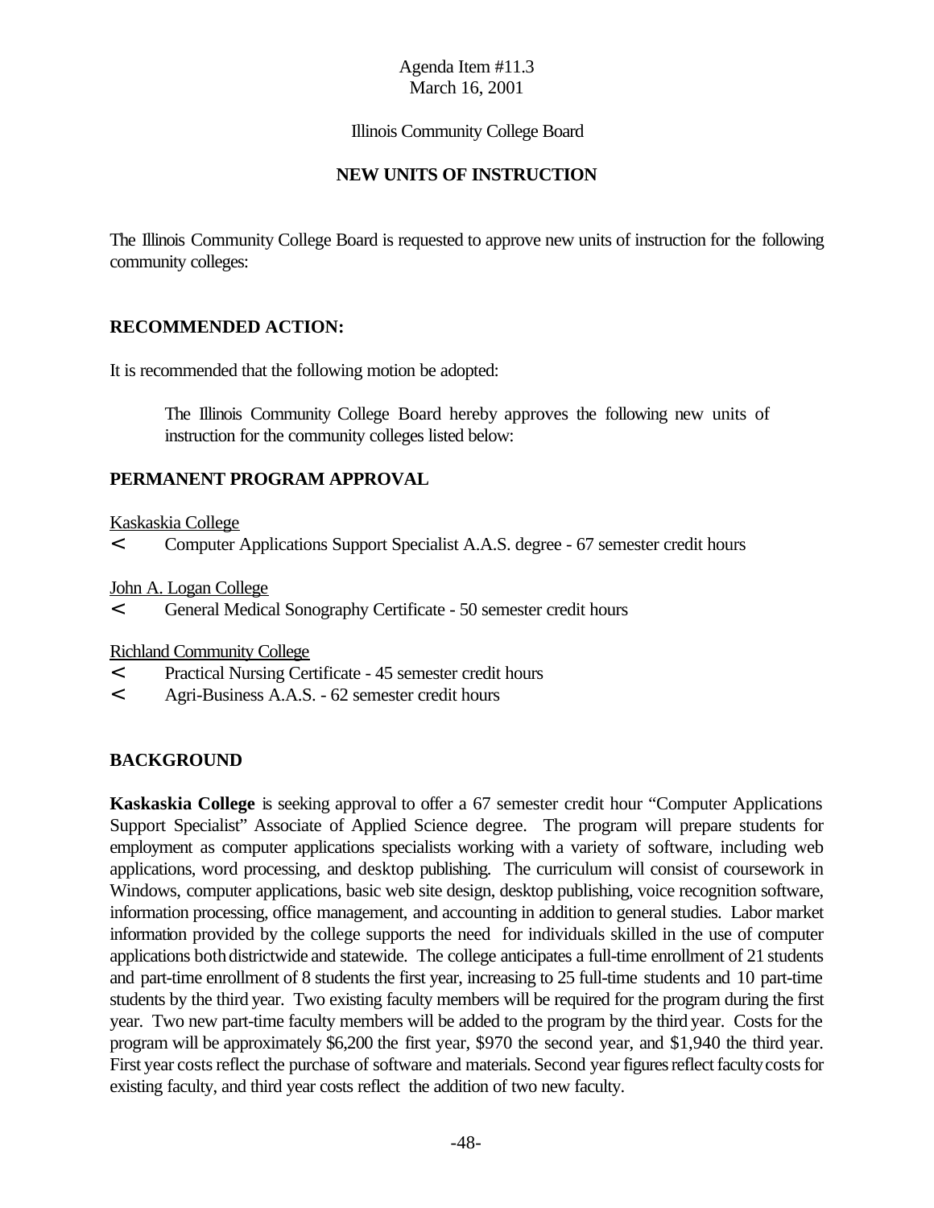Agenda Item #11.3
March 16, 2001

Illinois Community College Board

## NEW UNITS OF INSTRUCTION

The Illinois Community College Board is requested to approve new units of instruction for the following community colleges:

### RECOMMENDED ACTION:

It is recommended that the following motion be adopted:

> The Illinois Community College Board hereby approves the following new units of instruction for the community colleges listed below:

### PERMANENT PROGRAM APPROVAL

Kaskaskia College

- Computer Applications Support Specialist A.A.S. degree - 67 semester credit hours

John A. Logan College

- General Medical Sonography Certificate - 50 semester credit hours

Richland Community College

- Practical Nursing Certificate - 45 semester credit hours
- Agri-Business A.A.S. - 62 semester credit hours

### BACKGROUND

**Kaskaskia College** is seeking approval to offer a 67 semester credit hour "Computer Applications Support Specialist" Associate of Applied Science degree. The program will prepare students for employment as computer applications specialists working with a variety of software, including web applications, word processing, and desktop publishing. The curriculum will consist of coursework in Windows, computer applications, basic web site design, desktop publishing, voice recognition software, information processing, office management, and accounting in addition to general studies. Labor market information provided by the college supports the need for individuals skilled in the use of computer applications both districtwide and statewide. The college anticipates a full-time enrollment of 21 students and part-time enrollment of 8 students the first year, increasing to 25 full-time students and 10 part-time students by the third year. Two existing faculty members will be required for the program during the first year. Two new part-time faculty members will be added to the program by the third year. Costs for the program will be approximately $6,200 the first year, $970 the second year, and $1,940 the third year. First year costs reflect the purchase of software and materials. Second year figures reflect faculty costs for existing faculty, and third year costs reflect the addition of two new faculty.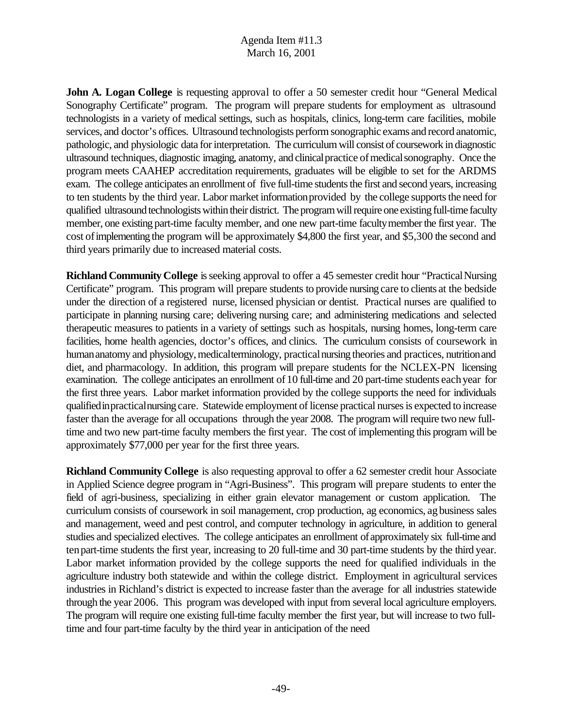**John A. Logan College** is requesting approval to offer a 50 semester credit hour "General Medical Sonography Certificate" program. The program will prepare students for employment as ultrasound technologists in a variety of medical settings, such as hospitals, clinics, long-term care facilities, mobile services, and doctor's offices. Ultrasound technologists perform sonographic exams and record anatomic, pathologic, and physiologic data for interpretation. The curriculum will consist of coursework in diagnostic ultrasound techniques, diagnostic imaging, anatomy, and clinical practice of medical sonography. Once the program meets CAAHEP accreditation requirements, graduates will be eligible to set for the ARDMS exam. The college anticipates an enrollment of five full-time students the first and second years, increasing to ten students by the third year. Labor market information provided by the college supports the need for qualified ultrasound technologists within their district. The program will require one existing full-time faculty member, one existing part-time faculty member, and one new part-time faculty member the first year. The cost of implementing the program will be approximately $4,800 the first year, and $5,300 the second and third years primarily due to increased material costs.

**Richland Community College** is seeking approval to offer a 45 semester credit hour "Practical Nursing Certificate" program. This program will prepare students to provide nursing care to clients at the bedside under the direction of a registered nurse, licensed physician or dentist. Practical nurses are qualified to participate in planning nursing care; delivering nursing care; and administering medications and selected therapeutic measures to patients in a variety of settings such as hospitals, nursing homes, long-term care facilities, home health agencies, doctor's offices, and clinics. The curriculum consists of coursework in human anatomy and physiology, medical terminology, practical nursing theories and practices, nutrition and diet, and pharmacology. In addition, this program will prepare students for the NCLEX-PN licensing examination. The college anticipates an enrollment of 10 full-time and 20 part-time students each year for the first three years. Labor market information provided by the college supports the need for individuals qualified in practical nursing care. Statewide employment of license practical nurses is expected to increase faster than the average for all occupations through the year 2008. The program will require two new full-time and two new part-time faculty members the first year. The cost of implementing this program will be approximately $77,000 per year for the first three years.

**Richland Community College** is also requesting approval to offer a 62 semester credit hour Associate in Applied Science degree program in "Agri-Business". This program will prepare students to enter the field of agri-business, specializing in either grain elevator management or custom application. The curriculum consists of coursework in soil management, crop production, ag economics, ag business sales and management, weed and pest control, and computer technology in agriculture, in addition to general studies and specialized electives. The college anticipates an enrollment of approximately six full-time and ten part-time students the first year, increasing to 20 full-time and 30 part-time students by the third year. Labor market information provided by the college supports the need for qualified individuals in the agriculture industry both statewide and within the college district. Employment in agricultural services industries in Richland's district is expected to increase faster than the average for all industries statewide through the year 2006. This program was developed with input from several local agriculture employers. The program will require one existing full-time faculty member the first year, but will increase to two full-time and four part-time faculty by the third year in anticipation of the need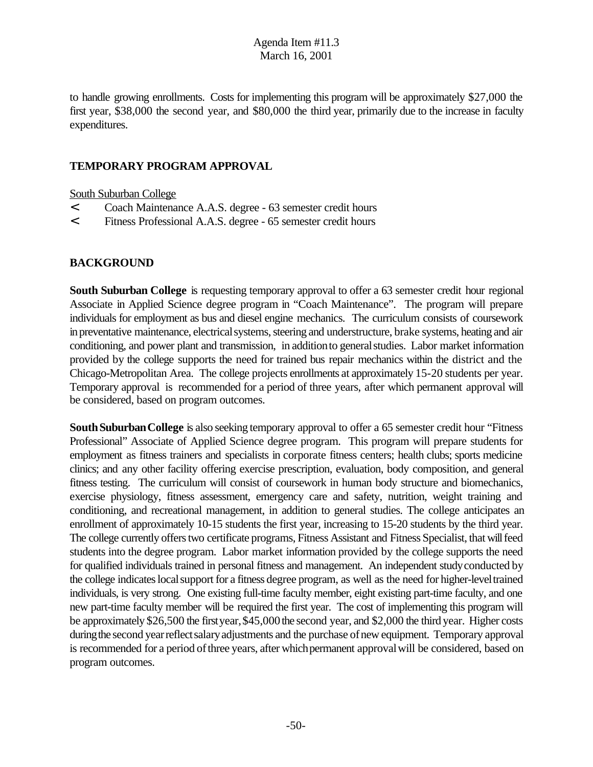to handle growing enrollments. Costs for implementing this program will be approximately $27,000 the first year, $38,000 the second year, and $80,000 the third year, primarily due to the increase in faculty expenditures.

## TEMPORARY PROGRAM APPROVAL

South Suburban College

- Coach Maintenance A.A.S. degree - 63 semester credit hours
- Fitness Professional A.A.S. degree - 65 semester credit hours

## BACKGROUND

**South Suburban College** is requesting temporary approval to offer a 63 semester credit hour regional Associate in Applied Science degree program in "Coach Maintenance". The program will prepare individuals for employment as bus and diesel engine mechanics. The curriculum consists of coursework in preventative maintenance, electrical systems, steering and understructure, brake systems, heating and air conditioning, and power plant and transmission, in addition to general studies. Labor market information provided by the college supports the need for trained bus repair mechanics within the district and the Chicago-Metropolitan Area. The college projects enrollments at approximately 15-20 students per year. Temporary approval is recommended for a period of three years, after which permanent approval will be considered, based on program outcomes.

**South Suburban College** is also seeking temporary approval to offer a 65 semester credit hour "Fitness Professional" Associate of Applied Science degree program. This program will prepare students for employment as fitness trainers and specialists in corporate fitness centers; health clubs; sports medicine clinics; and any other facility offering exercise prescription, evaluation, body composition, and general fitness testing. The curriculum will consist of coursework in human body structure and biomechanics, exercise physiology, fitness assessment, emergency care and safety, nutrition, weight training and conditioning, and recreational management, in addition to general studies. The college anticipates an enrollment of approximately 10-15 students the first year, increasing to 15-20 students by the third year. The college currently offers two certificate programs, Fitness Assistant and Fitness Specialist, that will feed students into the degree program. Labor market information provided by the college supports the need for qualified individuals trained in personal fitness and management. An independent study conducted by the college indicates local support for a fitness degree program, as well as the need for higher-level trained individuals, is very strong. One existing full-time faculty member, eight existing part-time faculty, and one new part-time faculty member will be required the first year. The cost of implementing this program will be approximately $26,500 the first year, $45,000 the second year, and $2,000 the third year. Higher costs during the second year reflect salary adjustments and the purchase of new equipment. Temporary approval is recommended for a period of three years, after which permanent approval will be considered, based on program outcomes.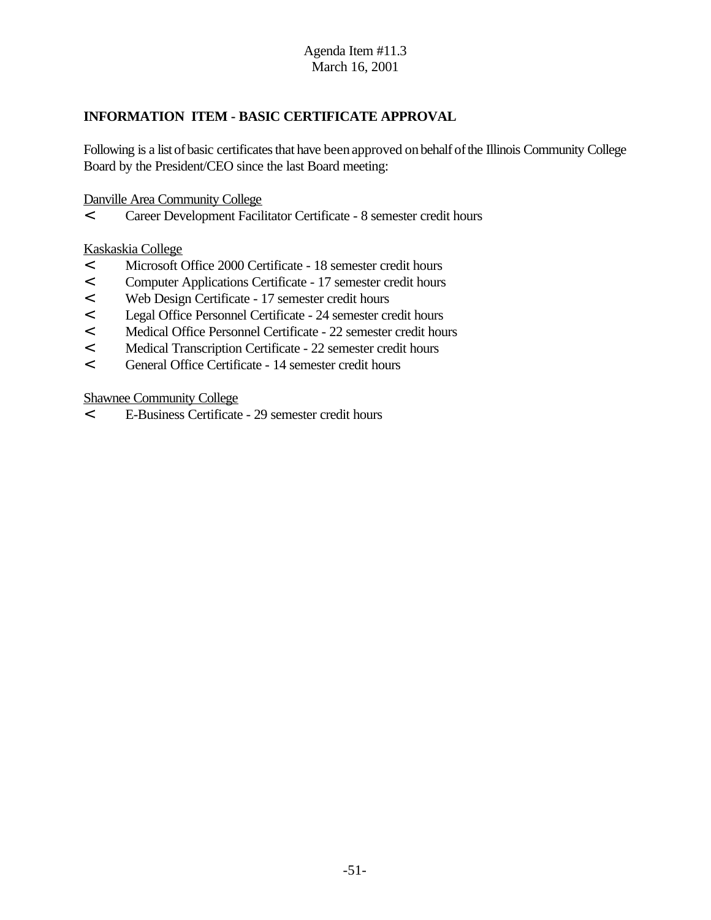Agenda Item #11.3
March 16, 2001

## INFORMATION ITEM - BASIC CERTIFICATE APPROVAL

Following is a list of basic certificates that have been approved on behalf of the Illinois Community College Board by the President/CEO since the last Board meeting:

Danville Area Community College

- Career Development Facilitator Certificate - 8 semester credit hours

Kaskaskia College

- Microsoft Office 2000 Certificate - 18 semester credit hours
- Computer Applications Certificate - 17 semester credit hours
- Web Design Certificate - 17 semester credit hours
- Legal Office Personnel Certificate - 24 semester credit hours
- Medical Office Personnel Certificate - 22 semester credit hours
- Medical Transcription Certificate - 22 semester credit hours
- General Office Certificate - 14 semester credit hours

Shawnee Community College

- E-Business Certificate - 29 semester credit hours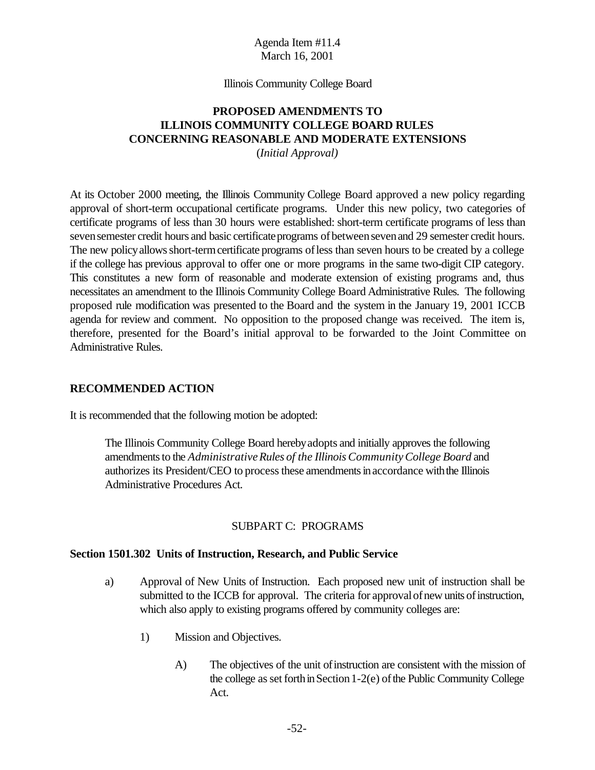Agenda Item #11.4
March 16, 2001

Illinois Community College Board

# PROPOSED AMENDMENTS TO ILLINOIS COMMUNITY COLLEGE BOARD RULES CONCERNING REASONABLE AND MODERATE EXTENSIONS

(*Initial Approval)*

At its October 2000 meeting, the Illinois Community College Board approved a new policy regarding approval of short-term occupational certificate programs. Under this new policy, two categories of certificate programs of less than 30 hours were established: short-term certificate programs of less than seven semester credit hours and basic certificate programs of between seven and 29 semester credit hours. The new policy allows short-term certificate programs of less than seven hours to be created by a college if the college has previous approval to offer one or more programs in the same two-digit CIP category. This constitutes a new form of reasonable and moderate extension of existing programs and, thus necessitates an amendment to the Illinois Community College Board Administrative Rules. The following proposed rule modification was presented to the Board and the system in the January 19, 2001 ICCB agenda for review and comment. No opposition to the proposed change was received. The item is, therefore, presented for the Board's initial approval to be forwarded to the Joint Committee on Administrative Rules.

## RECOMMENDED ACTION

It is recommended that the following motion be adopted:

> The Illinois Community College Board hereby adopts and initially approves the following amendments to the *Administrative Rules of the Illinois Community College Board* and authorizes its President/CEO to process these amendments in accordance with the Illinois Administrative Procedures Act.

SUBPART C: PROGRAMS

**Section 1501.302 Units of Instruction, Research, and Public Service**

a) Approval of New Units of Instruction. Each proposed new unit of instruction shall be submitted to the ICCB for approval. The criteria for approval of new units of instruction, which also apply to existing programs offered by community colleges are:

  1) Mission and Objectives.

    A) The objectives of the unit of instruction are consistent with the mission of the college as set forth in Section 1-2(e) of the Public Community College Act.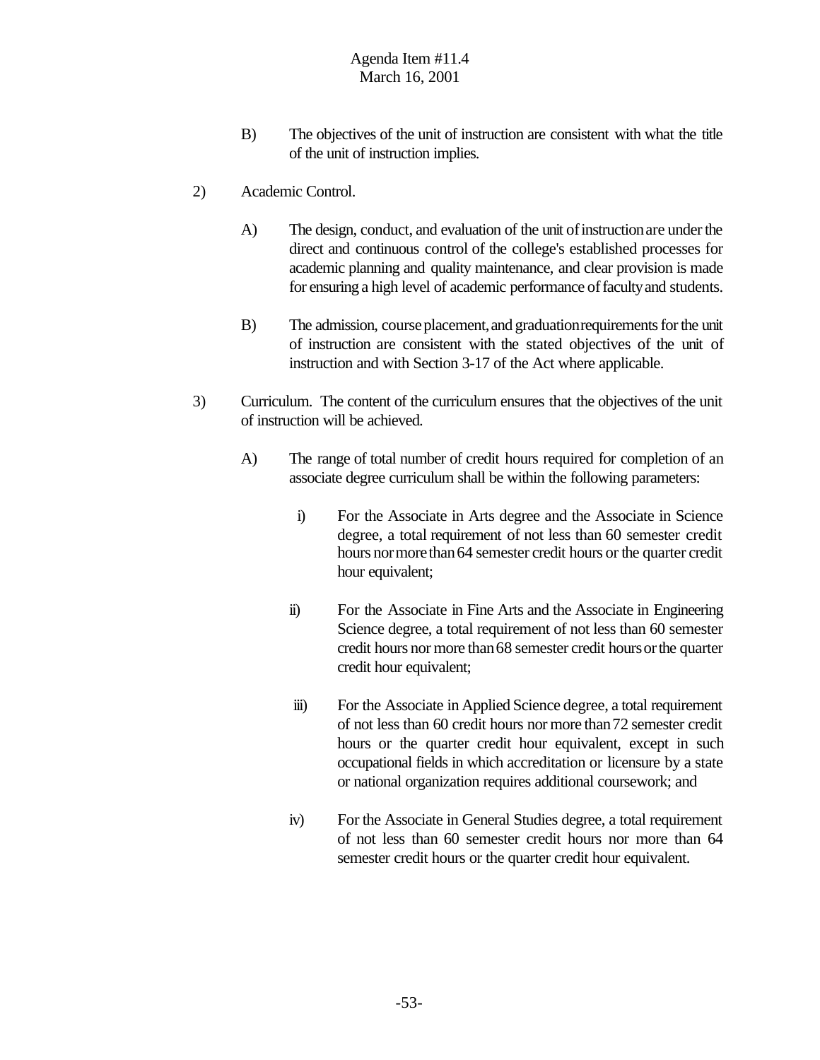B) The objectives of the unit of instruction are consistent with what the title of the unit of instruction implies.

2) Academic Control.

A) The design, conduct, and evaluation of the unit of instruction are under the direct and continuous control of the college's established processes for academic planning and quality maintenance, and clear provision is made for ensuring a high level of academic performance of faculty and students.

B) The admission, course placement, and graduation requirements for the unit of instruction are consistent with the stated objectives of the unit of instruction and with Section 3-17 of the Act where applicable.

3) Curriculum. The content of the curriculum ensures that the objectives of the unit of instruction will be achieved.

A) The range of total number of credit hours required for completion of an associate degree curriculum shall be within the following parameters:

i) For the Associate in Arts degree and the Associate in Science degree, a total requirement of not less than 60 semester credit hours nor more than 64 semester credit hours or the quarter credit hour equivalent;

ii) For the Associate in Fine Arts and the Associate in Engineering Science degree, a total requirement of not less than 60 semester credit hours nor more than 68 semester credit hours or the quarter credit hour equivalent;

iii) For the Associate in Applied Science degree, a total requirement of not less than 60 credit hours nor more than 72 semester credit hours or the quarter credit hour equivalent, except in such occupational fields in which accreditation or licensure by a state or national organization requires additional coursework; and

iv) For the Associate in General Studies degree, a total requirement of not less than 60 semester credit hours nor more than 64 semester credit hours or the quarter credit hour equivalent.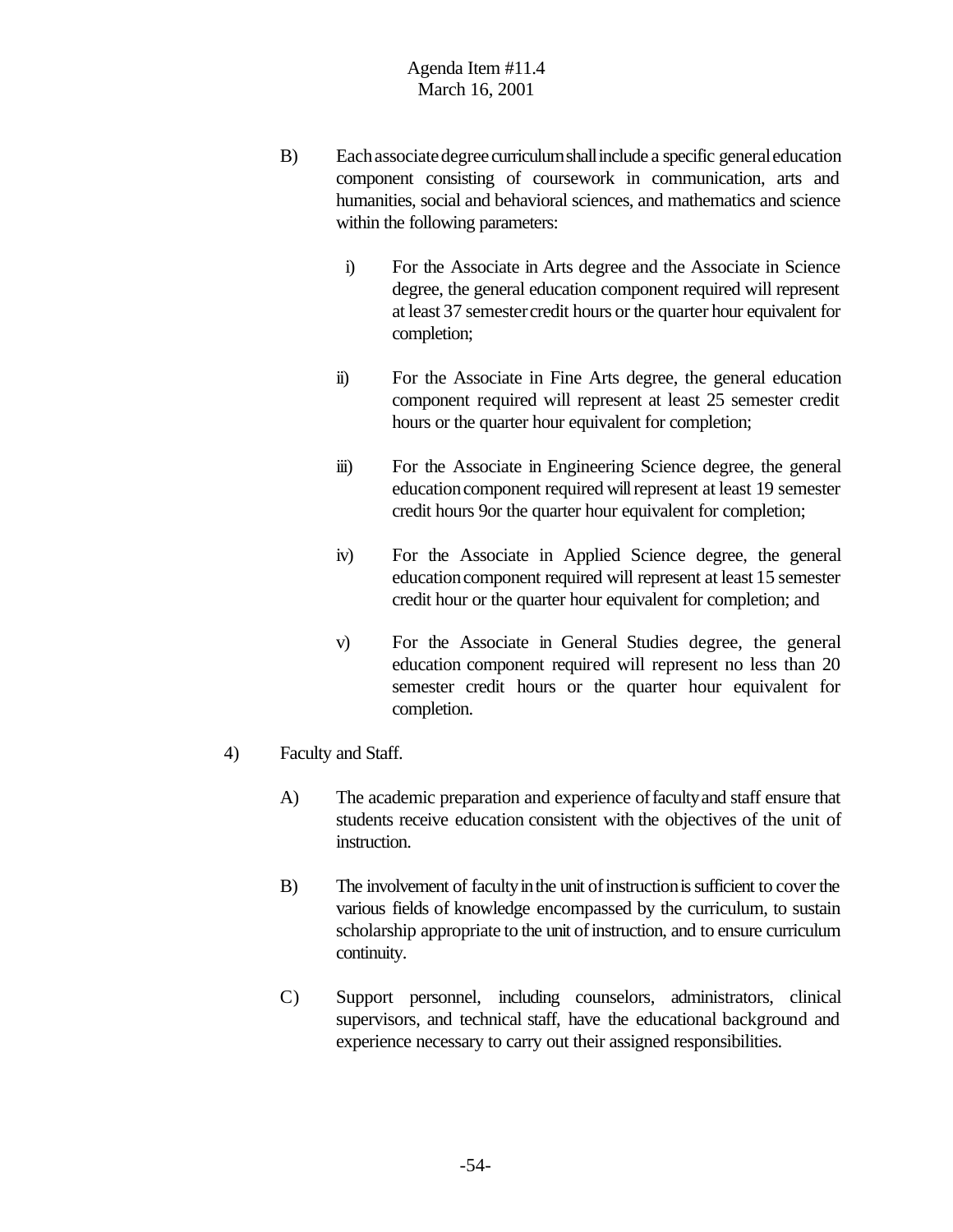B) Each associate degree curriculum shall include a specific general education component consisting of coursework in communication, arts and humanities, social and behavioral sciences, and mathematics and science within the following parameters:

i) For the Associate in Arts degree and the Associate in Science degree, the general education component required will represent at least 37 semester credit hours or the quarter hour equivalent for completion;

ii) For the Associate in Fine Arts degree, the general education component required will represent at least 25 semester credit hours or the quarter hour equivalent for completion;

iii) For the Associate in Engineering Science degree, the general education component required will represent at least 19 semester credit hours 9or the quarter hour equivalent for completion;

iv) For the Associate in Applied Science degree, the general education component required will represent at least 15 semester credit hour or the quarter hour equivalent for completion; and

v) For the Associate in General Studies degree, the general education component required will represent no less than 20 semester credit hours or the quarter hour equivalent for completion.

4) Faculty and Staff.

A) The academic preparation and experience of faculty and staff ensure that students receive education consistent with the objectives of the unit of instruction.

B) The involvement of faculty in the unit of instruction is sufficient to cover the various fields of knowledge encompassed by the curriculum, to sustain scholarship appropriate to the unit of instruction, and to ensure curriculum continuity.

C) Support personnel, including counselors, administrators, clinical supervisors, and technical staff, have the educational background and experience necessary to carry out their assigned responsibilities.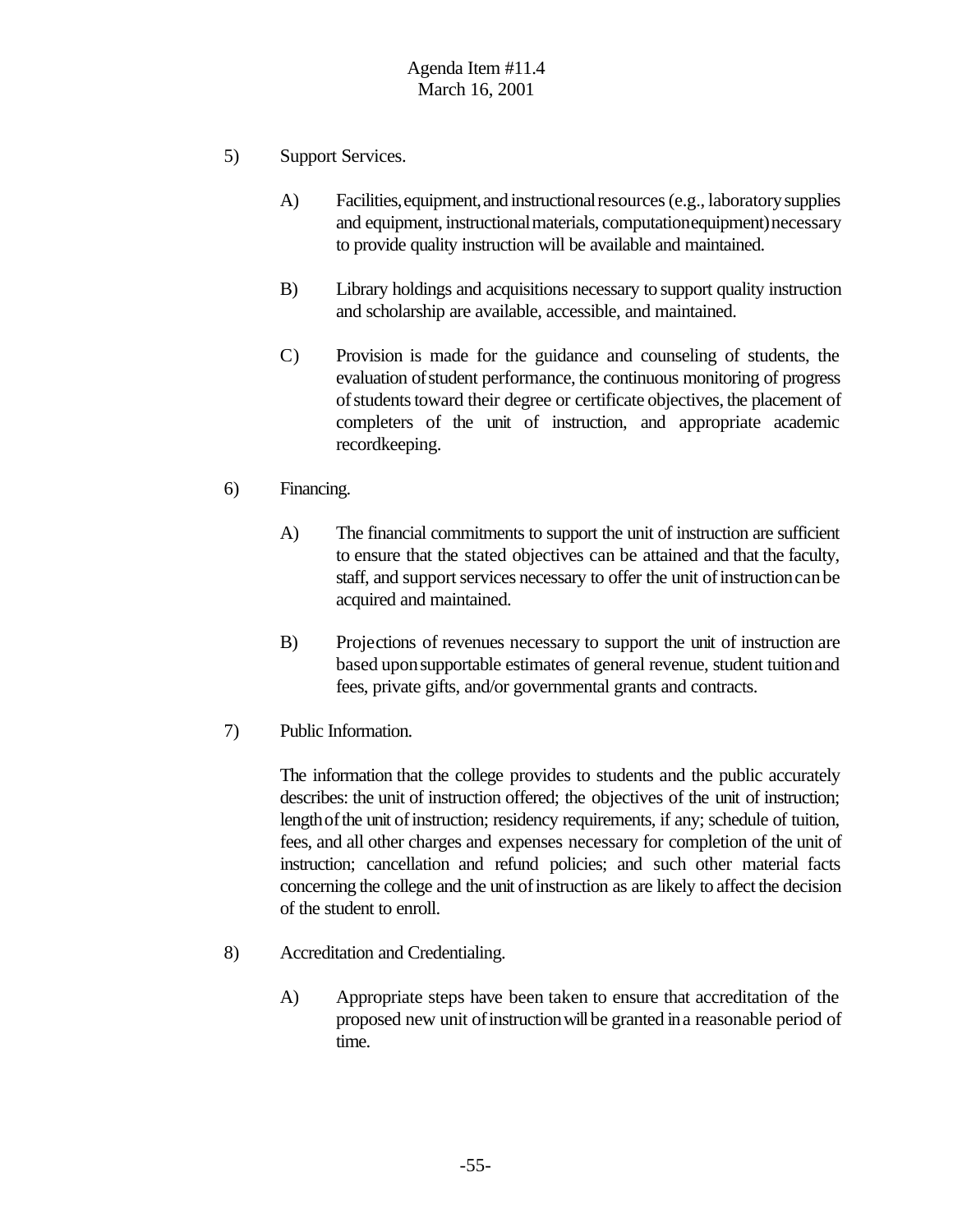5) Support Services.

   A) Facilities, equipment, and instructional resources (e.g., laboratory supplies and equipment, instructional materials, computation equipment) necessary to provide quality instruction will be available and maintained.

   B) Library holdings and acquisitions necessary to support quality instruction and scholarship are available, accessible, and maintained.

   C) Provision is made for the guidance and counseling of students, the evaluation of student performance, the continuous monitoring of progress of students toward their degree or certificate objectives, the placement of completers of the unit of instruction, and appropriate academic recordkeeping.

6) Financing.

   A) The financial commitments to support the unit of instruction are sufficient to ensure that the stated objectives can be attained and that the faculty, staff, and support services necessary to offer the unit of instruction can be acquired and maintained.

   B) Projections of revenues necessary to support the unit of instruction are based upon supportable estimates of general revenue, student tuition and fees, private gifts, and/or governmental grants and contracts.

7) Public Information.

   The information that the college provides to students and the public accurately describes: the unit of instruction offered; the objectives of the unit of instruction; length of the unit of instruction; residency requirements, if any; schedule of tuition, fees, and all other charges and expenses necessary for completion of the unit of instruction; cancellation and refund policies; and such other material facts concerning the college and the unit of instruction as are likely to affect the decision of the student to enroll.

8) Accreditation and Credentialing.

   A) Appropriate steps have been taken to ensure that accreditation of the proposed new unit of instruction will be granted in a reasonable period of time.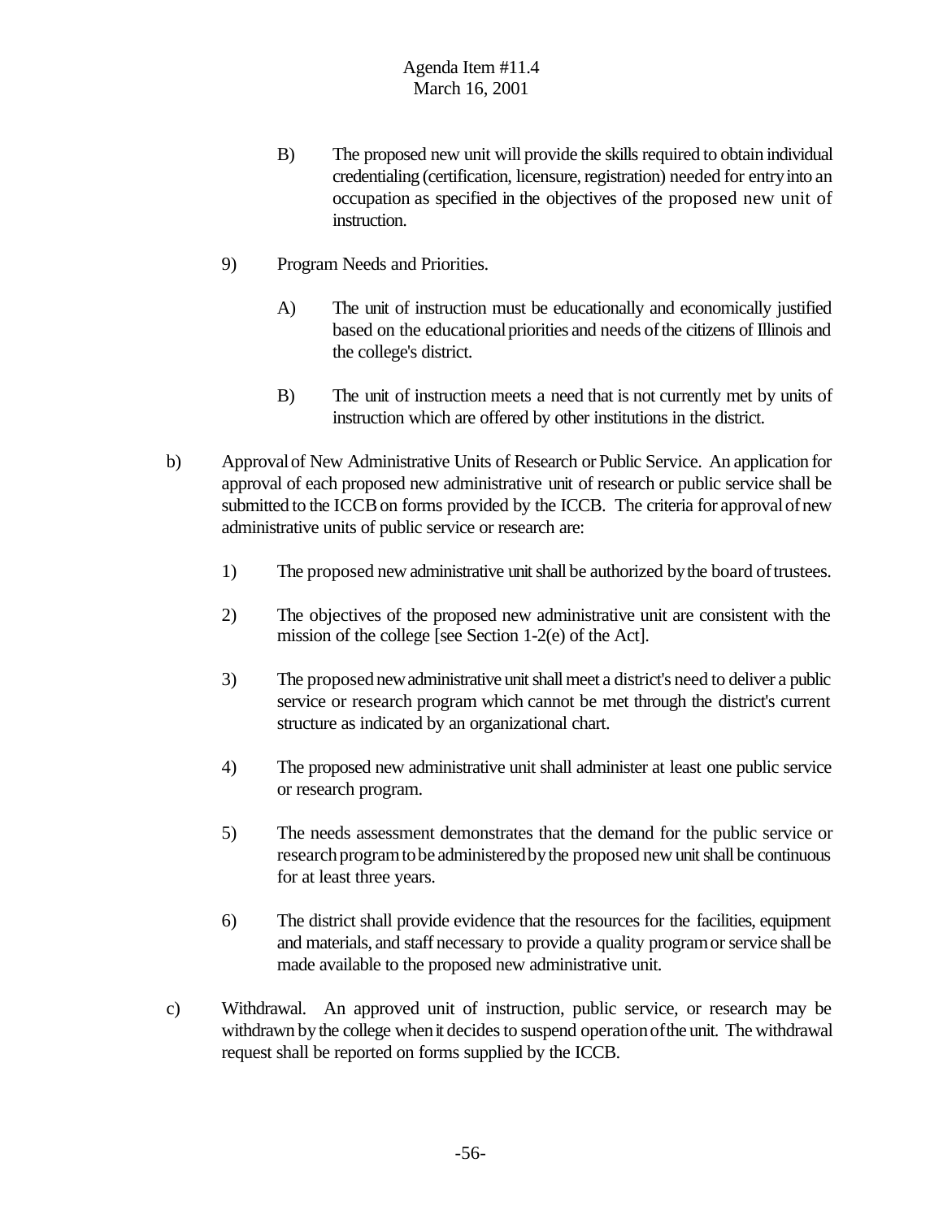B) The proposed new unit will provide the skills required to obtain individual credentialing (certification, licensure, registration) needed for entry into an occupation as specified in the objectives of the proposed new unit of instruction.

9) Program Needs and Priorities.

A) The unit of instruction must be educationally and economically justified based on the educational priorities and needs of the citizens of Illinois and the college's district.

B) The unit of instruction meets a need that is not currently met by units of instruction which are offered by other institutions in the district.

b) Approval of New Administrative Units of Research or Public Service. An application for approval of each proposed new administrative unit of research or public service shall be submitted to the ICCB on forms provided by the ICCB. The criteria for approval of new administrative units of public service or research are:

1) The proposed new administrative unit shall be authorized by the board of trustees.

2) The objectives of the proposed new administrative unit are consistent with the mission of the college [see Section 1-2(e) of the Act].

3) The proposed new administrative unit shall meet a district's need to deliver a public service or research program which cannot be met through the district's current structure as indicated by an organizational chart.

4) The proposed new administrative unit shall administer at least one public service or research program.

5) The needs assessment demonstrates that the demand for the public service or research program to be administered by the proposed new unit shall be continuous for at least three years.

6) The district shall provide evidence that the resources for the facilities, equipment and materials, and staff necessary to provide a quality program or service shall be made available to the proposed new administrative unit.

c) Withdrawal. An approved unit of instruction, public service, or research may be withdrawn by the college when it decides to suspend operation of the unit. The withdrawal request shall be reported on forms supplied by the ICCB.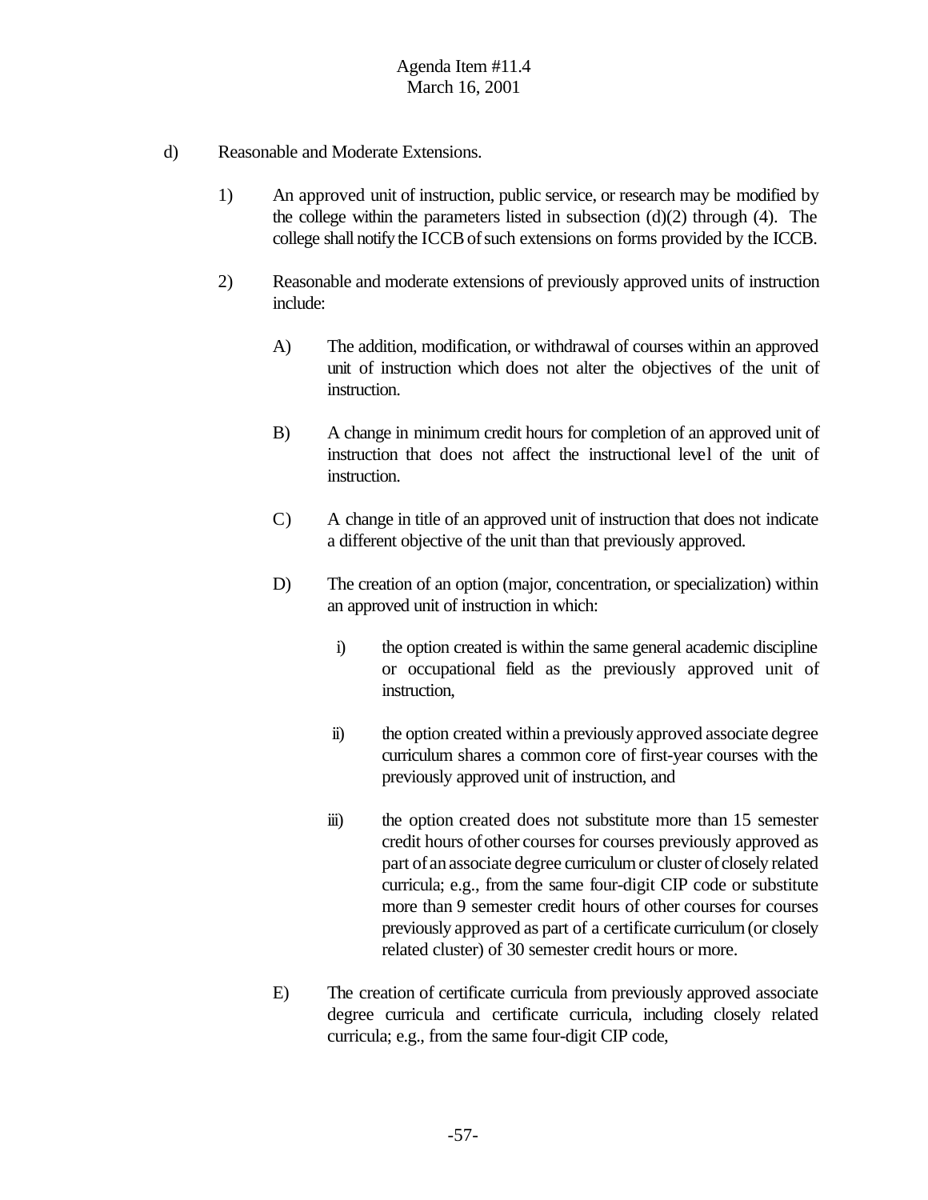d) Reasonable and Moderate Extensions.

1) An approved unit of instruction, public service, or research may be modified by the college within the parameters listed in subsection (d)(2) through (4). The college shall notify the ICCB of such extensions on forms provided by the ICCB.

2) Reasonable and moderate extensions of previously approved units of instruction include:

A) The addition, modification, or withdrawal of courses within an approved unit of instruction which does not alter the objectives of the unit of instruction.

B) A change in minimum credit hours for completion of an approved unit of instruction that does not affect the instructional level of the unit of instruction.

C) A change in title of an approved unit of instruction that does not indicate a different objective of the unit than that previously approved.

D) The creation of an option (major, concentration, or specialization) within an approved unit of instruction in which:

i) the option created is within the same general academic discipline or occupational field as the previously approved unit of instruction,

ii) the option created within a previously approved associate degree curriculum shares a common core of first-year courses with the previously approved unit of instruction, and

iii) the option created does not substitute more than 15 semester credit hours of other courses for courses previously approved as part of an associate degree curriculum or cluster of closely related curricula; e.g., from the same four-digit CIP code or substitute more than 9 semester credit hours of other courses for courses previously approved as part of a certificate curriculum (or closely related cluster) of 30 semester credit hours or more.

E) The creation of certificate curricula from previously approved associate degree curricula and certificate curricula, including closely related curricula; e.g., from the same four-digit CIP code,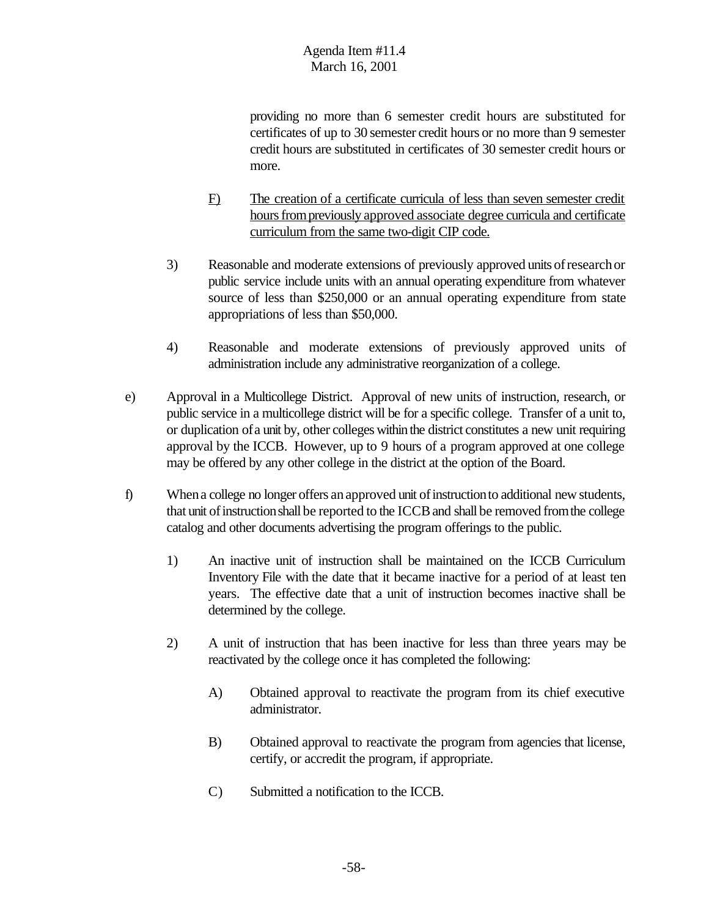providing no more than 6 semester credit hours are substituted for certificates of up to 30 semester credit hours or no more than 9 semester credit hours are substituted in certificates of 30 semester credit hours or more.

F) <u>The creation of a certificate curricula of less than seven semester credit hours from previously approved associate degree curricula and certificate curriculum from the same two-digit CIP code.</u>

3) Reasonable and moderate extensions of previously approved units of research or public service include units with an annual operating expenditure from whatever source of less than $250,000 or an annual operating expenditure from state appropriations of less than $50,000.

4) Reasonable and moderate extensions of previously approved units of administration include any administrative reorganization of a college.

e) Approval in a Multicollege District. Approval of new units of instruction, research, or public service in a multicollege district will be for a specific college. Transfer of a unit to, or duplication of a unit by, other colleges within the district constitutes a new unit requiring approval by the ICCB. However, up to 9 hours of a program approved at one college may be offered by any other college in the district at the option of the Board.

f) When a college no longer offers an approved unit of instruction to additional new students, that unit of instruction shall be reported to the ICCB and shall be removed from the college catalog and other documents advertising the program offerings to the public.

1) An inactive unit of instruction shall be maintained on the ICCB Curriculum Inventory File with the date that it became inactive for a period of at least ten years. The effective date that a unit of instruction becomes inactive shall be determined by the college.

2) A unit of instruction that has been inactive for less than three years may be reactivated by the college once it has completed the following:

A) Obtained approval to reactivate the program from its chief executive administrator.

B) Obtained approval to reactivate the program from agencies that license, certify, or accredit the program, if appropriate.

C) Submitted a notification to the ICCB.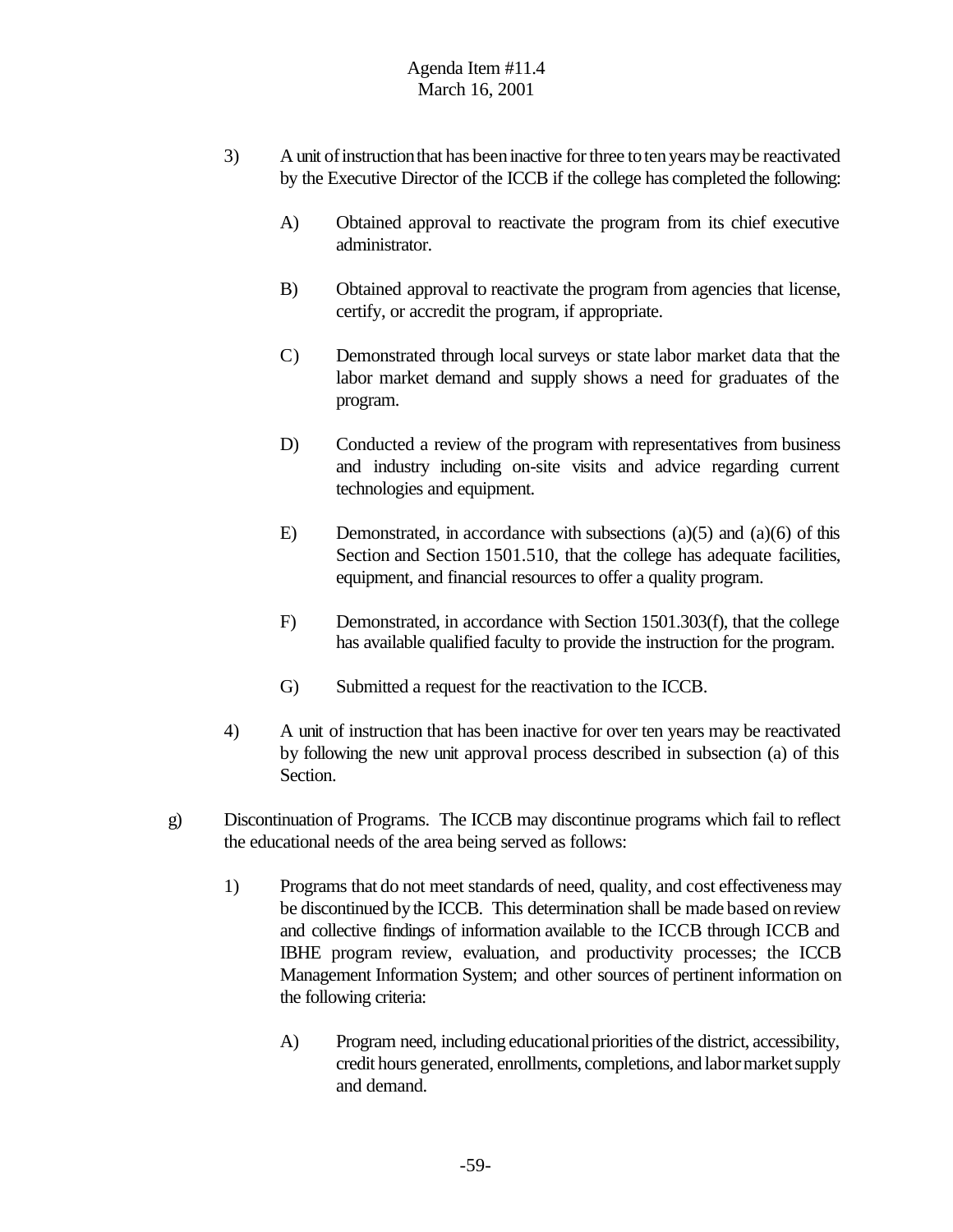3) A unit of instruction that has been inactive for three to ten years may be reactivated by the Executive Director of the ICCB if the college has completed the following:

   A) Obtained approval to reactivate the program from its chief executive administrator.

   B) Obtained approval to reactivate the program from agencies that license, certify, or accredit the program, if appropriate.

   C) Demonstrated through local surveys or state labor market data that the labor market demand and supply shows a need for graduates of the program.

   D) Conducted a review of the program with representatives from business and industry including on-site visits and advice regarding current technologies and equipment.

   E) Demonstrated, in accordance with subsections (a)(5) and (a)(6) of this Section and Section 1501.510, that the college has adequate facilities, equipment, and financial resources to offer a quality program.

   F) Demonstrated, in accordance with Section 1501.303(f), that the college has available qualified faculty to provide the instruction for the program.

   G) Submitted a request for the reactivation to the ICCB.

4) A unit of instruction that has been inactive for over ten years may be reactivated by following the new unit approval process described in subsection (a) of this Section.

g) Discontinuation of Programs. The ICCB may discontinue programs which fail to reflect the educational needs of the area being served as follows:

   1) Programs that do not meet standards of need, quality, and cost effectiveness may be discontinued by the ICCB. This determination shall be made based on review and collective findings of information available to the ICCB through ICCB and IBHE program review, evaluation, and productivity processes; the ICCB Management Information System; and other sources of pertinent information on the following criteria:

      A) Program need, including educational priorities of the district, accessibility, credit hours generated, enrollments, completions, and labor market supply and demand.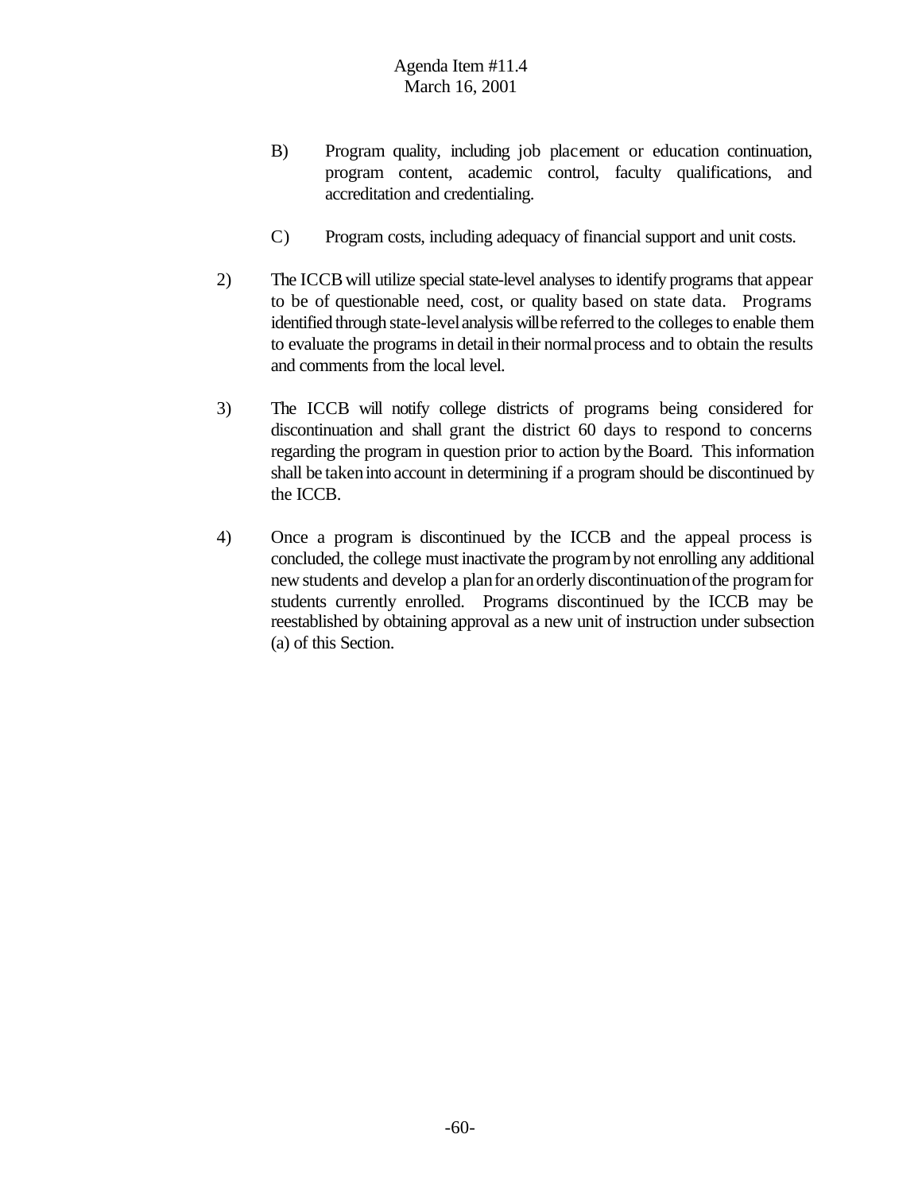B) Program quality, including job placement or education continuation, program content, academic control, faculty qualifications, and accreditation and credentialing.

C) Program costs, including adequacy of financial support and unit costs.

2) The ICCB will utilize special state-level analyses to identify programs that appear to be of questionable need, cost, or quality based on state data. Programs identified through state-level analysis will be referred to the colleges to enable them to evaluate the programs in detail in their normal process and to obtain the results and comments from the local level.

3) The ICCB will notify college districts of programs being considered for discontinuation and shall grant the district 60 days to respond to concerns regarding the program in question prior to action by the Board. This information shall be taken into account in determining if a program should be discontinued by the ICCB.

4) Once a program is discontinued by the ICCB and the appeal process is concluded, the college must inactivate the program by not enrolling any additional new students and develop a plan for an orderly discontinuation of the program for students currently enrolled. Programs discontinued by the ICCB may be reestablished by obtaining approval as a new unit of instruction under subsection (a) of this Section.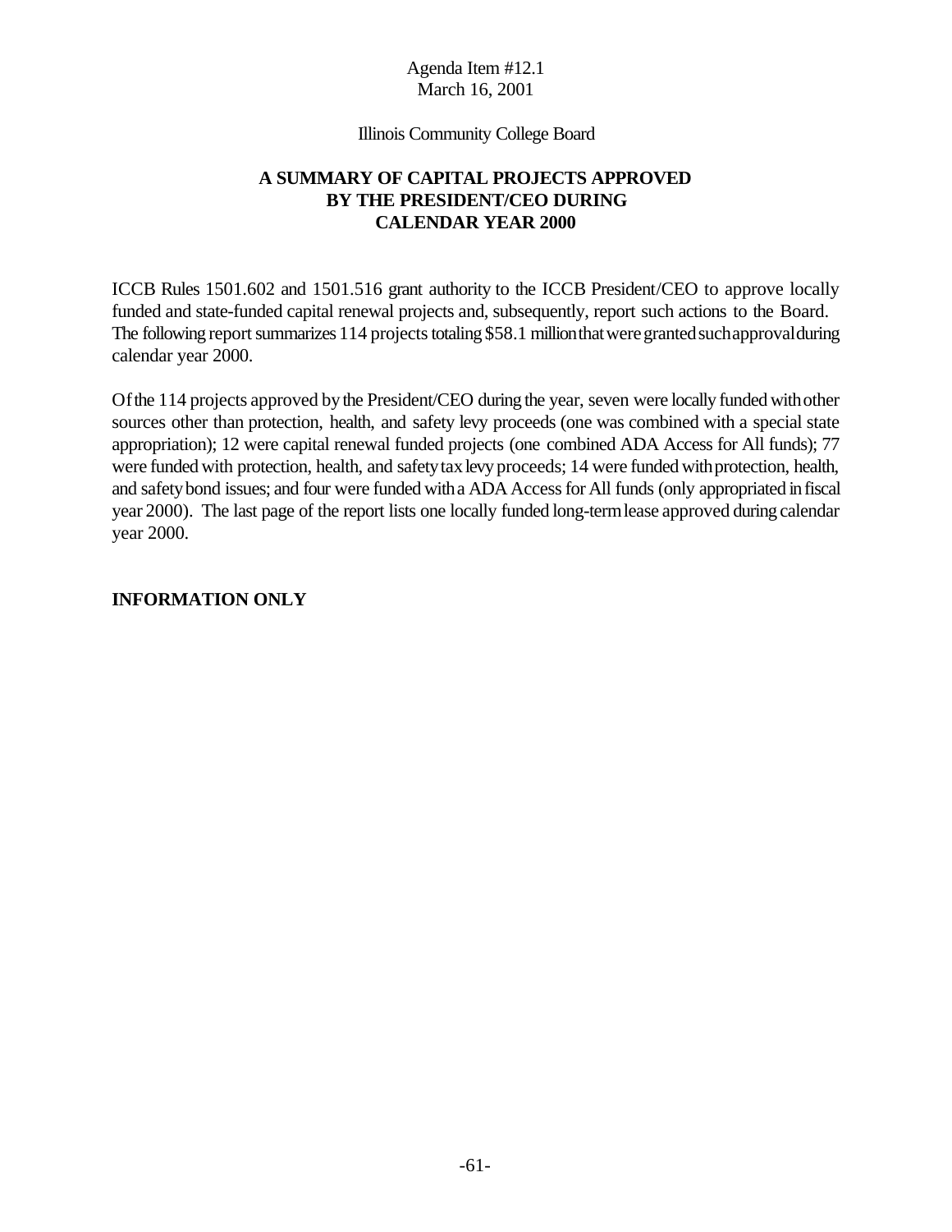Agenda Item #12.1
March 16, 2001

Illinois Community College Board

**A SUMMARY OF CAPITAL PROJECTS APPROVED BY THE PRESIDENT/CEO DURING CALENDAR YEAR 2000**

ICCB Rules 1501.602 and 1501.516 grant authority to the ICCB President/CEO to approve locally funded and state-funded capital renewal projects and, subsequently, report such actions to the Board. The following report summarizes 114 projects totaling $58.1 million that were granted such approval during calendar year 2000.

Of the 114 projects approved by the President/CEO during the year, seven were locally funded with other sources other than protection, health, and safety levy proceeds (one was combined with a special state appropriation); 12 were capital renewal funded projects (one combined ADA Access for All funds); 77 were funded with protection, health, and safety tax levy proceeds; 14 were funded with protection, health, and safety bond issues; and four were funded with a ADA Access for All funds (only appropriated in fiscal year 2000). The last page of the report lists one locally funded long-term lease approved during calendar year 2000.

**INFORMATION ONLY**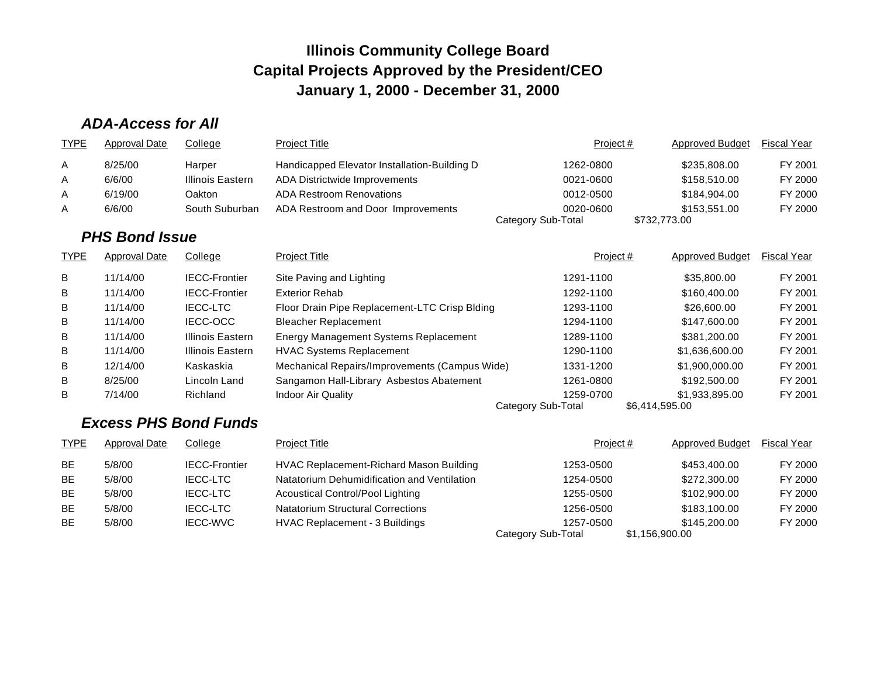# Illinois Community College Board
## Capital Projects Approved by the President/CEO
## January 1, 2000 - December 31, 2000

### *ADA-Access for All*

| TYPE | Approval Date | College | Project Title | Project # | Approved Budget | Fiscal Year |
|---|---|---|---|---|---|---|
| A | 8/25/00 | Harper | Handicapped Elevator Installation-Building D | 1262-0800 | $235,808.00 | FY 2001 |
| A | 6/6/00 | Illinois Eastern | ADA Districtwide Improvements | 0021-0600 | $158,510.00 | FY 2000 |
| A | 6/19/00 | Oakton | ADA Restroom Renovations | 0012-0500 | $184,904.00 | FY 2000 |
| A | 6/6/00 | South Suburban | ADA Restroom and Door Improvements | 0020-0600 | $153,551.00 | FY 2000 |
| | | | Category Sub-Total | | $732,773.00 | |

### *PHS Bond Issue*

| TYPE | Approval Date | College | Project Title | Project # | Approved Budget | Fiscal Year |
|---|---|---|---|---|---|---|
| B | 11/14/00 | IECC-Frontier | Site Paving and Lighting | 1291-1100 | $35,800.00 | FY 2001 |
| B | 11/14/00 | IECC-Frontier | Exterior Rehab | 1292-1100 | $160,400.00 | FY 2001 |
| B | 11/14/00 | IECC-LTC | Floor Drain Pipe Replacement-LTC Crisp Blding | 1293-1100 | $26,600.00 | FY 2001 |
| B | 11/14/00 | IECC-OCC | Bleacher Replacement | 1294-1100 | $147,600.00 | FY 2001 |
| B | 11/14/00 | Illinois Eastern | Energy Management Systems Replacement | 1289-1100 | $381,200.00 | FY 2001 |
| B | 11/14/00 | Illinois Eastern | HVAC Systems Replacement | 1290-1100 | $1,636,600.00 | FY 2001 |
| B | 12/14/00 | Kaskaskia | Mechanical Repairs/Improvements (Campus Wide) | 1331-1200 | $1,900,000.00 | FY 2001 |
| B | 8/25/00 | Lincoln Land | Sangamon Hall-Library Asbestos Abatement | 1261-0800 | $192,500.00 | FY 2001 |
| B | 7/14/00 | Richland | Indoor Air Quality | 1259-0700 | $1,933,895.00 | FY 2001 |
| | | | Category Sub-Total | | $6,414,595.00 | |

### *Excess PHS Bond Funds*

| TYPE | Approval Date | College | Project Title | Project # | Approved Budget | Fiscal Year |
|---|---|---|---|---|---|---|
| BE | 5/8/00 | IECC-Frontier | HVAC Replacement-Richard Mason Building | 1253-0500 | $453,400.00 | FY 2000 |
| BE | 5/8/00 | IECC-LTC | Natatorium Dehumidification and Ventilation | 1254-0500 | $272,300.00 | FY 2000 |
| BE | 5/8/00 | IECC-LTC | Acoustical Control/Pool Lighting | 1255-0500 | $102,900.00 | FY 2000 |
| BE | 5/8/00 | IECC-LTC | Natatorium Structural Corrections | 1256-0500 | $183,100.00 | FY 2000 |
| BE | 5/8/00 | IECC-WVC | HVAC Replacement - 3 Buildings | 1257-0500 | $145,200.00 | FY 2000 |
| | | | Category Sub-Total | | $1,156,900.00 | |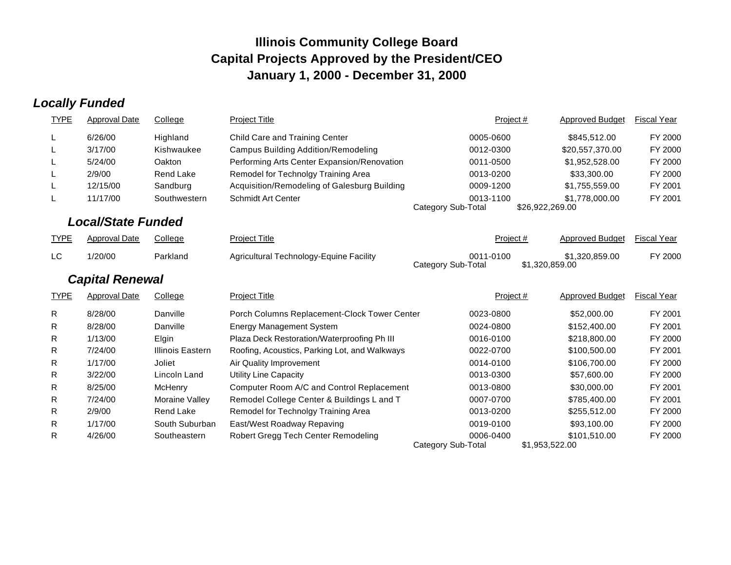# Illinois Community College Board
## Capital Projects Approved by the President/CEO
## January 1, 2000 - December 31, 2000

### *Locally Funded*

| TYPE | Approval Date | College | Project Title | Project # | Approved Budget | Fiscal Year |
|---|---|---|---|---|---|---|
| L | 6/26/00 | Highland | Child Care and Training Center | 0005-0600 | $845,512.00 | FY 2000 |
| L | 3/17/00 | Kishwaukee | Campus Building Addition/Remodeling | 0012-0300 | $20,557,370.00 | FY 2000 |
| L | 5/24/00 | Oakton | Performing Arts Center Expansion/Renovation | 0011-0500 | $1,952,528.00 | FY 2000 |
| L | 2/9/00 | Rend Lake | Remodel for Technolgy Training Area | 0013-0200 | $33,300.00 | FY 2000 |
| L | 12/15/00 | Sandburg | Acquisition/Remodeling of Galesburg Building | 0009-1200 | $1,755,559.00 | FY 2001 |
| L | 11/17/00 | Southwestern | Schmidt Art Center | 0013-1100 | $1,778,000.00 | FY 2001 |
| | | | Category Sub-Total | $26,922,269.00 | | |

### *Local/State Funded*

| TYPE | Approval Date | College | Project Title | Project # | Approved Budget | Fiscal Year |
|---|---|---|---|---|---|---|
| LC | 1/20/00 | Parkland | Agricultural Technology-Equine Facility | 0011-0100 | $1,320,859.00 | FY 2000 |
| | | | Category Sub-Total | $1,320,859.00 | | |

### *Capital Renewal*

| TYPE | Approval Date | College | Project Title | Project # | Approved Budget | Fiscal Year |
|---|---|---|---|---|---|---|
| R | 8/28/00 | Danville | Porch Columns Replacement-Clock Tower Center | 0023-0800 | $52,000.00 | FY 2001 |
| R | 8/28/00 | Danville | Energy Management System | 0024-0800 | $152,400.00 | FY 2001 |
| R | 1/13/00 | Elgin | Plaza Deck Restoration/Waterproofing Ph III | 0016-0100 | $218,800.00 | FY 2000 |
| R | 7/24/00 | Illinois Eastern | Roofing, Acoustics, Parking Lot, and Walkways | 0022-0700 | $100,500.00 | FY 2001 |
| R | 1/17/00 | Joliet | Air Quality Improvement | 0014-0100 | $106,700.00 | FY 2000 |
| R | 3/22/00 | Lincoln Land | Utility Line Capacity | 0013-0300 | $57,600.00 | FY 2000 |
| R | 8/25/00 | McHenry | Computer Room A/C and Control Replacement | 0013-0800 | $30,000.00 | FY 2001 |
| R | 7/24/00 | Moraine Valley | Remodel College Center & Buildings L and T | 0007-0700 | $785,400.00 | FY 2001 |
| R | 2/9/00 | Rend Lake | Remodel for Technolgy Training Area | 0013-0200 | $255,512.00 | FY 2000 |
| R | 1/17/00 | South Suburban | East/West Roadway Repaving | 0019-0100 | $93,100.00 | FY 2000 |
| R | 4/26/00 | Southeastern | Robert Gregg Tech Center Remodeling | 0006-0400 | $101,510.00 | FY 2000 |
| | | | Category Sub-Total | $1,953,522.00 | | |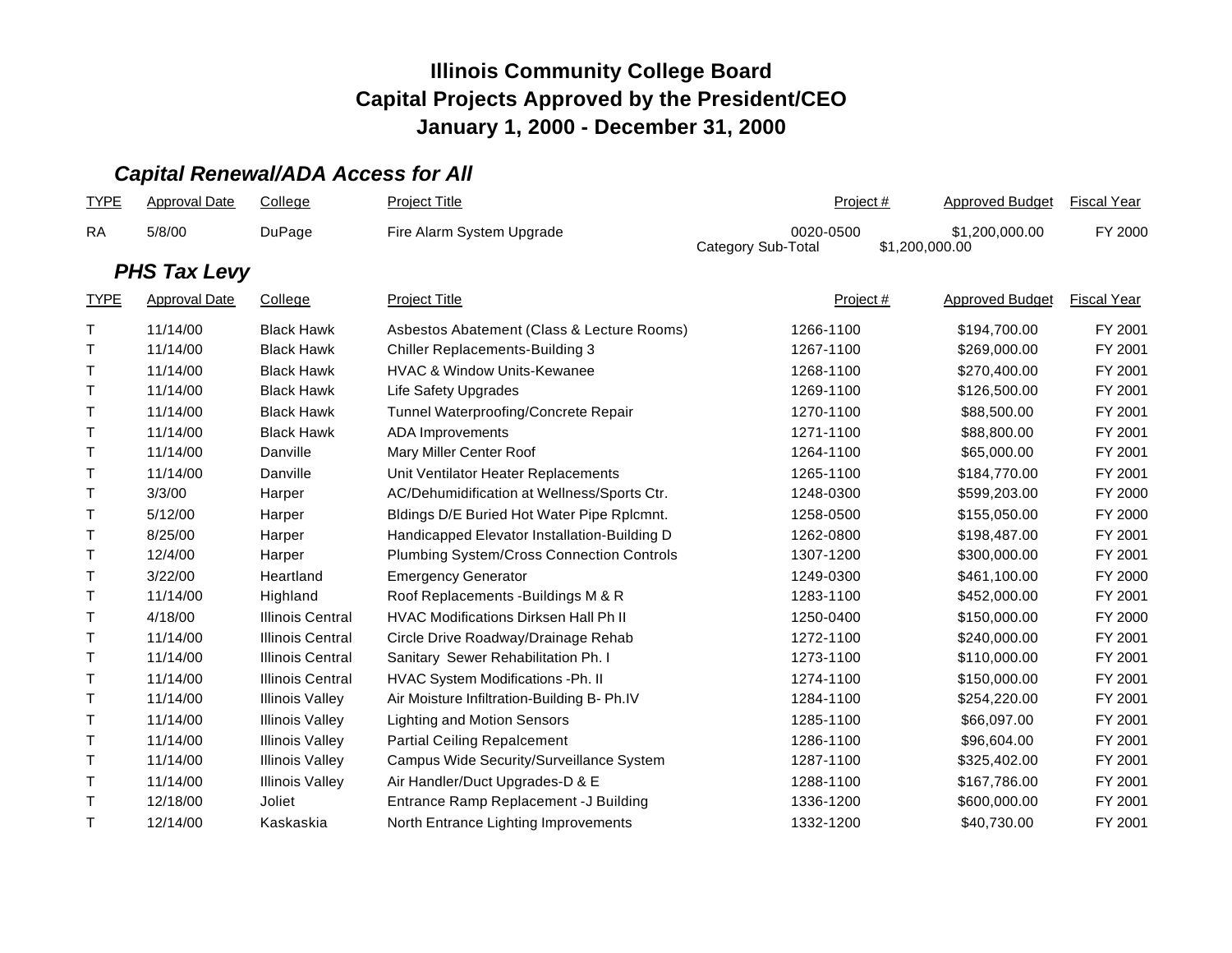# Illinois Community College Board
# Capital Projects Approved by the President/CEO
# January 1, 2000 - December 31, 2000

## *Capital Renewal/ADA Access for All*

| TYPE | Approval Date | College | Project Title | Project # | Approved Budget | Fiscal Year |
|---|---|---|---|---|---|---|
| RA | 5/8/00 | DuPage | Fire Alarm System Upgrade | 0020-0500 | $1,200,000.00 | FY 2000 |
| | | | Category Sub-Total | | $1,200,000.00 | |

## *PHS Tax Levy*

| TYPE | Approval Date | College | Project Title | Project # | Approved Budget | Fiscal Year |
|---|---|---|---|---|---|---|
| T | 11/14/00 | Black Hawk | Asbestos Abatement (Class & Lecture Rooms) | 1266-1100 | $194,700.00 | FY 2001 |
| T | 11/14/00 | Black Hawk | Chiller Replacements-Building 3 | 1267-1100 | $269,000.00 | FY 2001 |
| T | 11/14/00 | Black Hawk | HVAC & Window Units-Kewanee | 1268-1100 | $270,400.00 | FY 2001 |
| T | 11/14/00 | Black Hawk | Life Safety Upgrades | 1269-1100 | $126,500.00 | FY 2001 |
| T | 11/14/00 | Black Hawk | Tunnel Waterproofing/Concrete Repair | 1270-1100 | $88,500.00 | FY 2001 |
| T | 11/14/00 | Black Hawk | ADA Improvements | 1271-1100 | $88,800.00 | FY 2001 |
| T | 11/14/00 | Danville | Mary Miller Center Roof | 1264-1100 | $65,000.00 | FY 2001 |
| T | 11/14/00 | Danville | Unit Ventilator Heater Replacements | 1265-1100 | $184,770.00 | FY 2001 |
| T | 3/3/00 | Harper | AC/Dehumidification at Wellness/Sports Ctr. | 1248-0300 | $599,203.00 | FY 2000 |
| T | 5/12/00 | Harper | Bldings D/E Buried Hot Water Pipe Rplcmnt. | 1258-0500 | $155,050.00 | FY 2000 |
| T | 8/25/00 | Harper | Handicapped Elevator Installation-Building D | 1262-0800 | $198,487.00 | FY 2001 |
| T | 12/4/00 | Harper | Plumbing System/Cross Connection Controls | 1307-1200 | $300,000.00 | FY 2001 |
| T | 3/22/00 | Heartland | Emergency Generator | 1249-0300 | $461,100.00 | FY 2000 |
| T | 11/14/00 | Highland | Roof Replacements -Buildings M & R | 1283-1100 | $452,000.00 | FY 2001 |
| T | 4/18/00 | Illinois Central | HVAC Modifications Dirksen Hall Ph II | 1250-0400 | $150,000.00 | FY 2000 |
| T | 11/14/00 | Illinois Central | Circle Drive Roadway/Drainage Rehab | 1272-1100 | $240,000.00 | FY 2001 |
| T | 11/14/00 | Illinois Central | Sanitary Sewer Rehabilitation Ph. I | 1273-1100 | $110,000.00 | FY 2001 |
| T | 11/14/00 | Illinois Central | HVAC System Modifications -Ph. II | 1274-1100 | $150,000.00 | FY 2001 |
| T | 11/14/00 | Illinois Valley | Air Moisture Infiltration-Building B- Ph.IV | 1284-1100 | $254,220.00 | FY 2001 |
| T | 11/14/00 | Illinois Valley | Lighting and Motion Sensors | 1285-1100 | $66,097.00 | FY 2001 |
| T | 11/14/00 | Illinois Valley | Partial Ceiling Repalcement | 1286-1100 | $96,604.00 | FY 2001 |
| T | 11/14/00 | Illinois Valley | Campus Wide Security/Surveillance System | 1287-1100 | $325,402.00 | FY 2001 |
| T | 11/14/00 | Illinois Valley | Air Handler/Duct Upgrades-D & E | 1288-1100 | $167,786.00 | FY 2001 |
| T | 12/18/00 | Joliet | Entrance Ramp Replacement -J Building | 1336-1200 | $600,000.00 | FY 2001 |
| T | 12/14/00 | Kaskaskia | North Entrance Lighting Improvements | 1332-1200 | $40,730.00 | FY 2001 |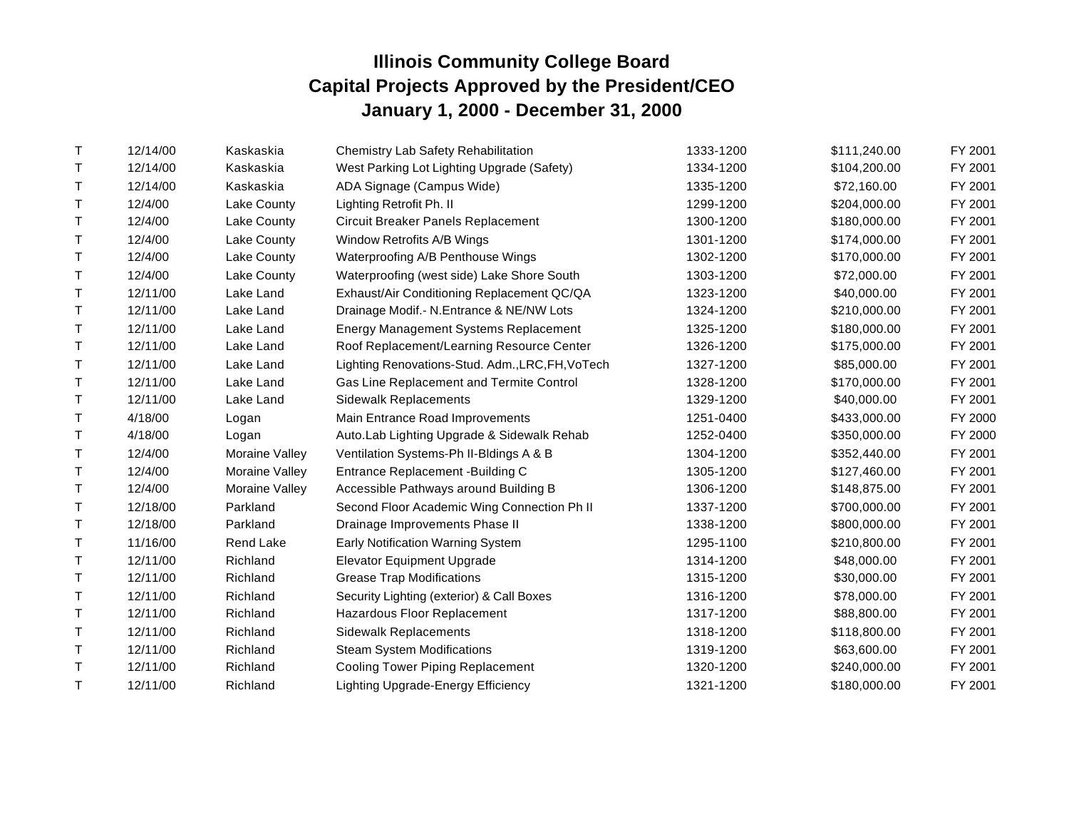# Illinois Community College Board
## Capital Projects Approved by the President/CEO
## January 1, 2000 - December 31, 2000

| | | | | | | |
|---|---|---|---|---|---|---|
| T | 12/14/00 | Kaskaskia | Chemistry Lab Safety Rehabilitation | 1333-1200 | $111,240.00 | FY 2001 |
| T | 12/14/00 | Kaskaskia | West Parking Lot Lighting Upgrade (Safety) | 1334-1200 | $104,200.00 | FY 2001 |
| T | 12/14/00 | Kaskaskia | ADA Signage (Campus Wide) | 1335-1200 | $72,160.00 | FY 2001 |
| T | 12/4/00 | Lake County | Lighting Retrofit Ph. II | 1299-1200 | $204,000.00 | FY 2001 |
| T | 12/4/00 | Lake County | Circuit Breaker Panels Replacement | 1300-1200 | $180,000.00 | FY 2001 |
| T | 12/4/00 | Lake County | Window Retrofits A/B Wings | 1301-1200 | $174,000.00 | FY 2001 |
| T | 12/4/00 | Lake County | Waterproofing A/B Penthouse Wings | 1302-1200 | $170,000.00 | FY 2001 |
| T | 12/4/00 | Lake County | Waterproofing (west side) Lake Shore South | 1303-1200 | $72,000.00 | FY 2001 |
| T | 12/11/00 | Lake Land | Exhaust/Air Conditioning Replacement QC/QA | 1323-1200 | $40,000.00 | FY 2001 |
| T | 12/11/00 | Lake Land | Drainage Modif.- N.Entrance & NE/NW Lots | 1324-1200 | $210,000.00 | FY 2001 |
| T | 12/11/00 | Lake Land | Energy Management Systems Replacement | 1325-1200 | $180,000.00 | FY 2001 |
| T | 12/11/00 | Lake Land | Roof Replacement/Learning Resource Center | 1326-1200 | $175,000.00 | FY 2001 |
| T | 12/11/00 | Lake Land | Lighting Renovations-Stud. Adm.,LRC,FH,VoTech | 1327-1200 | $85,000.00 | FY 2001 |
| T | 12/11/00 | Lake Land | Gas Line Replacement and Termite Control | 1328-1200 | $170,000.00 | FY 2001 |
| T | 12/11/00 | Lake Land | Sidewalk Replacements | 1329-1200 | $40,000.00 | FY 2001 |
| T | 4/18/00 | Logan | Main Entrance Road Improvements | 1251-0400 | $433,000.00 | FY 2000 |
| T | 4/18/00 | Logan | Auto.Lab Lighting Upgrade & Sidewalk Rehab | 1252-0400 | $350,000.00 | FY 2000 |
| T | 12/4/00 | Moraine Valley | Ventilation Systems-Ph II-Bldings A & B | 1304-1200 | $352,440.00 | FY 2001 |
| T | 12/4/00 | Moraine Valley | Entrance Replacement -Building C | 1305-1200 | $127,460.00 | FY 2001 |
| T | 12/4/00 | Moraine Valley | Accessible Pathways around Building B | 1306-1200 | $148,875.00 | FY 2001 |
| T | 12/18/00 | Parkland | Second Floor Academic Wing Connection Ph II | 1337-1200 | $700,000.00 | FY 2001 |
| T | 12/18/00 | Parkland | Drainage Improvements Phase II | 1338-1200 | $800,000.00 | FY 2001 |
| T | 11/16/00 | Rend Lake | Early Notification Warning System | 1295-1100 | $210,800.00 | FY 2001 |
| T | 12/11/00 | Richland | Elevator Equipment Upgrade | 1314-1200 | $48,000.00 | FY 2001 |
| T | 12/11/00 | Richland | Grease Trap Modifications | 1315-1200 | $30,000.00 | FY 2001 |
| T | 12/11/00 | Richland | Security Lighting (exterior) & Call Boxes | 1316-1200 | $78,000.00 | FY 2001 |
| T | 12/11/00 | Richland | Hazardous Floor Replacement | 1317-1200 | $88,800.00 | FY 2001 |
| T | 12/11/00 | Richland | Sidewalk Replacements | 1318-1200 | $118,800.00 | FY 2001 |
| T | 12/11/00 | Richland | Steam System Modifications | 1319-1200 | $63,600.00 | FY 2001 |
| T | 12/11/00 | Richland | Cooling Tower Piping Replacement | 1320-1200 | $240,000.00 | FY 2001 |
| T | 12/11/00 | Richland | Lighting Upgrade-Energy Efficiency | 1321-1200 | $180,000.00 | FY 2001 |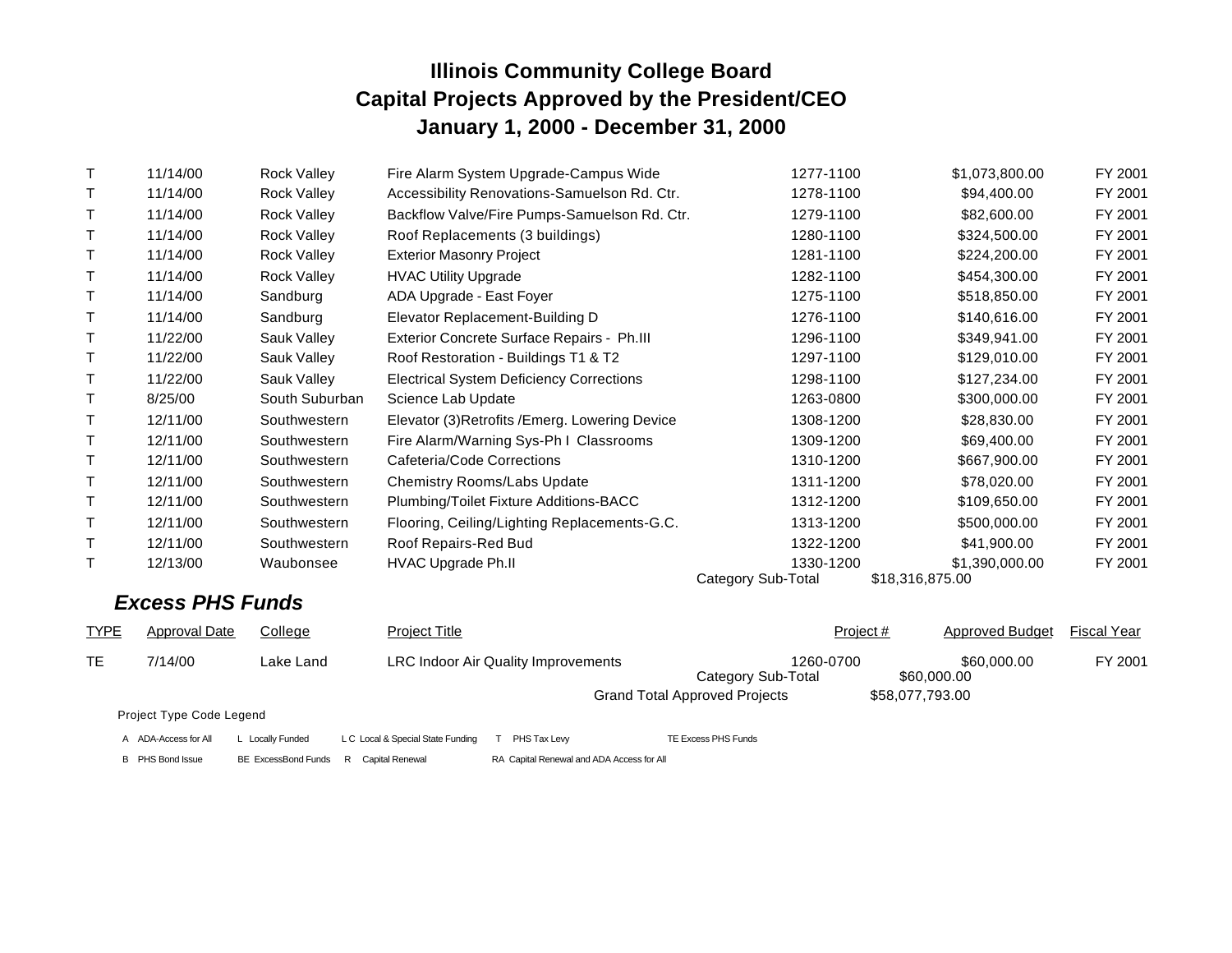# Illinois Community College Board
# Capital Projects Approved by the President/CEO
# January 1, 2000 - December 31, 2000

| | | | | | | |
|---|---|---|---|---|---|---|
| T | 11/14/00 | Rock Valley | Fire Alarm System Upgrade-Campus Wide | 1277-1100 | $1,073,800.00 | FY 2001 |
| T | 11/14/00 | Rock Valley | Accessibility Renovations-Samuelson Rd. Ctr. | 1278-1100 | $94,400.00 | FY 2001 |
| T | 11/14/00 | Rock Valley | Backflow Valve/Fire Pumps-Samuelson Rd. Ctr. | 1279-1100 | $82,600.00 | FY 2001 |
| T | 11/14/00 | Rock Valley | Roof Replacements (3 buildings) | 1280-1100 | $324,500.00 | FY 2001 |
| T | 11/14/00 | Rock Valley | Exterior Masonry Project | 1281-1100 | $224,200.00 | FY 2001 |
| T | 11/14/00 | Rock Valley | HVAC Utility Upgrade | 1282-1100 | $454,300.00 | FY 2001 |
| T | 11/14/00 | Sandburg | ADA Upgrade - East Foyer | 1275-1100 | $518,850.00 | FY 2001 |
| T | 11/14/00 | Sandburg | Elevator Replacement-Building D | 1276-1100 | $140,616.00 | FY 2001 |
| T | 11/22/00 | Sauk Valley | Exterior Concrete Surface Repairs - Ph.III | 1296-1100 | $349,941.00 | FY 2001 |
| T | 11/22/00 | Sauk Valley | Roof Restoration - Buildings T1 & T2 | 1297-1100 | $129,010.00 | FY 2001 |
| T | 11/22/00 | Sauk Valley | Electrical System Deficiency Corrections | 1298-1100 | $127,234.00 | FY 2001 |
| T | 8/25/00 | South Suburban | Science Lab Update | 1263-0800 | $300,000.00 | FY 2001 |
| T | 12/11/00 | Southwestern | Elevator (3)Retrofits /Emerg. Lowering Device | 1308-1200 | $28,830.00 | FY 2001 |
| T | 12/11/00 | Southwestern | Fire Alarm/Warning Sys-Ph I Classrooms | 1309-1200 | $69,400.00 | FY 2001 |
| T | 12/11/00 | Southwestern | Cafeteria/Code Corrections | 1310-1200 | $667,900.00 | FY 2001 |
| T | 12/11/00 | Southwestern | Chemistry Rooms/Labs Update | 1311-1200 | $78,020.00 | FY 2001 |
| T | 12/11/00 | Southwestern | Plumbing/Toilet Fixture Additions-BACC | 1312-1200 | $109,650.00 | FY 2001 |
| T | 12/11/00 | Southwestern | Flooring, Ceiling/Lighting Replacements-G.C. | 1313-1200 | $500,000.00 | FY 2001 |
| T | 12/11/00 | Southwestern | Roof Repairs-Red Bud | 1322-1200 | $41,900.00 | FY 2001 |
| T | 12/13/00 | Waubonsee | HVAC Upgrade Ph.II | 1330-1200 | $1,390,000.00 | FY 2001 |
| | | | | Category Sub-Total | $18,316,875.00 | |

## *Excess PHS Funds*

| TYPE | Approval Date | College | Project Title | Project # | Approved Budget | Fiscal Year |
|---|---|---|---|---|---|---|
| TE | 7/14/00 | Lake Land | LRC Indoor Air Quality Improvements | 1260-0700 | $60,000.00 | FY 2001 |
| | | | | Category Sub-Total | $60,000.00 | |
| | | | | Grand Total Approved Projects | $58,077,793.00 | |

Project Type Code Legend

A ADA-Access for All　L Locally Funded　L C Local & Special State Funding　T PHS Tax Levy　TE Excess PHS Funds

B PHS Bond Issue　BE ExcessBond Funds　R Capital Renewal　RA Capital Renewal and ADA Access for All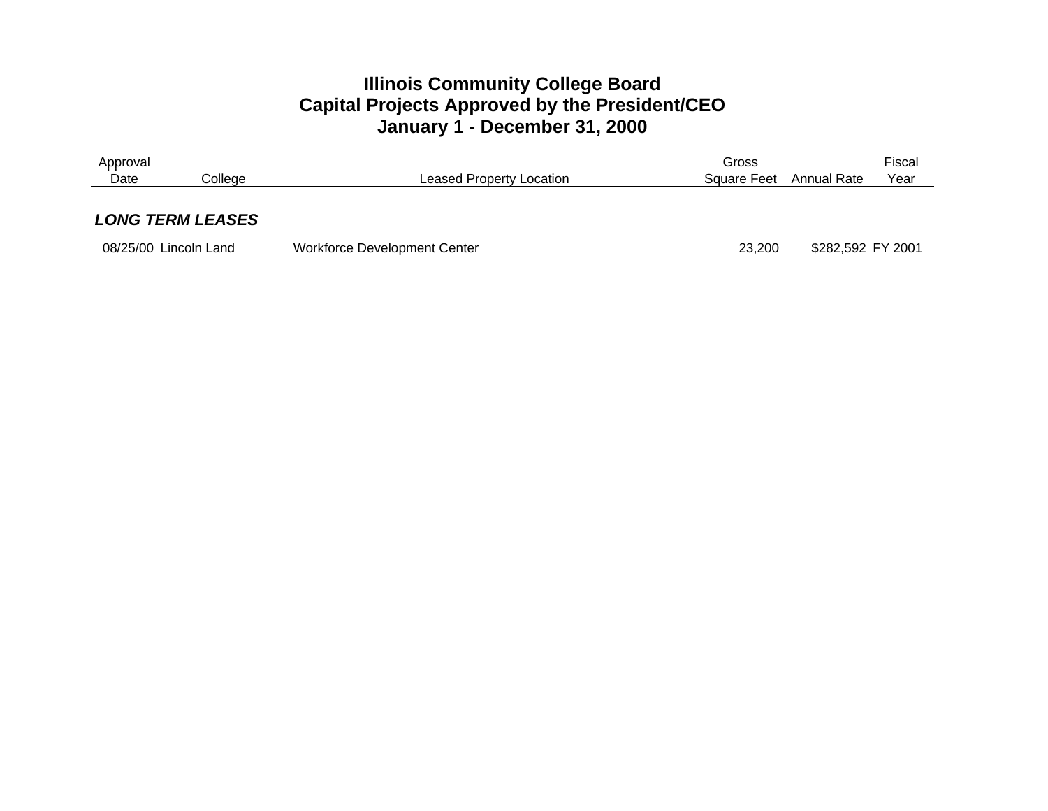# Illinois Community College Board
## Capital Projects Approved by the President/CEO
## January 1 - December 31, 2000

| Approval Date | College | Leased Property Location | Gross Square Feet | Annual Rate | Fiscal Year |
|---|---|---|---|---|---|
| ***LONG TERM LEASES*** | | | | | |
| 08/25/00 | Lincoln Land | Workforce Development Center | 23,200 | $282,592 | FY 2001 |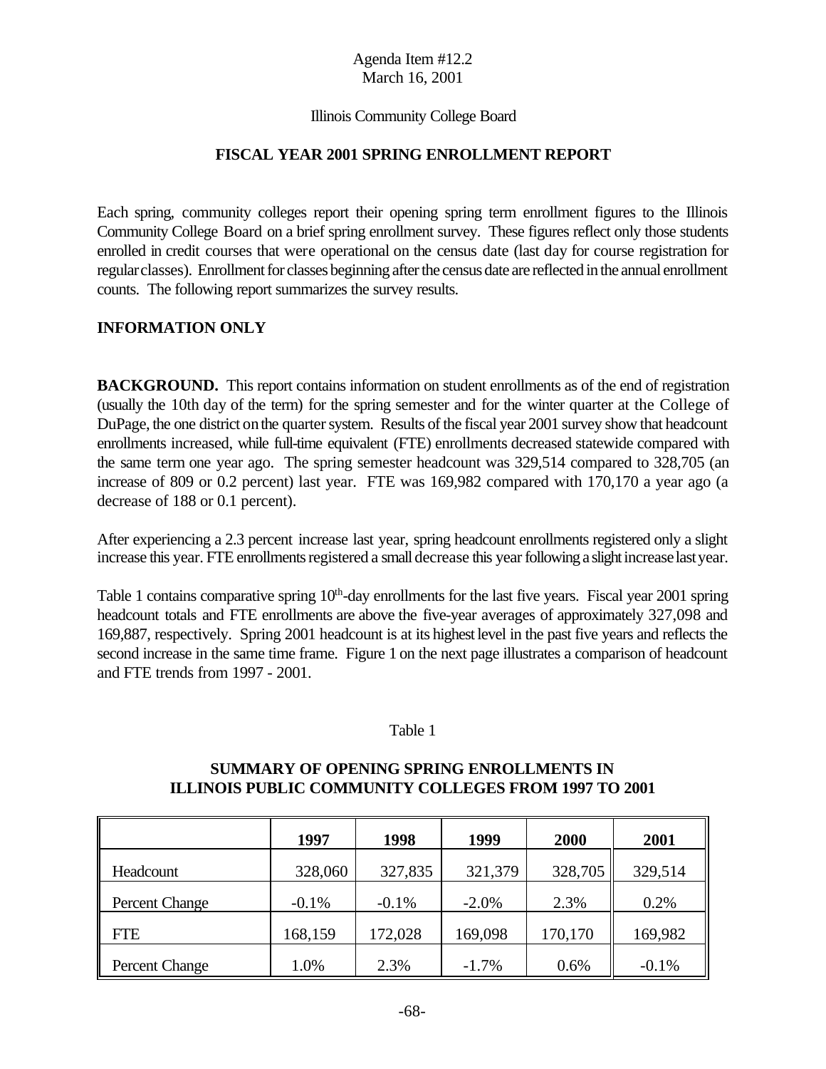Agenda Item #12.2
March 16, 2001

Illinois Community College Board

## FISCAL YEAR 2001 SPRING ENROLLMENT REPORT

Each spring, community colleges report their opening spring term enrollment figures to the Illinois Community College Board on a brief spring enrollment survey. These figures reflect only those students enrolled in credit courses that were operational on the census date (last day for course registration for regular classes). Enrollment for classes beginning after the census date are reflected in the annual enrollment counts. The following report summarizes the survey results.

**INFORMATION ONLY**

**BACKGROUND.** This report contains information on student enrollments as of the end of registration (usually the 10th day of the term) for the spring semester and for the winter quarter at the College of DuPage, the one district on the quarter system. Results of the fiscal year 2001 survey show that headcount enrollments increased, while full-time equivalent (FTE) enrollments decreased statewide compared with the same term one year ago. The spring semester headcount was 329,514 compared to 328,705 (an increase of 809 or 0.2 percent) last year. FTE was 169,982 compared with 170,170 a year ago (a decrease of 188 or 0.1 percent).

After experiencing a 2.3 percent increase last year, spring headcount enrollments registered only a slight increase this year. FTE enrollments registered a small decrease this year following a slight increase last year.

Table 1 contains comparative spring 10th-day enrollments for the last five years. Fiscal year 2001 spring headcount totals and FTE enrollments are above the five-year averages of approximately 327,098 and 169,887, respectively. Spring 2001 headcount is at its highest level in the past five years and reflects the second increase in the same time frame. Figure 1 on the next page illustrates a comparison of headcount and FTE trends from 1997 - 2001.

Table 1

**SUMMARY OF OPENING SPRING ENROLLMENTS IN ILLINOIS PUBLIC COMMUNITY COLLEGES FROM 1997 TO 2001**

| | 1997 | 1998 | 1999 | 2000 | 2001 |
|---|---|---|---|---|---|
| Headcount | 328,060 | 327,835 | 321,379 | 328,705 | 329,514 |
| Percent Change | -0.1% | -0.1% | -2.0% | 2.3% | 0.2% |
| FTE | 168,159 | 172,028 | 169,098 | 170,170 | 169,982 |
| Percent Change | 1.0% | 2.3% | -1.7% | 0.6% | -0.1% |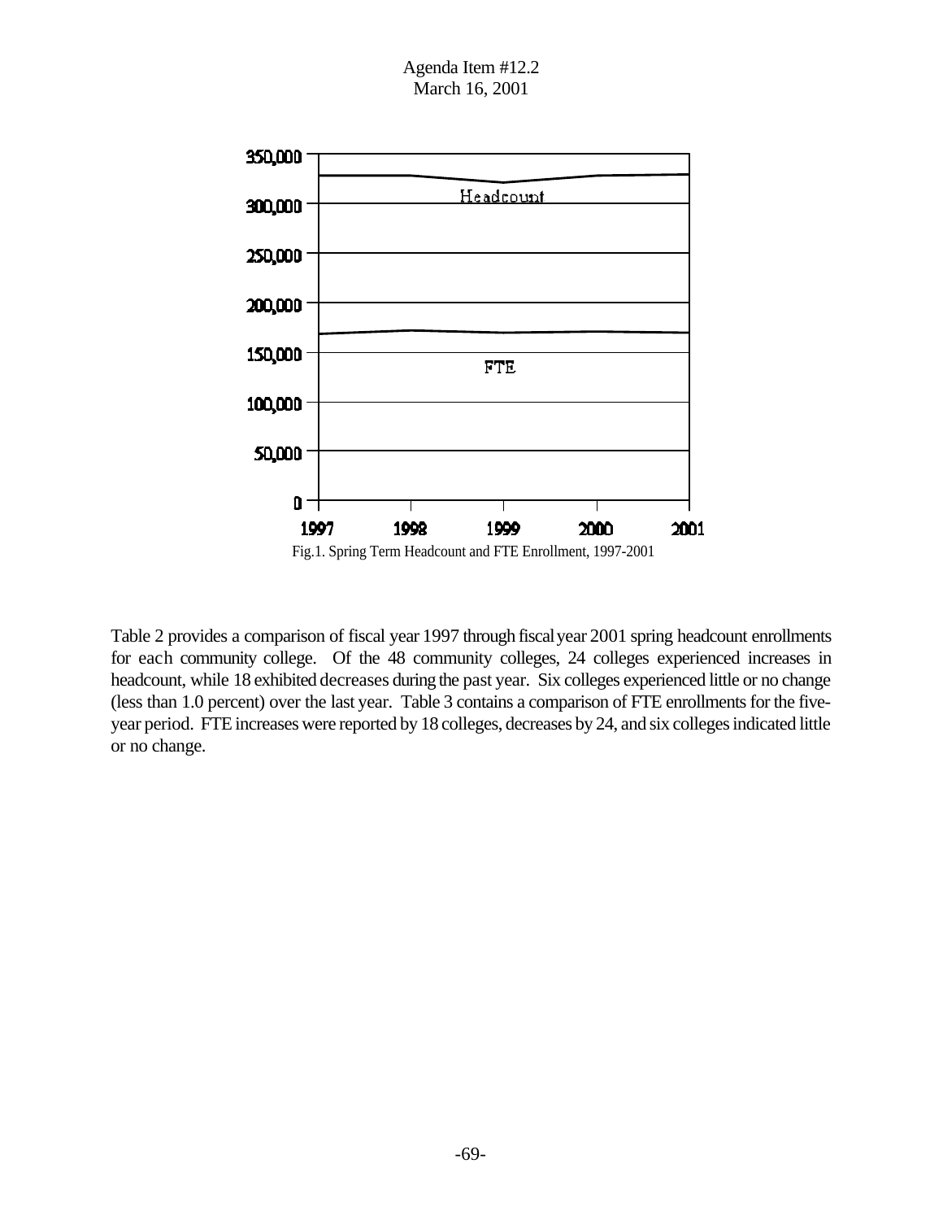Fig.1. Spring Term Headcount and FTE Enrollment, 1997-2001

Table 2 provides a comparison of fiscal year 1997 through fiscal year 2001 spring headcount enrollments for each community college. Of the 48 community colleges, 24 colleges experienced increases in headcount, while 18 exhibited decreases during the past year. Six colleges experienced little or no change (less than 1.0 percent) over the last year. Table 3 contains a comparison of FTE enrollments for the five-year period. FTE increases were reported by 18 colleges, decreases by 24, and six colleges indicated little or no change.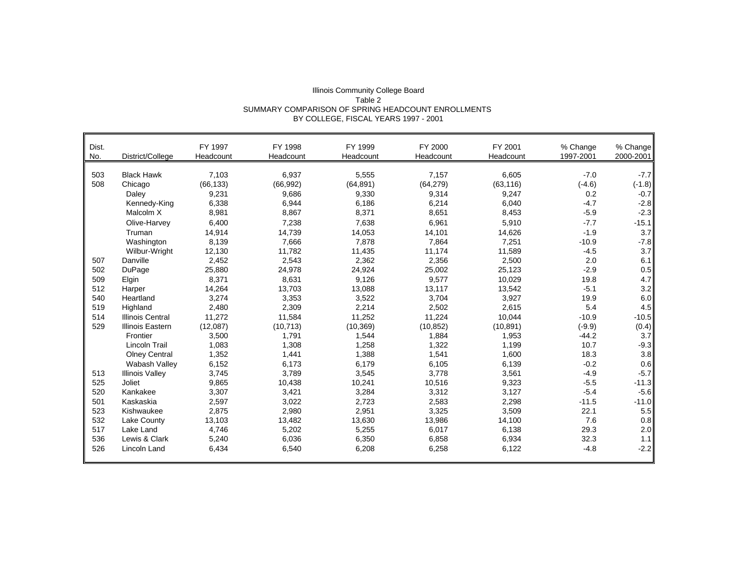Illinois Community College Board
Table 2
SUMMARY COMPARISON OF SPRING HEADCOUNT ENROLLMENTS
BY COLLEGE, FISCAL YEARS 1997 - 2001

| Dist. No. | District/College | FY 1997 Headcount | FY 1998 Headcount | FY 1999 Headcount | FY 2000 Headcount | FY 2001 Headcount | % Change 1997-2001 | % Change 2000-2001 |
|---|---|---|---|---|---|---|---|---|
| 503 | Black Hawk | 7,103 | 6,937 | 5,555 | 7,157 | 6,605 | -7.0 | -7.7 |
| 508 | Chicago | (66,133) | (66,992) | (64,891) | (64,279) | (63,116) | (-4.6) | (-1.8) |
| | Daley | 9,231 | 9,686 | 9,330 | 9,314 | 9,247 | 0.2 | -0.7 |
| | Kennedy-King | 6,338 | 6,944 | 6,186 | 6,214 | 6,040 | -4.7 | -2.8 |
| | Malcolm X | 8,981 | 8,867 | 8,371 | 8,651 | 8,453 | -5.9 | -2.3 |
| | Olive-Harvey | 6,400 | 7,238 | 7,638 | 6,961 | 5,910 | -7.7 | -15.1 |
| | Truman | 14,914 | 14,739 | 14,053 | 14,101 | 14,626 | -1.9 | 3.7 |
| | Washington | 8,139 | 7,666 | 7,878 | 7,864 | 7,251 | -10.9 | -7.8 |
| | Wilbur-Wright | 12,130 | 11,782 | 11,435 | 11,174 | 11,589 | -4.5 | 3.7 |
| 507 | Danville | 2,452 | 2,543 | 2,362 | 2,356 | 2,500 | 2.0 | 6.1 |
| 502 | DuPage | 25,880 | 24,978 | 24,924 | 25,002 | 25,123 | -2.9 | 0.5 |
| 509 | Elgin | 8,371 | 8,631 | 9,126 | 9,577 | 10,029 | 19.8 | 4.7 |
| 512 | Harper | 14,264 | 13,703 | 13,088 | 13,117 | 13,542 | -5.1 | 3.2 |
| 540 | Heartland | 3,274 | 3,353 | 3,522 | 3,704 | 3,927 | 19.9 | 6.0 |
| 519 | Highland | 2,480 | 2,309 | 2,214 | 2,502 | 2,615 | 5.4 | 4.5 |
| 514 | Illinois Central | 11,272 | 11,584 | 11,252 | 11,224 | 10,044 | -10.9 | -10.5 |
| 529 | Illinois Eastern | (12,087) | (10,713) | (10,369) | (10,852) | (10,891) | (-9.9) | (0.4) |
| | Frontier | 3,500 | 1,791 | 1,544 | 1,884 | 1,953 | -44.2 | 3.7 |
| | Lincoln Trail | 1,083 | 1,308 | 1,258 | 1,322 | 1,199 | 10.7 | -9.3 |
| | Olney Central | 1,352 | 1,441 | 1,388 | 1,541 | 1,600 | 18.3 | 3.8 |
| | Wabash Valley | 6,152 | 6,173 | 6,179 | 6,105 | 6,139 | -0.2 | 0.6 |
| 513 | Illinois Valley | 3,745 | 3,789 | 3,545 | 3,778 | 3,561 | -4.9 | -5.7 |
| 525 | Joliet | 9,865 | 10,438 | 10,241 | 10,516 | 9,323 | -5.5 | -11.3 |
| 520 | Kankakee | 3,307 | 3,421 | 3,284 | 3,312 | 3,127 | -5.4 | -5.6 |
| 501 | Kaskaskia | 2,597 | 3,022 | 2,723 | 2,583 | 2,298 | -11.5 | -11.0 |
| 523 | Kishwaukee | 2,875 | 2,980 | 2,951 | 3,325 | 3,509 | 22.1 | 5.5 |
| 532 | Lake County | 13,103 | 13,482 | 13,630 | 13,986 | 14,100 | 7.6 | 0.8 |
| 517 | Lake Land | 4,746 | 5,202 | 5,255 | 6,017 | 6,138 | 29.3 | 2.0 |
| 536 | Lewis & Clark | 5,240 | 6,036 | 6,350 | 6,858 | 6,934 | 32.3 | 1.1 |
| 526 | Lincoln Land | 6,434 | 6,540 | 6,208 | 6,258 | 6,122 | -4.8 | -2.2 |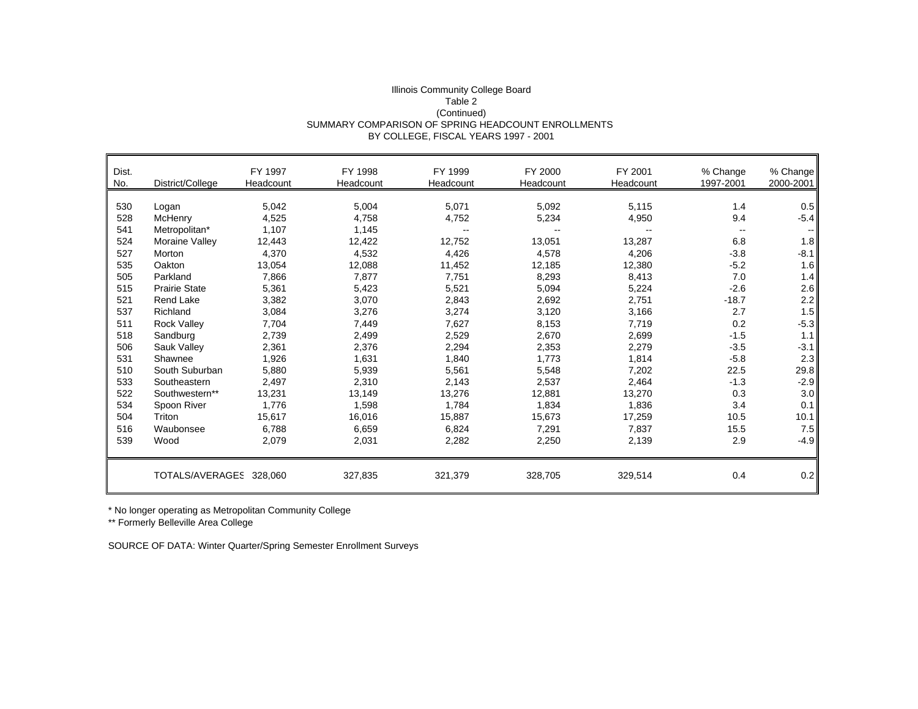Illinois Community College Board
Table 2
(Continued)
SUMMARY COMPARISON OF SPRING HEADCOUNT ENROLLMENTS
BY COLLEGE, FISCAL YEARS 1997 - 2001

| Dist. No. | District/College | FY 1997 Headcount | FY 1998 Headcount | FY 1999 Headcount | FY 2000 Headcount | FY 2001 Headcount | % Change 1997-2001 | % Change 2000-2001 |
|---|---|---|---|---|---|---|---|---|
| 530 | Logan | 5,042 | 5,004 | 5,071 | 5,092 | 5,115 | 1.4 | 0.5 |
| 528 | McHenry | 4,525 | 4,758 | 4,752 | 5,234 | 4,950 | 9.4 | -5.4 |
| 541 | Metropolitan* | 1,107 | 1,145 | -- | -- | -- | -- | -- |
| 524 | Moraine Valley | 12,443 | 12,422 | 12,752 | 13,051 | 13,287 | 6.8 | 1.8 |
| 527 | Morton | 4,370 | 4,532 | 4,426 | 4,578 | 4,206 | -3.8 | -8.1 |
| 535 | Oakton | 13,054 | 12,088 | 11,452 | 12,185 | 12,380 | -5.2 | 1.6 |
| 505 | Parkland | 7,866 | 7,877 | 7,751 | 8,293 | 8,413 | 7.0 | 1.4 |
| 515 | Prairie State | 5,361 | 5,423 | 5,521 | 5,094 | 5,224 | -2.6 | 2.6 |
| 521 | Rend Lake | 3,382 | 3,070 | 2,843 | 2,692 | 2,751 | -18.7 | 2.2 |
| 537 | Richland | 3,084 | 3,276 | 3,274 | 3,120 | 3,166 | 2.7 | 1.5 |
| 511 | Rock Valley | 7,704 | 7,449 | 7,627 | 8,153 | 7,719 | 0.2 | -5.3 |
| 518 | Sandburg | 2,739 | 2,499 | 2,529 | 2,670 | 2,699 | -1.5 | 1.1 |
| 506 | Sauk Valley | 2,361 | 2,376 | 2,294 | 2,353 | 2,279 | -3.5 | -3.1 |
| 531 | Shawnee | 1,926 | 1,631 | 1,840 | 1,773 | 1,814 | -5.8 | 2.3 |
| 510 | South Suburban | 5,880 | 5,939 | 5,561 | 5,548 | 7,202 | 22.5 | 29.8 |
| 533 | Southeastern | 2,497 | 2,310 | 2,143 | 2,537 | 2,464 | -1.3 | -2.9 |
| 522 | Southwestern** | 13,231 | 13,149 | 13,276 | 12,881 | 13,270 | 0.3 | 3.0 |
| 534 | Spoon River | 1,776 | 1,598 | 1,784 | 1,834 | 1,836 | 3.4 | 0.1 |
| 504 | Triton | 15,617 | 16,016 | 15,887 | 15,673 | 17,259 | 10.5 | 10.1 |
| 516 | Waubonsee | 6,788 | 6,659 | 6,824 | 7,291 | 7,837 | 15.5 | 7.5 |
| 539 | Wood | 2,079 | 2,031 | 2,282 | 2,250 | 2,139 | 2.9 | -4.9 |
| | TOTALS/AVERAGES | 328,060 | 327,835 | 321,379 | 328,705 | 329,514 | 0.4 | 0.2 |

* No longer operating as Metropolitan Community College

** Formerly Belleville Area College

SOURCE OF DATA: Winter Quarter/Spring Semester Enrollment Surveys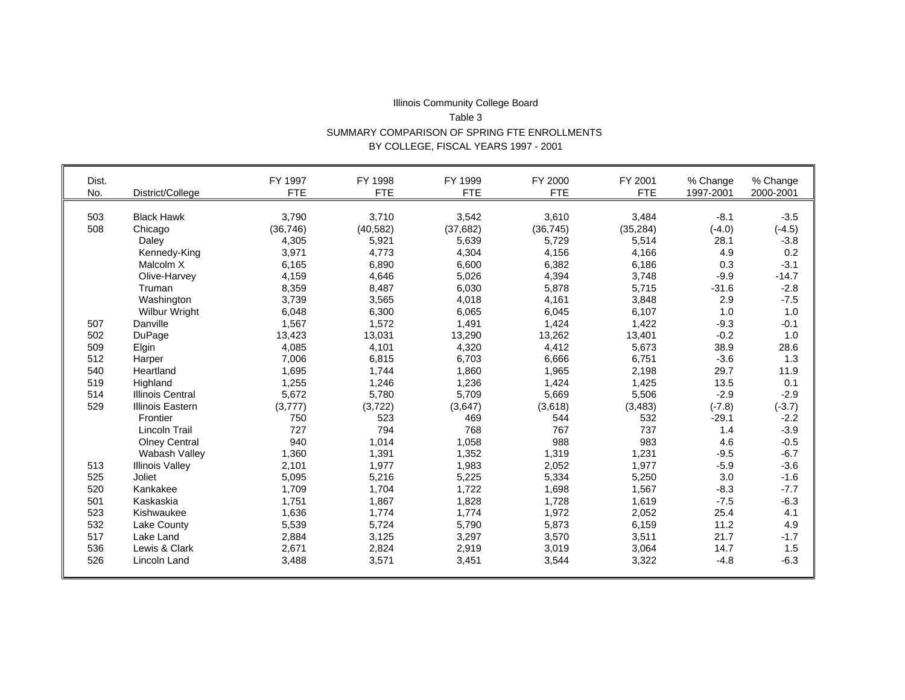Illinois Community College Board

Table 3

SUMMARY COMPARISON OF SPRING FTE ENROLLMENTS

BY COLLEGE, FISCAL YEARS 1997 - 2001

| Dist. No. | District/College | FY 1997 FTE | FY 1998 FTE | FY 1999 FTE | FY 2000 FTE | FY 2001 FTE | % Change 1997-2001 | % Change 2000-2001 |
|---|---|---|---|---|---|---|---|---|
| 503 | Black Hawk | 3,790 | 3,710 | 3,542 | 3,610 | 3,484 | -8.1 | -3.5 |
| 508 | Chicago | (36,746) | (40,582) | (37,682) | (36,745) | (35,284) | (-4.0) | (-4.5) |
| | Daley | 4,305 | 5,921 | 5,639 | 5,729 | 5,514 | 28.1 | -3.8 |
| | Kennedy-King | 3,971 | 4,773 | 4,304 | 4,156 | 4,166 | 4.9 | 0.2 |
| | Malcolm X | 6,165 | 6,890 | 6,600 | 6,382 | 6,186 | 0.3 | -3.1 |
| | Olive-Harvey | 4,159 | 4,646 | 5,026 | 4,394 | 3,748 | -9.9 | -14.7 |
| | Truman | 8,359 | 8,487 | 6,030 | 5,878 | 5,715 | -31.6 | -2.8 |
| | Washington | 3,739 | 3,565 | 4,018 | 4,161 | 3,848 | 2.9 | -7.5 |
| | Wilbur Wright | 6,048 | 6,300 | 6,065 | 6,045 | 6,107 | 1.0 | 1.0 |
| 507 | Danville | 1,567 | 1,572 | 1,491 | 1,424 | 1,422 | -9.3 | -0.1 |
| 502 | DuPage | 13,423 | 13,031 | 13,290 | 13,262 | 13,401 | -0.2 | 1.0 |
| 509 | Elgin | 4,085 | 4,101 | 4,320 | 4,412 | 5,673 | 38.9 | 28.6 |
| 512 | Harper | 7,006 | 6,815 | 6,703 | 6,666 | 6,751 | -3.6 | 1.3 |
| 540 | Heartland | 1,695 | 1,744 | 1,860 | 1,965 | 2,198 | 29.7 | 11.9 |
| 519 | Highland | 1,255 | 1,246 | 1,236 | 1,424 | 1,425 | 13.5 | 0.1 |
| 514 | Illinois Central | 5,672 | 5,780 | 5,709 | 5,669 | 5,506 | -2.9 | -2.9 |
| 529 | Illinois Eastern | (3,777) | (3,722) | (3,647) | (3,618) | (3,483) | (-7.8) | (-3.7) |
| | Frontier | 750 | 523 | 469 | 544 | 532 | -29.1 | -2.2 |
| | Lincoln Trail | 727 | 794 | 768 | 767 | 737 | 1.4 | -3.9 |
| | Olney Central | 940 | 1,014 | 1,058 | 988 | 983 | 4.6 | -0.5 |
| | Wabash Valley | 1,360 | 1,391 | 1,352 | 1,319 | 1,231 | -9.5 | -6.7 |
| 513 | Illinois Valley | 2,101 | 1,977 | 1,983 | 2,052 | 1,977 | -5.9 | -3.6 |
| 525 | Joliet | 5,095 | 5,216 | 5,225 | 5,334 | 5,250 | 3.0 | -1.6 |
| 520 | Kankakee | 1,709 | 1,704 | 1,722 | 1,698 | 1,567 | -8.3 | -7.7 |
| 501 | Kaskaskia | 1,751 | 1,867 | 1,828 | 1,728 | 1,619 | -7.5 | -6.3 |
| 523 | Kishwaukee | 1,636 | 1,774 | 1,774 | 1,972 | 2,052 | 25.4 | 4.1 |
| 532 | Lake County | 5,539 | 5,724 | 5,790 | 5,873 | 6,159 | 11.2 | 4.9 |
| 517 | Lake Land | 2,884 | 3,125 | 3,297 | 3,570 | 3,511 | 21.7 | -1.7 |
| 536 | Lewis & Clark | 2,671 | 2,824 | 2,919 | 3,019 | 3,064 | 14.7 | 1.5 |
| 526 | Lincoln Land | 3,488 | 3,571 | 3,451 | 3,544 | 3,322 | -4.8 | -6.3 |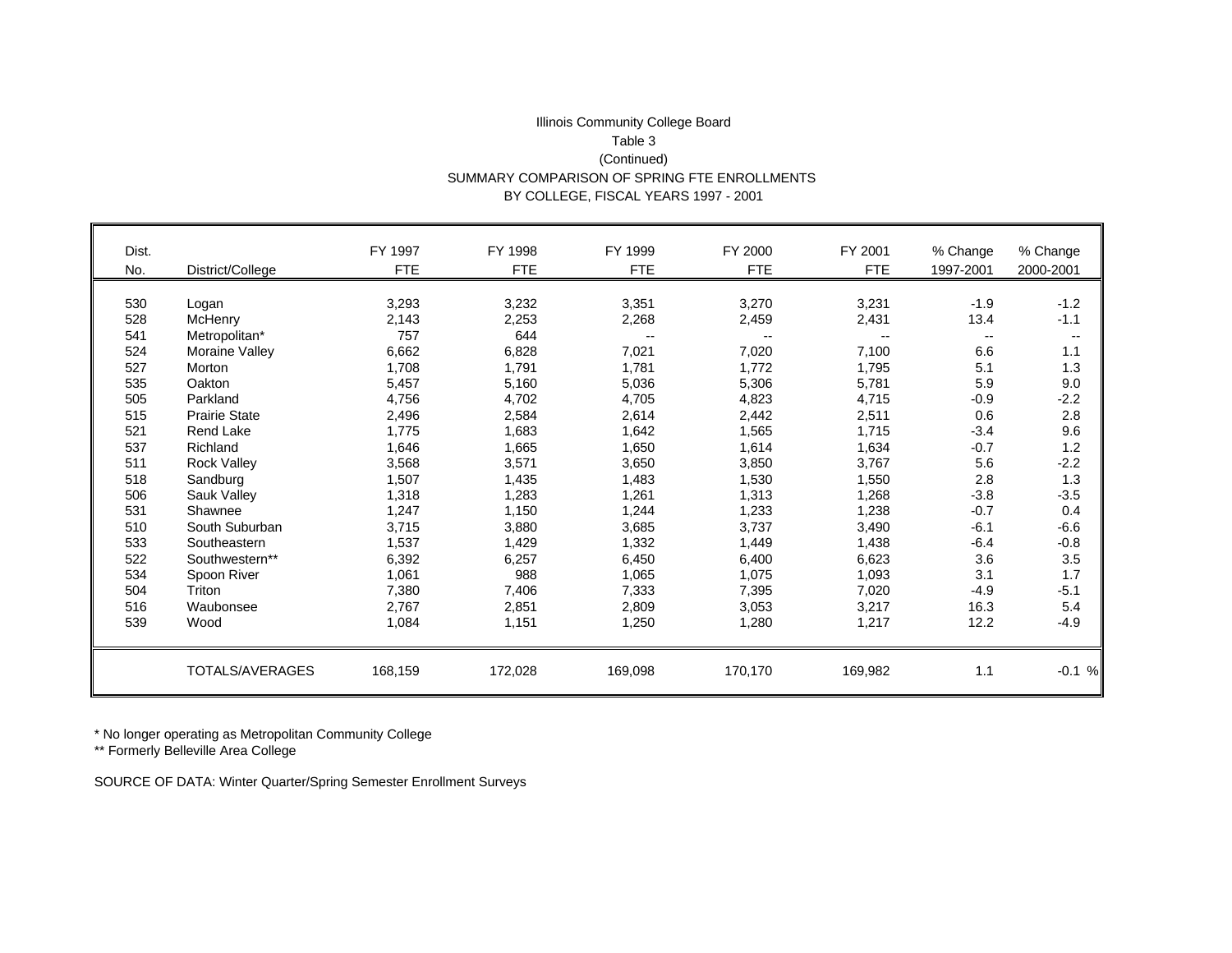Illinois Community College Board

Table 3

(Continued)

SUMMARY COMPARISON OF SPRING FTE ENROLLMENTS

BY COLLEGE, FISCAL YEARS 1997 - 2001

| Dist. No. | District/College | FY 1997 FTE | FY 1998 FTE | FY 1999 FTE | FY 2000 FTE | FY 2001 FTE | % Change 1997-2001 | % Change 2000-2001 |
|---|---|---|---|---|---|---|---|---|
| 530 | Logan | 3,293 | 3,232 | 3,351 | 3,270 | 3,231 | -1.9 | -1.2 |
| 528 | McHenry | 2,143 | 2,253 | 2,268 | 2,459 | 2,431 | 13.4 | -1.1 |
| 541 | Metropolitan* | 757 | 644 | -- | -- | -- | -- | -- |
| 524 | Moraine Valley | 6,662 | 6,828 | 7,021 | 7,020 | 7,100 | 6.6 | 1.1 |
| 527 | Morton | 1,708 | 1,791 | 1,781 | 1,772 | 1,795 | 5.1 | 1.3 |
| 535 | Oakton | 5,457 | 5,160 | 5,036 | 5,306 | 5,781 | 5.9 | 9.0 |
| 505 | Parkland | 4,756 | 4,702 | 4,705 | 4,823 | 4,715 | -0.9 | -2.2 |
| 515 | Prairie State | 2,496 | 2,584 | 2,614 | 2,442 | 2,511 | 0.6 | 2.8 |
| 521 | Rend Lake | 1,775 | 1,683 | 1,642 | 1,565 | 1,715 | -3.4 | 9.6 |
| 537 | Richland | 1,646 | 1,665 | 1,650 | 1,614 | 1,634 | -0.7 | 1.2 |
| 511 | Rock Valley | 3,568 | 3,571 | 3,650 | 3,850 | 3,767 | 5.6 | -2.2 |
| 518 | Sandburg | 1,507 | 1,435 | 1,483 | 1,530 | 1,550 | 2.8 | 1.3 |
| 506 | Sauk Valley | 1,318 | 1,283 | 1,261 | 1,313 | 1,268 | -3.8 | -3.5 |
| 531 | Shawnee | 1,247 | 1,150 | 1,244 | 1,233 | 1,238 | -0.7 | 0.4 |
| 510 | South Suburban | 3,715 | 3,880 | 3,685 | 3,737 | 3,490 | -6.1 | -6.6 |
| 533 | Southeastern | 1,537 | 1,429 | 1,332 | 1,449 | 1,438 | -6.4 | -0.8 |
| 522 | Southwestern** | 6,392 | 6,257 | 6,450 | 6,400 | 6,623 | 3.6 | 3.5 |
| 534 | Spoon River | 1,061 | 988 | 1,065 | 1,075 | 1,093 | 3.1 | 1.7 |
| 504 | Triton | 7,380 | 7,406 | 7,333 | 7,395 | 7,020 | -4.9 | -5.1 |
| 516 | Waubonsee | 2,767 | 2,851 | 2,809 | 3,053 | 3,217 | 16.3 | 5.4 |
| 539 | Wood | 1,084 | 1,151 | 1,250 | 1,280 | 1,217 | 12.2 | -4.9 |
| | TOTALS/AVERAGES | 168,159 | 172,028 | 169,098 | 170,170 | 169,982 | 1.1 | -0.1 % |

* No longer operating as Metropolitan Community College

** Formerly Belleville Area College

SOURCE OF DATA: Winter Quarter/Spring Semester Enrollment Surveys